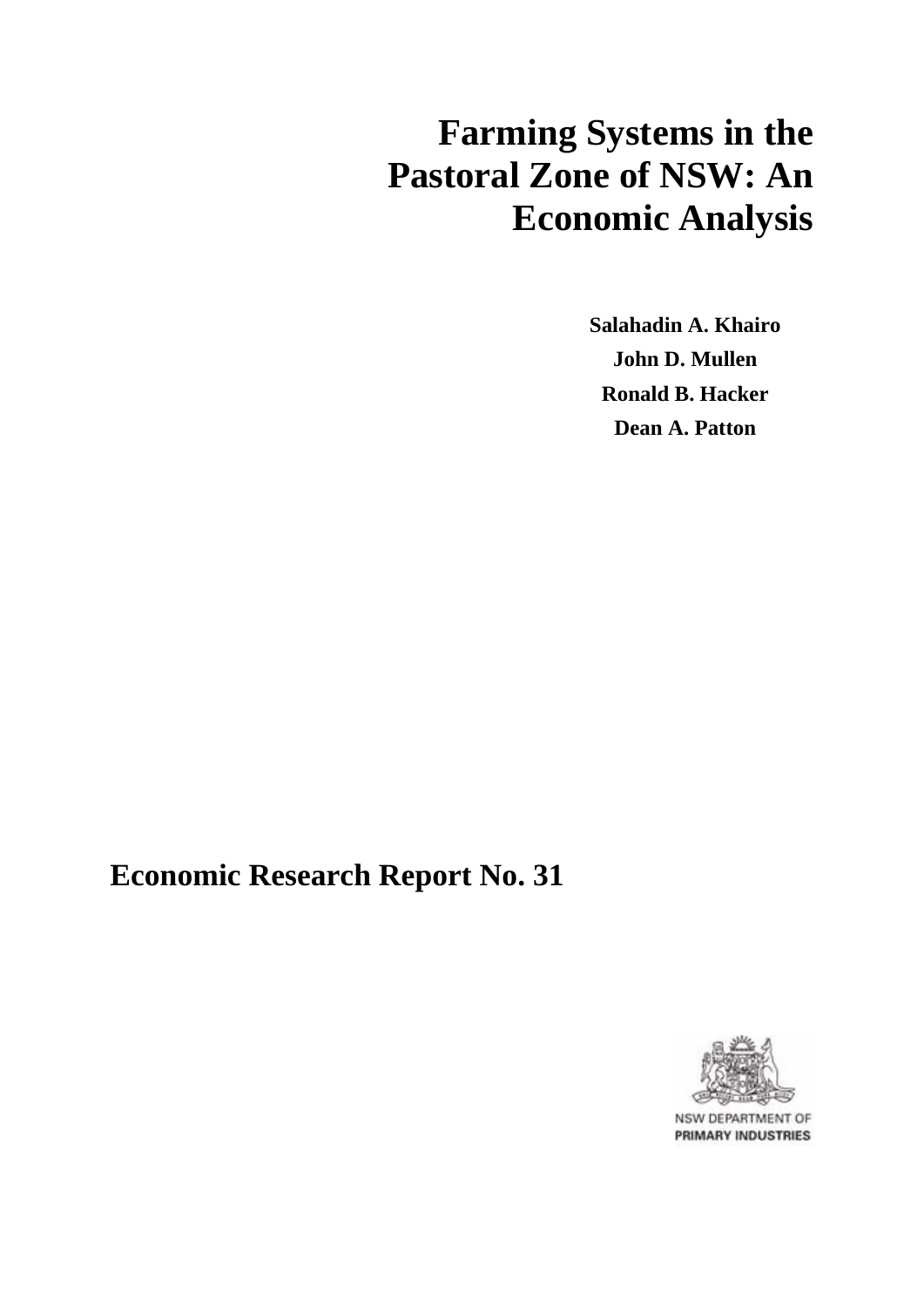# Farming Systems in the Pastoral Zone of NSW: An Economic Analysis

**Salahadin A. Khairo**

**John D. Mullen**

**Ronald B. Hacker**

**Dean A. Patton**

## Economic Research Report No. 31

NSW DEPARTMENT OF PRIMARY INDUSTRIES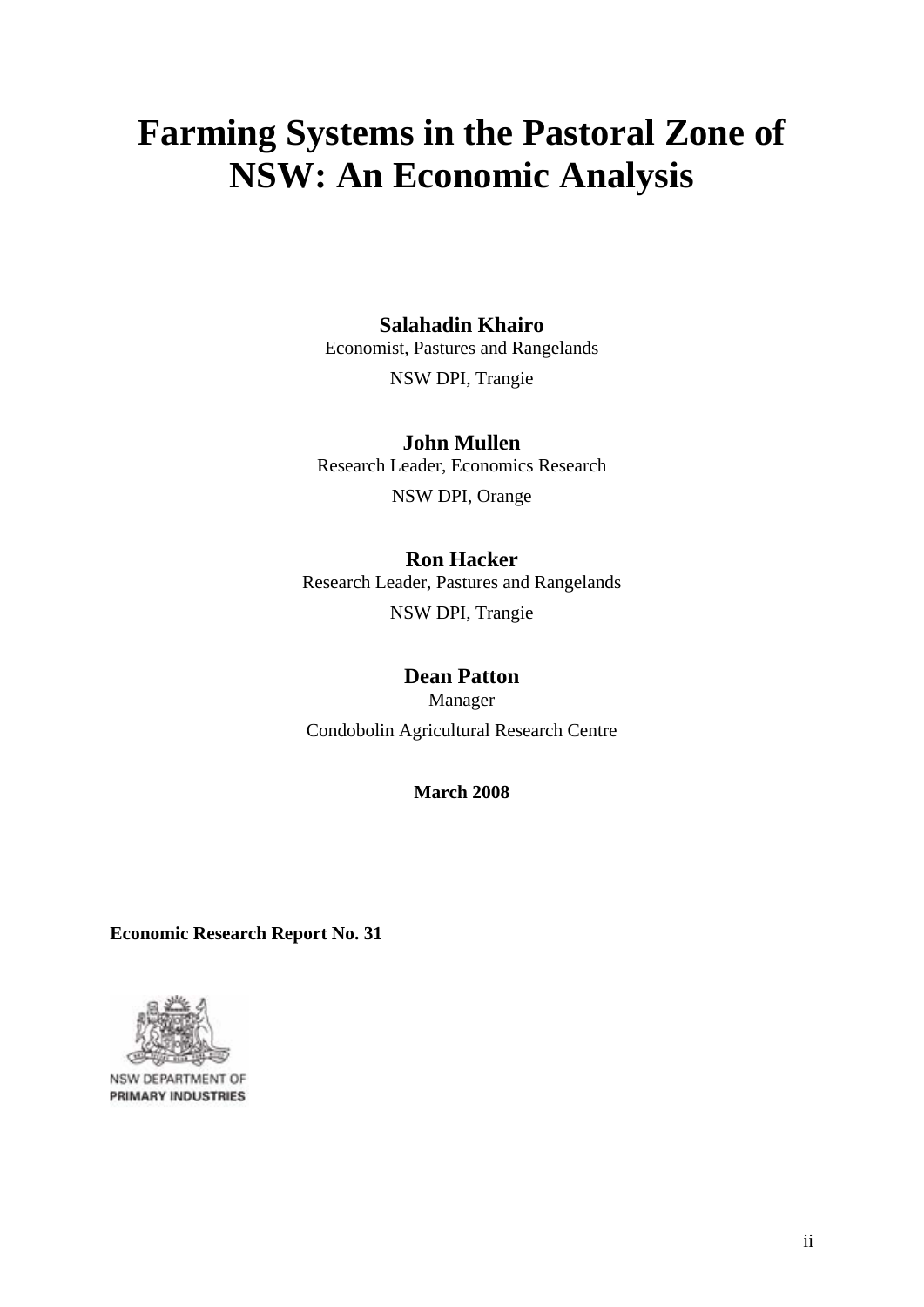# Farming Systems in the Pastoral Zone of NSW: An Economic Analysis

**Salahadin Khairo**
Economist, Pastures and Rangelands
NSW DPI, Trangie

**John Mullen**
Research Leader, Economics Research
NSW DPI, Orange

**Ron Hacker**
Research Leader, Pastures and Rangelands
NSW DPI, Trangie

**Dean Patton**
Manager
Condobolin Agricultural Research Centre

**March 2008**

**Economic Research Report No. 31**

NSW DEPARTMENT OF
PRIMARY INDUSTRIES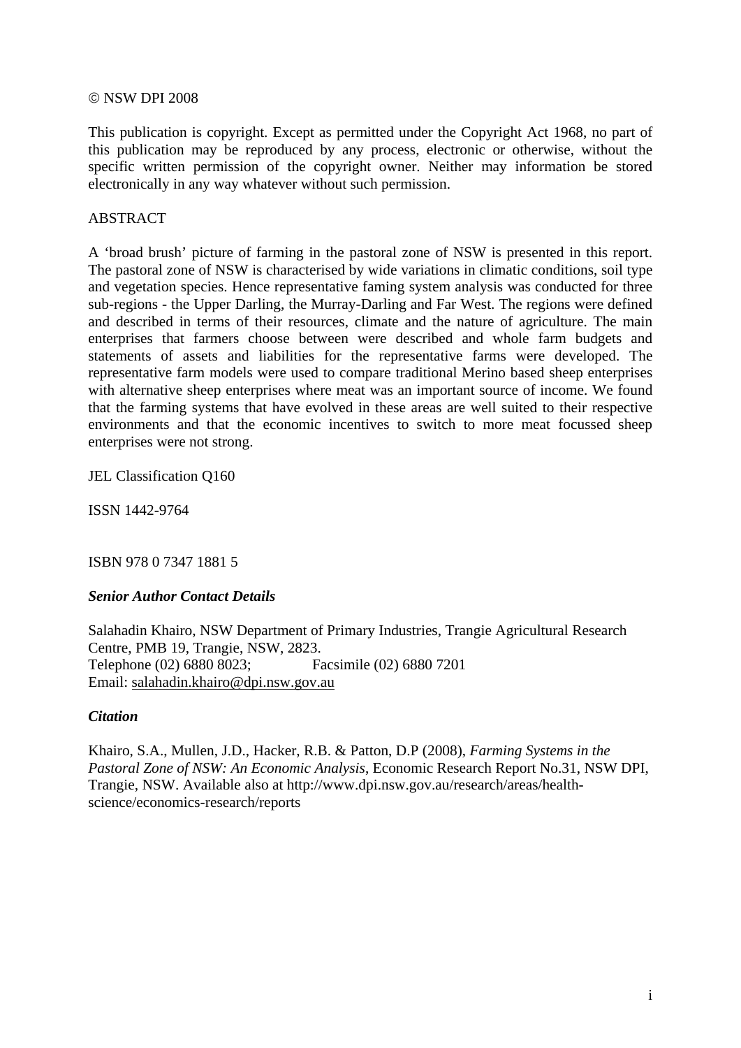© NSW DPI 2008

This publication is copyright. Except as permitted under the Copyright Act 1968, no part of this publication may be reproduced by any process, electronic or otherwise, without the specific written permission of the copyright owner. Neither may information be stored electronically in any way whatever without such permission.

ABSTRACT

A 'broad brush' picture of farming in the pastoral zone of NSW is presented in this report. The pastoral zone of NSW is characterised by wide variations in climatic conditions, soil type and vegetation species. Hence representative faming system analysis was conducted for three sub-regions - the Upper Darling, the Murray-Darling and Far West. The regions were defined and described in terms of their resources, climate and the nature of agriculture. The main enterprises that farmers choose between were described and whole farm budgets and statements of assets and liabilities for the representative farms were developed. The representative farm models were used to compare traditional Merino based sheep enterprises with alternative sheep enterprises where meat was an important source of income. We found that the farming systems that have evolved in these areas are well suited to their respective environments and that the economic incentives to switch to more meat focussed sheep enterprises were not strong.

JEL Classification Q160

ISSN 1442-9764

ISBN 978 0 7347 1881 5

***Senior Author Contact Details***

Salahadin Khairo, NSW Department of Primary Industries, Trangie Agricultural Research Centre, PMB 19, Trangie, NSW, 2823.
Telephone (02) 6880 8023; Facsimile (02) 6880 7201
Email: salahadin.khairo@dpi.nsw.gov.au

***Citation***

Khairo, S.A., Mullen, J.D., Hacker, R.B. & Patton, D.P (2008), *Farming Systems in the Pastoral Zone of NSW: An Economic Analysis*, Economic Research Report No.31, NSW DPI, Trangie, NSW. Available also at http://www.dpi.nsw.gov.au/research/areas/health-science/economics-research/reports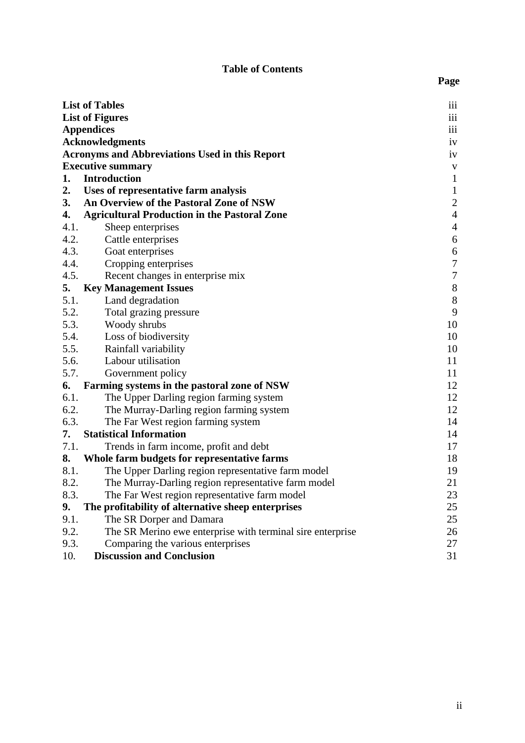# Table of Contents

| | | Page |
|---|---|---|
| **List of Tables** | | iii |
| **List of Figures** | | iii |
| **Appendices** | | iii |
| **Acknowledgments** | | iv |
| **Acronyms and Abbreviations Used in this Report** | | iv |
| **Executive summary** | | v |
| **1.** | **Introduction** | 1 |
| **2.** | **Uses of representative farm analysis** | 1 |
| **3.** | **An Overview of the Pastoral Zone of NSW** | 2 |
| **4.** | **Agricultural Production in the Pastoral Zone** | 4 |
| 4.1. | Sheep enterprises | 4 |
| 4.2. | Cattle enterprises | 6 |
| 4.3. | Goat enterprises | 6 |
| 4.4. | Cropping enterprises | 7 |
| 4.5. | Recent changes in enterprise mix | 7 |
| **5.** | **Key Management Issues** | 8 |
| 5.1. | Land degradation | 8 |
| 5.2. | Total grazing pressure | 9 |
| 5.3. | Woody shrubs | 10 |
| 5.4. | Loss of biodiversity | 10 |
| 5.5. | Rainfall variability | 10 |
| 5.6. | Labour utilisation | 11 |
| 5.7. | Government policy | 11 |
| **6.** | **Farming systems in the pastoral zone of NSW** | 12 |
| 6.1. | The Upper Darling region farming system | 12 |
| 6.2. | The Murray-Darling region farming system | 12 |
| 6.3. | The Far West region farming system | 14 |
| **7.** | **Statistical Information** | 14 |
| 7.1. | Trends in farm income, profit and debt | 17 |
| **8.** | **Whole farm budgets for representative farms** | 18 |
| 8.1. | The Upper Darling region representative farm model | 19 |
| 8.2. | The Murray-Darling region representative farm model | 21 |
| 8.3. | The Far West region representative farm model | 23 |
| **9.** | **The profitability of alternative sheep enterprises** | 25 |
| 9.1. | The SR Dorper and Damara | 25 |
| 9.2. | The SR Merino ewe enterprise with terminal sire enterprise | 26 |
| 9.3. | Comparing the various enterprises | 27 |
| 10. | **Discussion and Conclusion** | 31 |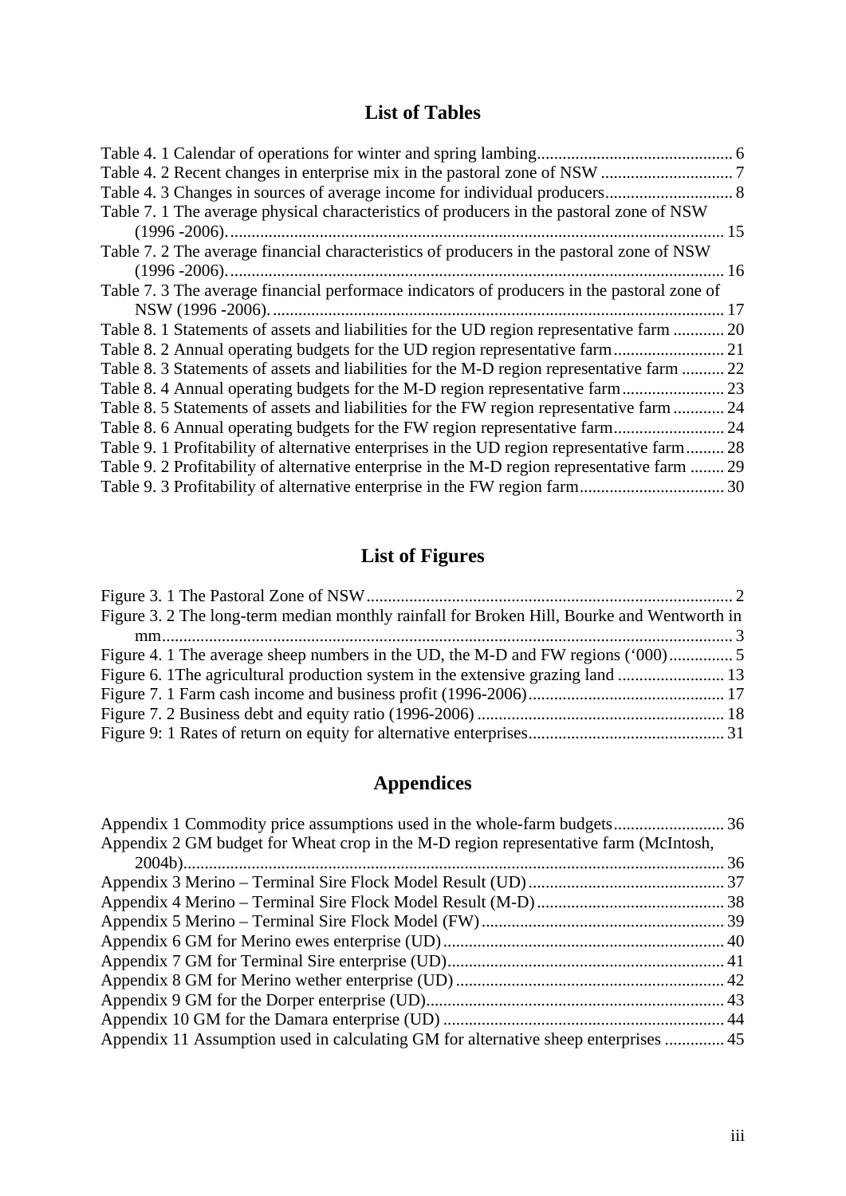## List of Tables

Table 4. 1 Calendar of operations for winter and spring lambing ........ 6
Table 4. 2 Recent changes in enterprise mix in the pastoral zone of NSW ........ 7
Table 4. 3 Changes in sources of average income for individual producers ........ 8
Table 7. 1 The average physical characteristics of producers in the pastoral zone of NSW (1996 -2006). ........ 15
Table 7. 2 The average financial characteristics of producers in the pastoral zone of NSW (1996 -2006). ........ 16
Table 7. 3 The average financial performace indicators of producers in the pastoral zone of NSW (1996 -2006). ........ 17
Table 8. 1 Statements of assets and liabilities for the UD region representative farm ........ 20
Table 8. 2 Annual operating budgets for the UD region representative farm ........ 21
Table 8. 3 Statements of assets and liabilities for the M-D region representative farm ........ 22
Table 8. 4 Annual operating budgets for the M-D region representative farm ........ 23
Table 8. 5 Statements of assets and liabilities for the FW region representative farm ........ 24
Table 8. 6 Annual operating budgets for the FW region representative farm ........ 24
Table 9. 1 Profitability of alternative enterprises in the UD region representative farm ........ 28
Table 9. 2 Profitability of alternative enterprise in the M-D region representative farm ........ 29
Table 9. 3 Profitability of alternative enterprise in the FW region farm ........ 30

## List of Figures

Figure 3. 1 The Pastoral Zone of NSW ........ 2
Figure 3. 2 The long-term median monthly rainfall for Broken Hill, Bourke and Wentworth in mm ........ 3
Figure 4. 1 The average sheep numbers in the UD, the M-D and FW regions ('000) ........ 5
Figure 6. 1The agricultural production system in the extensive grazing land ........ 13
Figure 7. 1 Farm cash income and business profit (1996-2006) ........ 17
Figure 7. 2 Business debt and equity ratio (1996-2006) ........ 18
Figure 9: 1 Rates of return on equity for alternative enterprises ........ 31

## Appendices

Appendix 1 Commodity price assumptions used in the whole-farm budgets ........ 36
Appendix 2 GM budget for Wheat crop in the M-D region representative farm (McIntosh, 2004b) ........ 36
Appendix 3 Merino – Terminal Sire Flock Model Result (UD) ........ 37
Appendix 4 Merino – Terminal Sire Flock Model Result (M-D) ........ 38
Appendix 5 Merino – Terminal Sire Flock Model (FW) ........ 39
Appendix 6 GM for Merino ewes enterprise (UD) ........ 40
Appendix 7 GM for Terminal Sire enterprise (UD) ........ 41
Appendix 8 GM for Merino wether enterprise (UD) ........ 42
Appendix 9 GM for the Dorper enterprise (UD) ........ 43
Appendix 10 GM for the Damara enterprise (UD) ........ 44
Appendix 11 Assumption used in calculating GM for alternative sheep enterprises ........ 45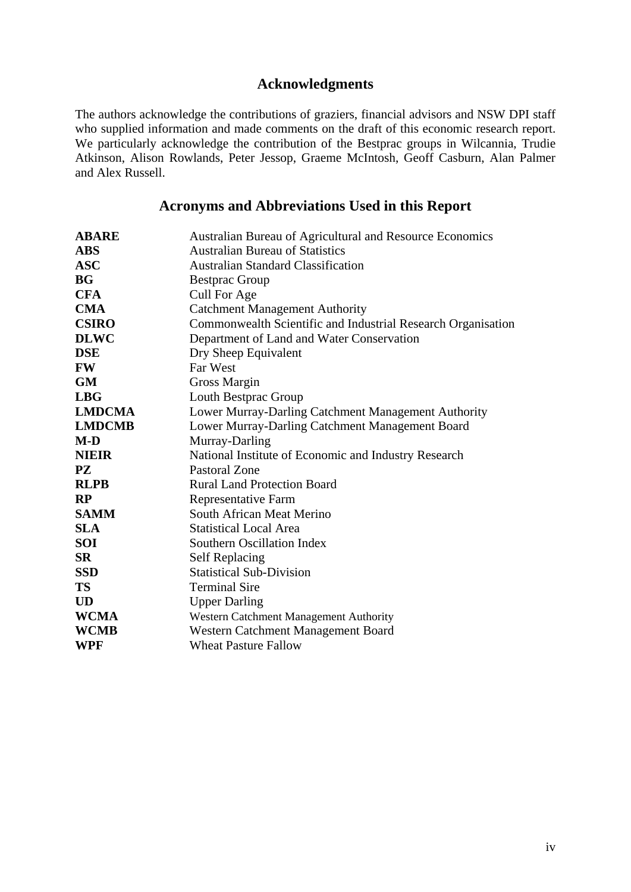## Acknowledgments

The authors acknowledge the contributions of graziers, financial advisors and NSW DPI staff who supplied information and made comments on the draft of this economic research report. We particularly acknowledge the contribution of the Bestprac groups in Wilcannia, Trudie Atkinson, Alison Rowlands, Peter Jessop, Graeme McIntosh, Geoff Casburn, Alan Palmer and Alex Russell.

## Acronyms and Abbreviations Used in this Report

| | |
|---|---|
| **ABARE** | Australian Bureau of Agricultural and Resource Economics |
| **ABS** | Australian Bureau of Statistics |
| **ASC** | Australian Standard Classification |
| **BG** | Bestprac Group |
| **CFA** | Cull For Age |
| **CMA** | Catchment Management Authority |
| **CSIRO** | Commonwealth Scientific and Industrial Research Organisation |
| **DLWC** | Department of Land and Water Conservation |
| **DSE** | Dry Sheep Equivalent |
| **FW** | Far West |
| **GM** | Gross Margin |
| **LBG** | Louth Bestprac Group |
| **LMDCMA** | Lower Murray-Darling Catchment Management Authority |
| **LMDCMB** | Lower Murray-Darling Catchment Management Board |
| **M-D** | Murray-Darling |
| **NIEIR** | National Institute of Economic and Industry Research |
| **PZ** | Pastoral Zone |
| **RLPB** | Rural Land Protection Board |
| **RP** | Representative Farm |
| **SAMM** | South African Meat Merino |
| **SLA** | Statistical Local Area |
| **SOI** | Southern Oscillation Index |
| **SR** | Self Replacing |
| **SSD** | Statistical Sub-Division |
| **TS** | Terminal Sire |
| **UD** | Upper Darling |
| **WCMA** | Western Catchment Management Authority |
| **WCMB** | Western Catchment Management Board |
| **WPF** | Wheat Pasture Fallow |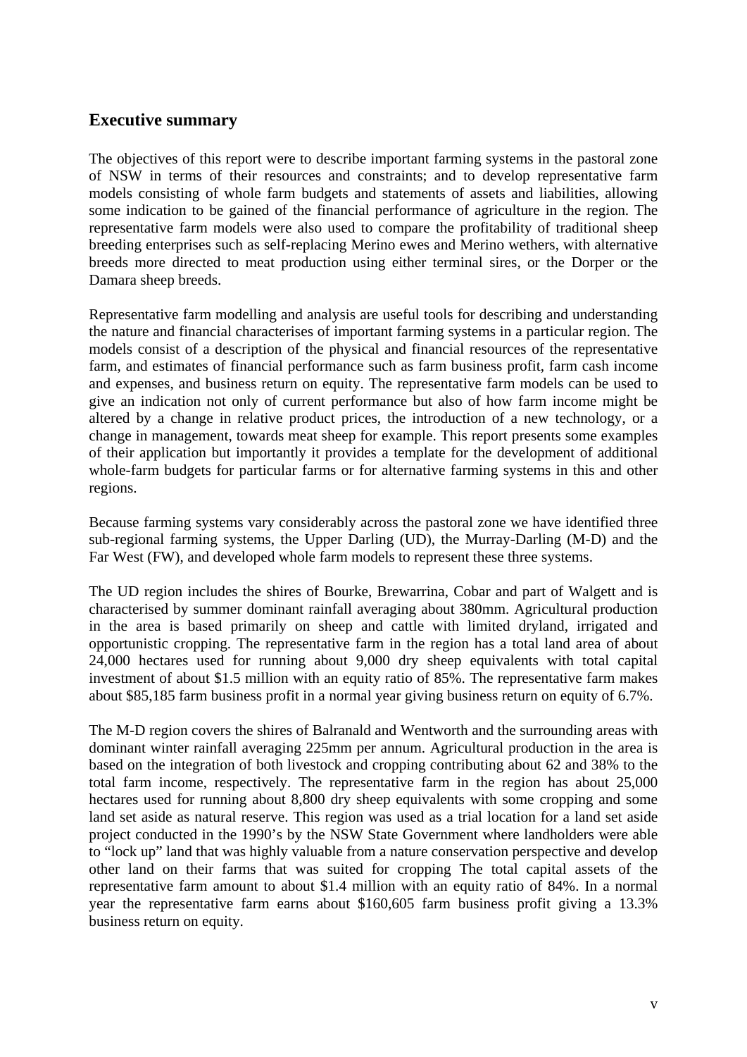## Executive summary

The objectives of this report were to describe important farming systems in the pastoral zone of NSW in terms of their resources and constraints; and to develop representative farm models consisting of whole farm budgets and statements of assets and liabilities, allowing some indication to be gained of the financial performance of agriculture in the region. The representative farm models were also used to compare the profitability of traditional sheep breeding enterprises such as self-replacing Merino ewes and Merino wethers, with alternative breeds more directed to meat production using either terminal sires, or the Dorper or the Damara sheep breeds.

Representative farm modelling and analysis are useful tools for describing and understanding the nature and financial characterises of important farming systems in a particular region. The models consist of a description of the physical and financial resources of the representative farm, and estimates of financial performance such as farm business profit, farm cash income and expenses, and business return on equity. The representative farm models can be used to give an indication not only of current performance but also of how farm income might be altered by a change in relative product prices, the introduction of a new technology, or a change in management, towards meat sheep for example. This report presents some examples of their application but importantly it provides a template for the development of additional whole-farm budgets for particular farms or for alternative farming systems in this and other regions.

Because farming systems vary considerably across the pastoral zone we have identified three sub-regional farming systems, the Upper Darling (UD), the Murray-Darling (M-D) and the Far West (FW), and developed whole farm models to represent these three systems.

The UD region includes the shires of Bourke, Brewarrina, Cobar and part of Walgett and is characterised by summer dominant rainfall averaging about 380mm. Agricultural production in the area is based primarily on sheep and cattle with limited dryland, irrigated and opportunistic cropping. The representative farm in the region has a total land area of about 24,000 hectares used for running about 9,000 dry sheep equivalents with total capital investment of about $1.5 million with an equity ratio of 85%. The representative farm makes about $85,185 farm business profit in a normal year giving business return on equity of 6.7%.

The M-D region covers the shires of Balranald and Wentworth and the surrounding areas with dominant winter rainfall averaging 225mm per annum. Agricultural production in the area is based on the integration of both livestock and cropping contributing about 62 and 38% to the total farm income, respectively. The representative farm in the region has about 25,000 hectares used for running about 8,800 dry sheep equivalents with some cropping and some land set aside as natural reserve. This region was used as a trial location for a land set aside project conducted in the 1990's by the NSW State Government where landholders were able to "lock up" land that was highly valuable from a nature conservation perspective and develop other land on their farms that was suited for cropping The total capital assets of the representative farm amount to about $1.4 million with an equity ratio of 84%. In a normal year the representative farm earns about $160,605 farm business profit giving a 13.3% business return on equity.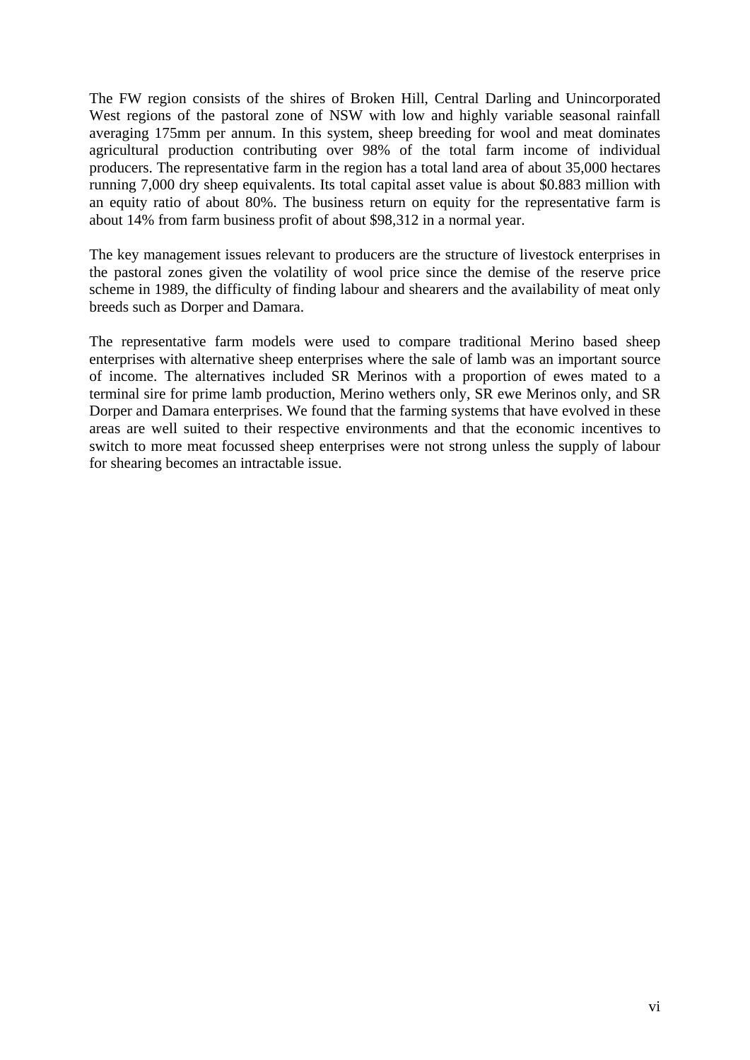The FW region consists of the shires of Broken Hill, Central Darling and Unincorporated West regions of the pastoral zone of NSW with low and highly variable seasonal rainfall averaging 175mm per annum. In this system, sheep breeding for wool and meat dominates agricultural production contributing over 98% of the total farm income of individual producers. The representative farm in the region has a total land area of about 35,000 hectares running 7,000 dry sheep equivalents. Its total capital asset value is about $0.883 million with an equity ratio of about 80%. The business return on equity for the representative farm is about 14% from farm business profit of about $98,312 in a normal year.

The key management issues relevant to producers are the structure of livestock enterprises in the pastoral zones given the volatility of wool price since the demise of the reserve price scheme in 1989, the difficulty of finding labour and shearers and the availability of meat only breeds such as Dorper and Damara.

The representative farm models were used to compare traditional Merino based sheep enterprises with alternative sheep enterprises where the sale of lamb was an important source of income. The alternatives included SR Merinos with a proportion of ewes mated to a terminal sire for prime lamb production, Merino wethers only, SR ewe Merinos only, and SR Dorper and Damara enterprises. We found that the farming systems that have evolved in these areas are well suited to their respective environments and that the economic incentives to switch to more meat focussed sheep enterprises were not strong unless the supply of labour for shearing becomes an intractable issue.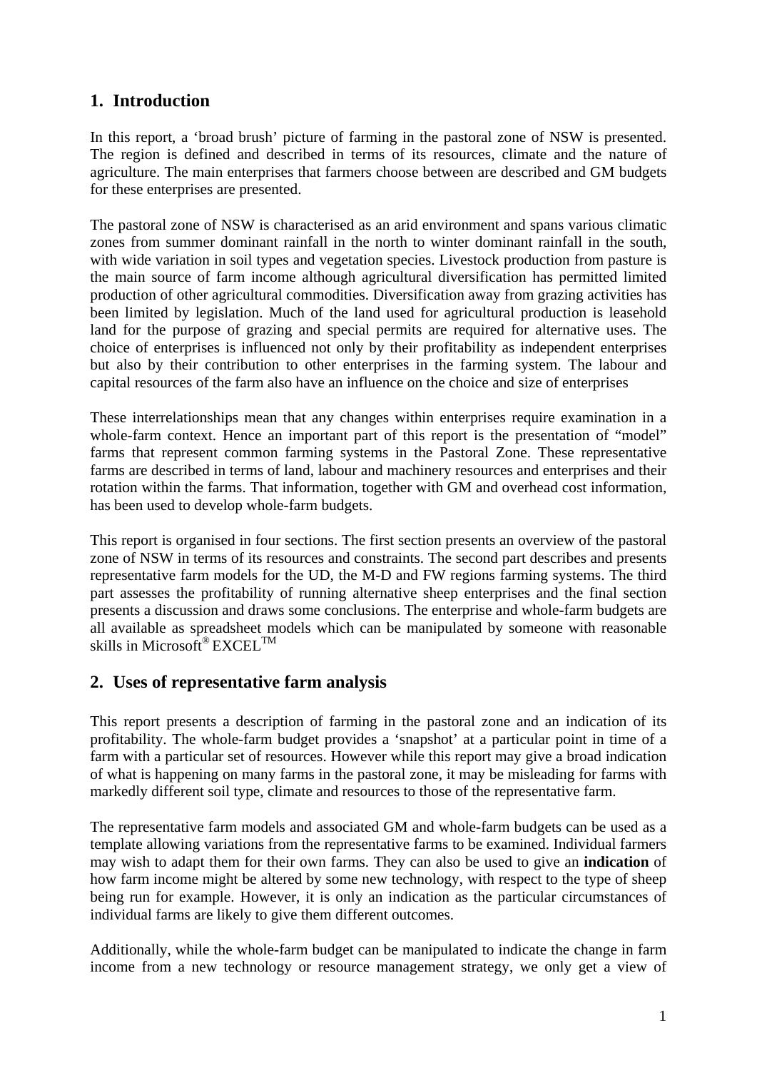## 1. Introduction

In this report, a 'broad brush' picture of farming in the pastoral zone of NSW is presented. The region is defined and described in terms of its resources, climate and the nature of agriculture. The main enterprises that farmers choose between are described and GM budgets for these enterprises are presented.

The pastoral zone of NSW is characterised as an arid environment and spans various climatic zones from summer dominant rainfall in the north to winter dominant rainfall in the south, with wide variation in soil types and vegetation species. Livestock production from pasture is the main source of farm income although agricultural diversification has permitted limited production of other agricultural commodities. Diversification away from grazing activities has been limited by legislation. Much of the land used for agricultural production is leasehold land for the purpose of grazing and special permits are required for alternative uses. The choice of enterprises is influenced not only by their profitability as independent enterprises but also by their contribution to other enterprises in the farming system. The labour and capital resources of the farm also have an influence on the choice and size of enterprises

These interrelationships mean that any changes within enterprises require examination in a whole-farm context. Hence an important part of this report is the presentation of "model" farms that represent common farming systems in the Pastoral Zone. These representative farms are described in terms of land, labour and machinery resources and enterprises and their rotation within the farms. That information, together with GM and overhead cost information, has been used to develop whole-farm budgets.

This report is organised in four sections. The first section presents an overview of the pastoral zone of NSW in terms of its resources and constraints. The second part describes and presents representative farm models for the UD, the M-D and FW regions farming systems. The third part assesses the profitability of running alternative sheep enterprises and the final section presents a discussion and draws some conclusions. The enterprise and whole-farm budgets are all available as spreadsheet models which can be manipulated by someone with reasonable skills in Microsoft® EXCEL™

## 2. Uses of representative farm analysis

This report presents a description of farming in the pastoral zone and an indication of its profitability. The whole-farm budget provides a 'snapshot' at a particular point in time of a farm with a particular set of resources. However while this report may give a broad indication of what is happening on many farms in the pastoral zone, it may be misleading for farms with markedly different soil type, climate and resources to those of the representative farm.

The representative farm models and associated GM and whole-farm budgets can be used as a template allowing variations from the representative farms to be examined. Individual farmers may wish to adapt them for their own farms. They can also be used to give an **indication** of how farm income might be altered by some new technology, with respect to the type of sheep being run for example. However, it is only an indication as the particular circumstances of individual farms are likely to give them different outcomes.

Additionally, while the whole-farm budget can be manipulated to indicate the change in farm income from a new technology or resource management strategy, we only get a view of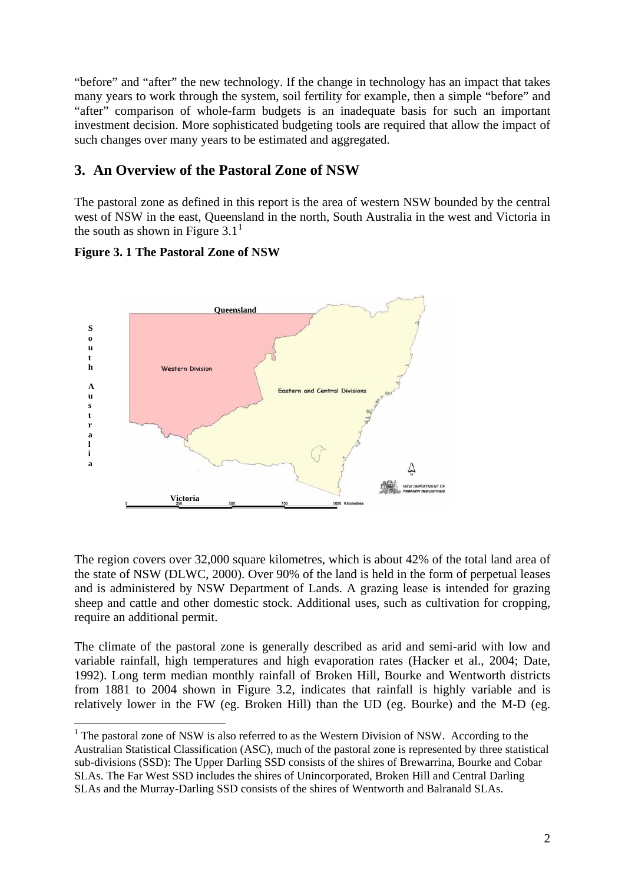"before" and "after" the new technology. If the change in technology has an impact that takes many years to work through the system, soil fertility for example, then a simple "before" and "after" comparison of whole-farm budgets is an inadequate basis for such an important investment decision. More sophisticated budgeting tools are required that allow the impact of such changes over many years to be estimated and aggregated.

## 3. An Overview of the Pastoral Zone of NSW

The pastoral zone as defined in this report is the area of western NSW bounded by the central west of NSW in the east, Queensland in the north, South Australia in the west and Victoria in the south as shown in Figure 3.1[1]

**Figure 3. 1 The Pastoral Zone of NSW**

The region covers over 32,000 square kilometres, which is about 42% of the total land area of the state of NSW (DLWC, 2000). Over 90% of the land is held in the form of perpetual leases and is administered by NSW Department of Lands. A grazing lease is intended for grazing sheep and cattle and other domestic stock. Additional uses, such as cultivation for cropping, require an additional permit.

The climate of the pastoral zone is generally described as arid and semi-arid with low and variable rainfall, high temperatures and high evaporation rates (Hacker et al., 2004; Date, 1992). Long term median monthly rainfall of Broken Hill, Bourke and Wentworth districts from 1881 to 2004 shown in Figure 3.2, indicates that rainfall is highly variable and is relatively lower in the FW (eg. Broken Hill) than the UD (eg. Bourke) and the M-D (eg.

[1] The pastoral zone of NSW is also referred to as the Western Division of NSW. According to the Australian Statistical Classification (ASC), much of the pastoral zone is represented by three statistical sub-divisions (SSD): The Upper Darling SSD consists of the shires of Brewarrina, Bourke and Cobar SLAs. The Far West SSD includes the shires of Unincorporated, Broken Hill and Central Darling SLAs and the Murray-Darling SSD consists of the shires of Wentworth and Balranald SLAs.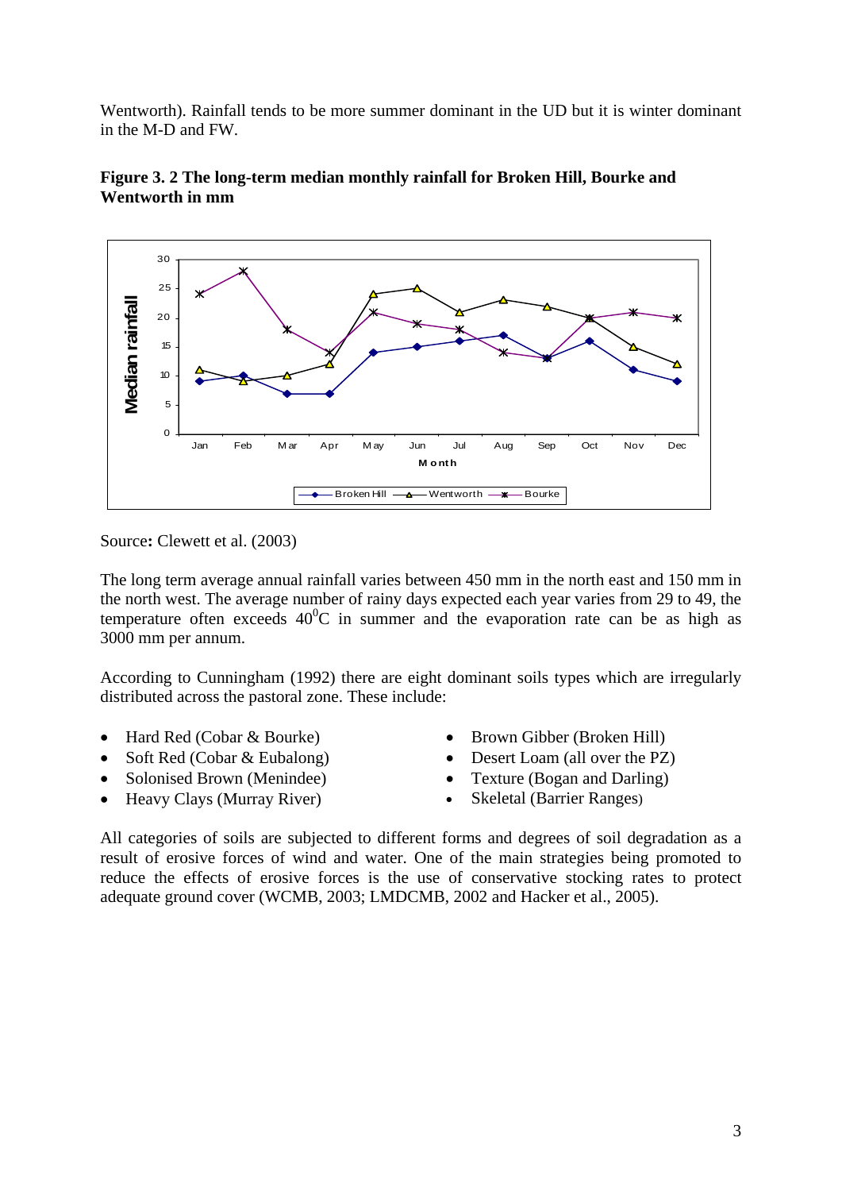Wentworth). Rainfall tends to be more summer dominant in the UD but it is winter dominant in the M-D and FW.

**Figure 3. 2 The long-term median monthly rainfall for Broken Hill, Bourke and Wentworth in mm**

Source**:** Clewett et al. (2003)

The long term average annual rainfall varies between 450 mm in the north east and 150 mm in the north west. The average number of rainy days expected each year varies from 29 to 49, the temperature often exceeds $40^{0}$C in summer and the evaporation rate can be as high as 3000 mm per annum.

According to Cunningham (1992) there are eight dominant soils types which are irregularly distributed across the pastoral zone. These include:

- Hard Red (Cobar & Bourke)
- Soft Red (Cobar & Eubalong)
- Solonised Brown (Menindee)
- Heavy Clays (Murray River)
- Brown Gibber (Broken Hill)
- Desert Loam (all over the PZ)
- Texture (Bogan and Darling)
- Skeletal (Barrier Ranges)

All categories of soils are subjected to different forms and degrees of soil degradation as a result of erosive forces of wind and water. One of the main strategies being promoted to reduce the effects of erosive forces is the use of conservative stocking rates to protect adequate ground cover (WCMB, 2003; LMDCMB, 2002 and Hacker et al., 2005).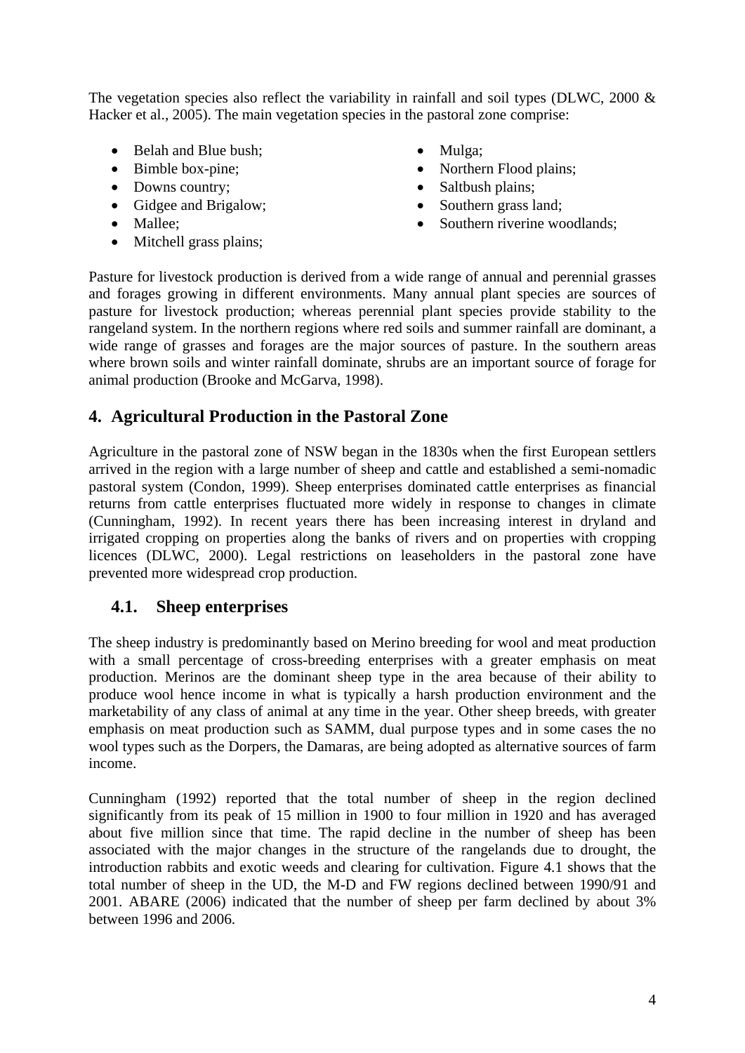The vegetation species also reflect the variability in rainfall and soil types (DLWC, 2000 & Hacker et al., 2005). The main vegetation species in the pastoral zone comprise:

- Belah and Blue bush;
- Bimble box-pine;
- Downs country;
- Gidgee and Brigalow;
- Mallee;
- Mitchell grass plains;
- Mulga;
- Northern Flood plains;
- Saltbush plains;
- Southern grass land;
- Southern riverine woodlands;

Pasture for livestock production is derived from a wide range of annual and perennial grasses and forages growing in different environments. Many annual plant species are sources of pasture for livestock production; whereas perennial plant species provide stability to the rangeland system. In the northern regions where red soils and summer rainfall are dominant, a wide range of grasses and forages are the major sources of pasture. In the southern areas where brown soils and winter rainfall dominate, shrubs are an important source of forage for animal production (Brooke and McGarva, 1998).

## 4. Agricultural Production in the Pastoral Zone

Agriculture in the pastoral zone of NSW began in the 1830s when the first European settlers arrived in the region with a large number of sheep and cattle and established a semi-nomadic pastoral system (Condon, 1999). Sheep enterprises dominated cattle enterprises as financial returns from cattle enterprises fluctuated more widely in response to changes in climate (Cunningham, 1992). In recent years there has been increasing interest in dryland and irrigated cropping on properties along the banks of rivers and on properties with cropping licences (DLWC, 2000). Legal restrictions on leaseholders in the pastoral zone have prevented more widespread crop production.

### 4.1. Sheep enterprises

The sheep industry is predominantly based on Merino breeding for wool and meat production with a small percentage of cross-breeding enterprises with a greater emphasis on meat production. Merinos are the dominant sheep type in the area because of their ability to produce wool hence income in what is typically a harsh production environment and the marketability of any class of animal at any time in the year. Other sheep breeds, with greater emphasis on meat production such as SAMM, dual purpose types and in some cases the no wool types such as the Dorpers, the Damaras, are being adopted as alternative sources of farm income.

Cunningham (1992) reported that the total number of sheep in the region declined significantly from its peak of 15 million in 1900 to four million in 1920 and has averaged about five million since that time. The rapid decline in the number of sheep has been associated with the major changes in the structure of the rangelands due to drought, the introduction rabbits and exotic weeds and clearing for cultivation. Figure 4.1 shows that the total number of sheep in the UD, the M-D and FW regions declined between 1990/91 and 2001. ABARE (2006) indicated that the number of sheep per farm declined by about 3% between 1996 and 2006.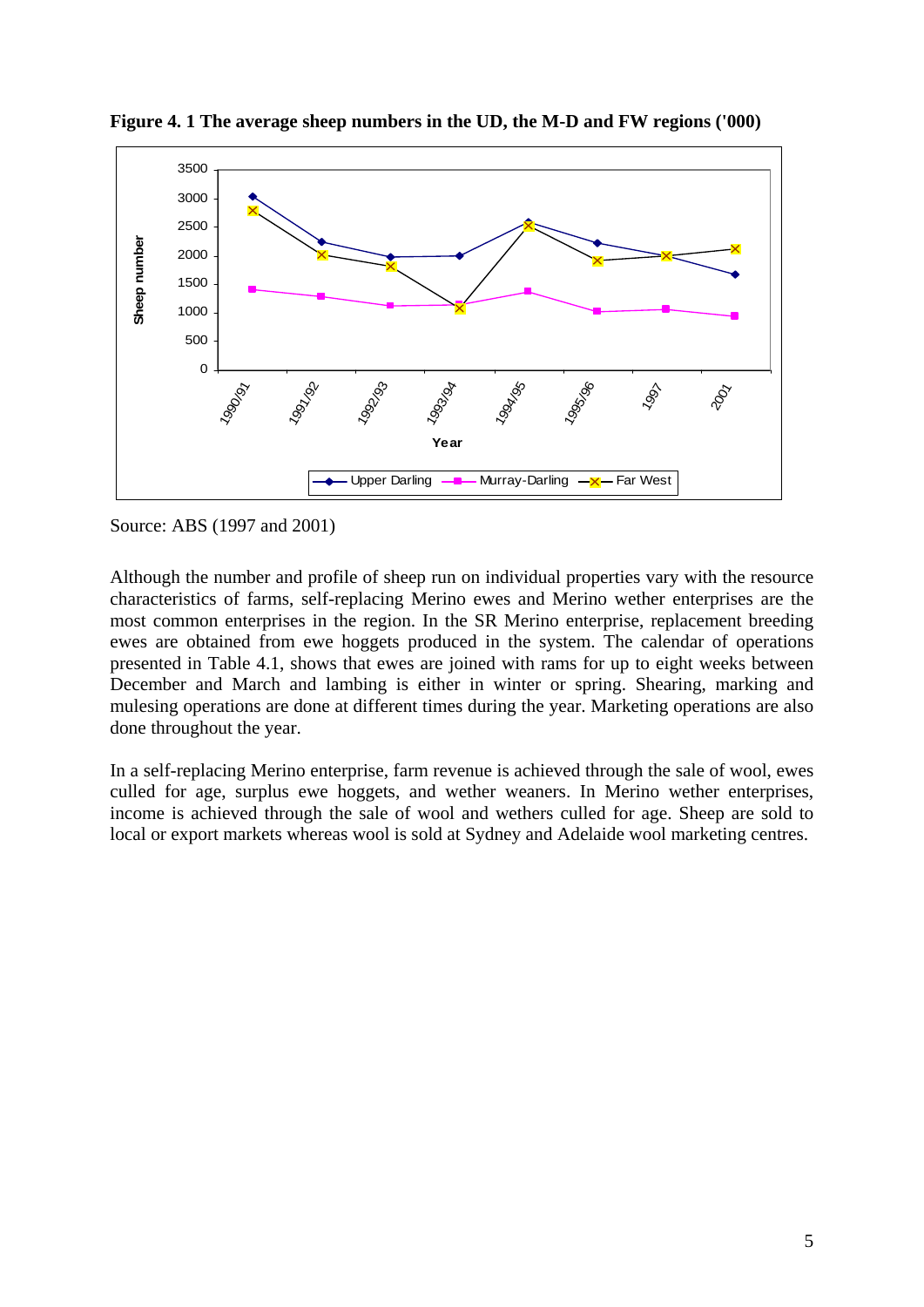**Figure 4. 1 The average sheep numbers in the UD, the M-D and FW regions ('000)**

Source: ABS (1997 and 2001)

Although the number and profile of sheep run on individual properties vary with the resource characteristics of farms, self-replacing Merino ewes and Merino wether enterprises are the most common enterprises in the region. In the SR Merino enterprise, replacement breeding ewes are obtained from ewe hoggets produced in the system. The calendar of operations presented in Table 4.1, shows that ewes are joined with rams for up to eight weeks between December and March and lambing is either in winter or spring. Shearing, marking and mulesing operations are done at different times during the year. Marketing operations are also done throughout the year.

In a self-replacing Merino enterprise, farm revenue is achieved through the sale of wool, ewes culled for age, surplus ewe hoggets, and wether weaners. In Merino wether enterprises, income is achieved through the sale of wool and wethers culled for age. Sheep are sold to local or export markets whereas wool is sold at Sydney and Adelaide wool marketing centres.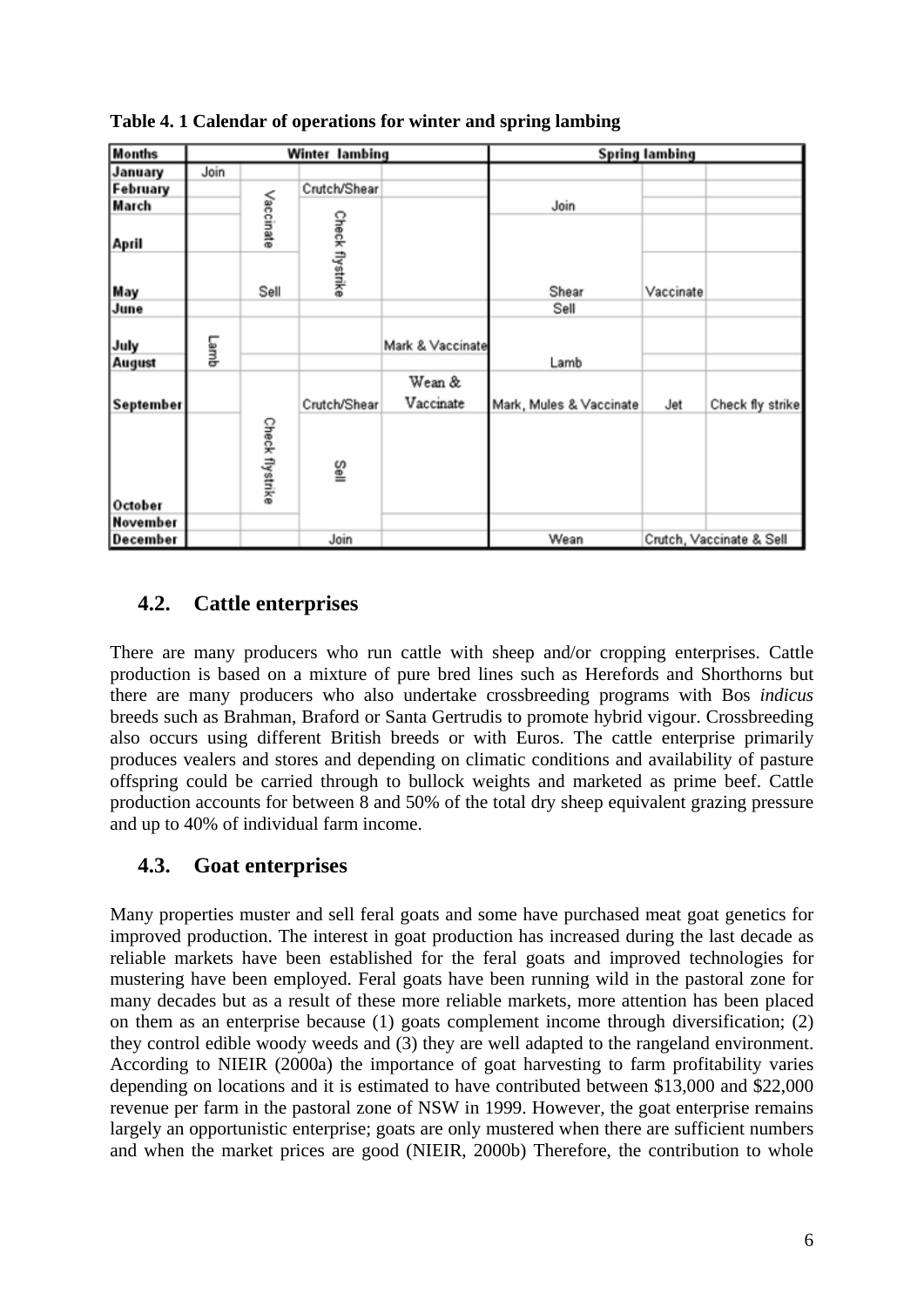**Table 4. 1 Calendar of operations for winter and spring lambing**

| Months | Winter lambing | | | | Spring lambing | | |
|---|---|---|---|---|---|---|---|
| January | Join | | | | | | |
| February | | Vaccinate | Crutch/Shear | | | | |
| March | | | Check flystrike | | Join | | |
| April | | | | | | | |
| May | | Sell | | | Shear | Vaccinate | |
| June | | | | | Sell | | |
| July | Lamb | | | Mark & Vaccinate | | | |
| August | | | | | Lamb | | |
| September | | Check flystrike | Crutch/Shear | Wean & Vaccinate | Mark, Mules & Vaccinate | Jet | Check fly strike |
| October | | | Sell | | | | |
| November | | | | | | | |
| December | | | Join | | Wean | Crutch, Vaccinate & Sell | |

## 4.2. Cattle enterprises

There are many producers who run cattle with sheep and/or cropping enterprises. Cattle production is based on a mixture of pure bred lines such as Herefords and Shorthorns but there are many producers who also undertake crossbreeding programs with Bos *indicus* breeds such as Brahman, Braford or Santa Gertrudis to promote hybrid vigour. Crossbreeding also occurs using different British breeds or with Euros. The cattle enterprise primarily produces vealers and stores and depending on climatic conditions and availability of pasture offspring could be carried through to bullock weights and marketed as prime beef. Cattle production accounts for between 8 and 50% of the total dry sheep equivalent grazing pressure and up to 40% of individual farm income.

## 4.3. Goat enterprises

Many properties muster and sell feral goats and some have purchased meat goat genetics for improved production. The interest in goat production has increased during the last decade as reliable markets have been established for the feral goats and improved technologies for mustering have been employed. Feral goats have been running wild in the pastoral zone for many decades but as a result of these more reliable markets, more attention has been placed on them as an enterprise because (1) goats complement income through diversification; (2) they control edible woody weeds and (3) they are well adapted to the rangeland environment. According to NIEIR (2000a) the importance of goat harvesting to farm profitability varies depending on locations and it is estimated to have contributed between $13,000 and $22,000 revenue per farm in the pastoral zone of NSW in 1999. However, the goat enterprise remains largely an opportunistic enterprise; goats are only mustered when there are sufficient numbers and when the market prices are good (NIEIR, 2000b) Therefore, the contribution to whole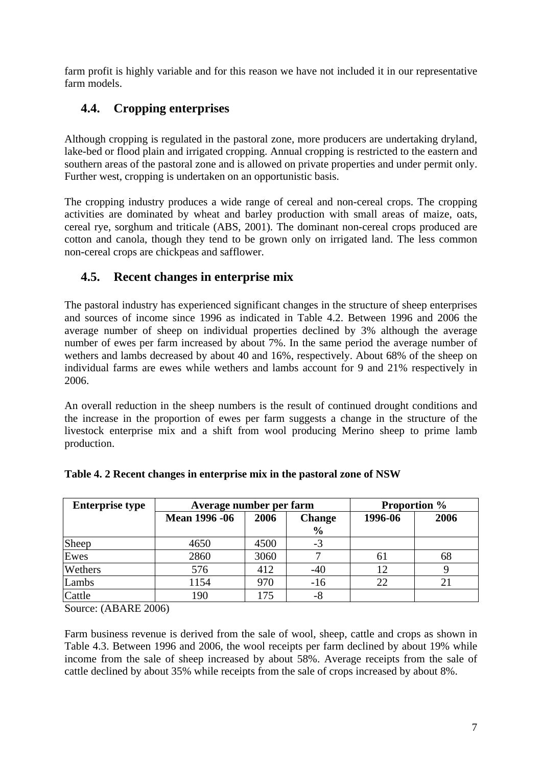farm profit is highly variable and for this reason we have not included it in our representative farm models.

## 4.4. Cropping enterprises

Although cropping is regulated in the pastoral zone, more producers are undertaking dryland, lake-bed or flood plain and irrigated cropping. Annual cropping is restricted to the eastern and southern areas of the pastoral zone and is allowed on private properties and under permit only. Further west, cropping is undertaken on an opportunistic basis.

The cropping industry produces a wide range of cereal and non-cereal crops. The cropping activities are dominated by wheat and barley production with small areas of maize, oats, cereal rye, sorghum and triticale (ABS, 2001). The dominant non-cereal crops produced are cotton and canola, though they tend to be grown only on irrigated land. The less common non-cereal crops are chickpeas and safflower.

## 4.5. Recent changes in enterprise mix

The pastoral industry has experienced significant changes in the structure of sheep enterprises and sources of income since 1996 as indicated in Table 4.2. Between 1996 and 2006 the average number of sheep on individual properties declined by 3% although the average number of ewes per farm increased by about 7%. In the same period the average number of wethers and lambs decreased by about 40 and 16%, respectively. About 68% of the sheep on individual farms are ewes while wethers and lambs account for 9 and 21% respectively in 2006.

An overall reduction in the sheep numbers is the result of continued drought conditions and the increase in the proportion of ewes per farm suggests a change in the structure of the livestock enterprise mix and a shift from wool producing Merino sheep to prime lamb production.

**Table 4. 2 Recent changes in enterprise mix in the pastoral zone of NSW**

| Enterprise type | Average number per farm | | | Proportion % | |
|---|---|---|---|---|---|
| | Mean 1996 -06 | 2006 | Change % | 1996-06 | 2006 |
| Sheep | 4650 | 4500 | -3 | | |
| Ewes | 2860 | 3060 | 7 | 61 | 68 |
| Wethers | 576 | 412 | -40 | 12 | 9 |
| Lambs | 1154 | 970 | -16 | 22 | 21 |
| Cattle | 190 | 175 | -8 | | |

Source: (ABARE 2006)

Farm business revenue is derived from the sale of wool, sheep, cattle and crops as shown in Table 4.3. Between 1996 and 2006, the wool receipts per farm declined by about 19% while income from the sale of sheep increased by about 58%. Average receipts from the sale of cattle declined by about 35% while receipts from the sale of crops increased by about 8%.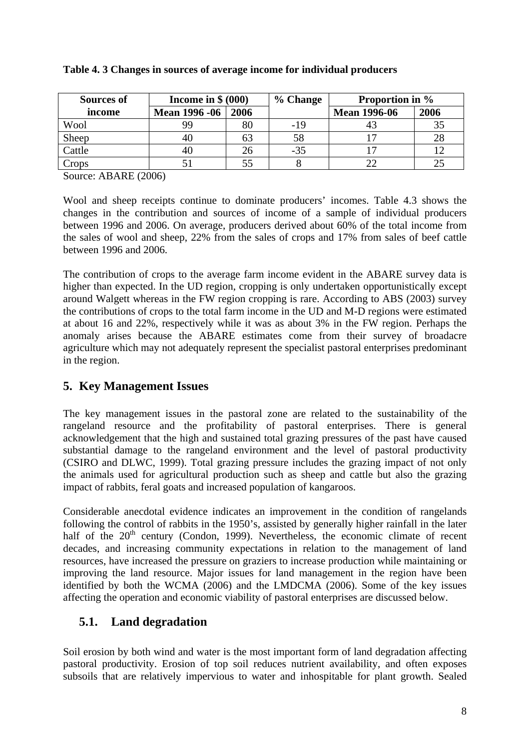**Table 4. 3 Changes in sources of average income for individual producers**

| Sources of income | Income in $ (000) | | % Change | Proportion in % | |
|---|---|---|---|---|---|
| | Mean 1996 -06 | 2006 | | Mean 1996-06 | 2006 |
| Wool | 99 | 80 | -19 | 43 | 35 |
| Sheep | 40 | 63 | 58 | 17 | 28 |
| Cattle | 40 | 26 | -35 | 17 | 12 |
| Crops | 51 | 55 | 8 | 22 | 25 |

Source: ABARE (2006)

Wool and sheep receipts continue to dominate producers' incomes. Table 4.3 shows the changes in the contribution and sources of income of a sample of individual producers between 1996 and 2006. On average, producers derived about 60% of the total income from the sales of wool and sheep, 22% from the sales of crops and 17% from sales of beef cattle between 1996 and 2006.

The contribution of crops to the average farm income evident in the ABARE survey data is higher than expected. In the UD region, cropping is only undertaken opportunistically except around Walgett whereas in the FW region cropping is rare. According to ABS (2003) survey the contributions of crops to the total farm income in the UD and M-D regions were estimated at about 16 and 22%, respectively while it was as about 3% in the FW region. Perhaps the anomaly arises because the ABARE estimates come from their survey of broadacre agriculture which may not adequately represent the specialist pastoral enterprises predominant in the region.

## 5. Key Management Issues

The key management issues in the pastoral zone are related to the sustainability of the rangeland resource and the profitability of pastoral enterprises. There is general acknowledgement that the high and sustained total grazing pressures of the past have caused substantial damage to the rangeland environment and the level of pastoral productivity (CSIRO and DLWC, 1999). Total grazing pressure includes the grazing impact of not only the animals used for agricultural production such as sheep and cattle but also the grazing impact of rabbits, feral goats and increased population of kangaroos.

Considerable anecdotal evidence indicates an improvement in the condition of rangelands following the control of rabbits in the 1950's, assisted by generally higher rainfall in the later half of the 20th century (Condon, 1999). Nevertheless, the economic climate of recent decades, and increasing community expectations in relation to the management of land resources, have increased the pressure on graziers to increase production while maintaining or improving the land resource. Major issues for land management in the region have been identified by both the WCMA (2006) and the LMDCMA (2006). Some of the key issues affecting the operation and economic viability of pastoral enterprises are discussed below.

### 5.1. Land degradation

Soil erosion by both wind and water is the most important form of land degradation affecting pastoral productivity. Erosion of top soil reduces nutrient availability, and often exposes subsoils that are relatively impervious to water and inhospitable for plant growth. Sealed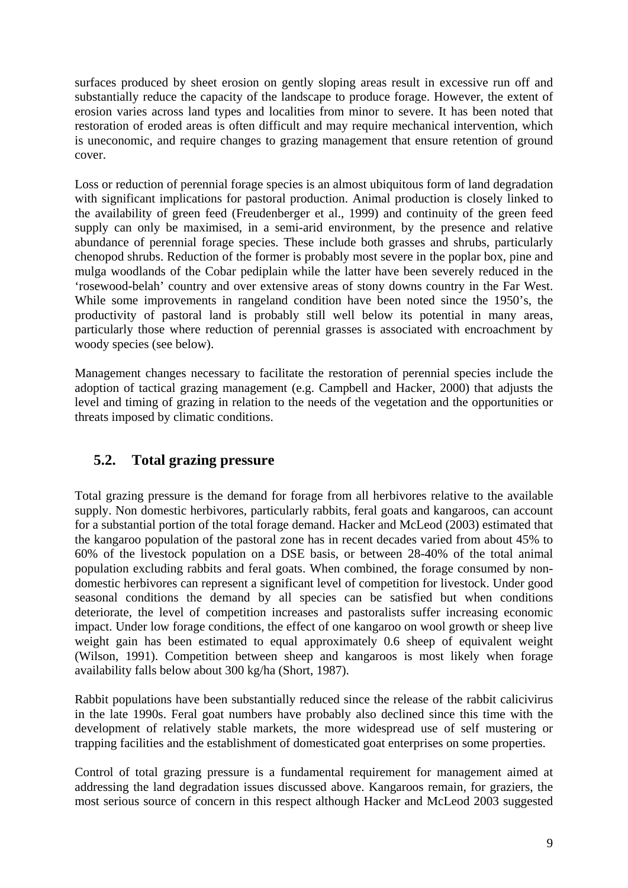surfaces produced by sheet erosion on gently sloping areas result in excessive run off and substantially reduce the capacity of the landscape to produce forage. However, the extent of erosion varies across land types and localities from minor to severe. It has been noted that restoration of eroded areas is often difficult and may require mechanical intervention, which is uneconomic, and require changes to grazing management that ensure retention of ground cover.

Loss or reduction of perennial forage species is an almost ubiquitous form of land degradation with significant implications for pastoral production. Animal production is closely linked to the availability of green feed (Freudenberger et al., 1999) and continuity of the green feed supply can only be maximised, in a semi-arid environment, by the presence and relative abundance of perennial forage species. These include both grasses and shrubs, particularly chenopod shrubs. Reduction of the former is probably most severe in the poplar box, pine and mulga woodlands of the Cobar pediplain while the latter have been severely reduced in the 'rosewood-belah' country and over extensive areas of stony downs country in the Far West. While some improvements in rangeland condition have been noted since the 1950's, the productivity of pastoral land is probably still well below its potential in many areas, particularly those where reduction of perennial grasses is associated with encroachment by woody species (see below).

Management changes necessary to facilitate the restoration of perennial species include the adoption of tactical grazing management (e.g. Campbell and Hacker, 2000) that adjusts the level and timing of grazing in relation to the needs of the vegetation and the opportunities or threats imposed by climatic conditions.

## 5.2. Total grazing pressure

Total grazing pressure is the demand for forage from all herbivores relative to the available supply. Non domestic herbivores, particularly rabbits, feral goats and kangaroos, can account for a substantial portion of the total forage demand. Hacker and McLeod (2003) estimated that the kangaroo population of the pastoral zone has in recent decades varied from about 45% to 60% of the livestock population on a DSE basis, or between 28-40% of the total animal population excluding rabbits and feral goats. When combined, the forage consumed by non-domestic herbivores can represent a significant level of competition for livestock. Under good seasonal conditions the demand by all species can be satisfied but when conditions deteriorate, the level of competition increases and pastoralists suffer increasing economic impact. Under low forage conditions, the effect of one kangaroo on wool growth or sheep live weight gain has been estimated to equal approximately 0.6 sheep of equivalent weight (Wilson, 1991). Competition between sheep and kangaroos is most likely when forage availability falls below about 300 kg/ha (Short, 1987).

Rabbit populations have been substantially reduced since the release of the rabbit calicivirus in the late 1990s. Feral goat numbers have probably also declined since this time with the development of relatively stable markets, the more widespread use of self mustering or trapping facilities and the establishment of domesticated goat enterprises on some properties.

Control of total grazing pressure is a fundamental requirement for management aimed at addressing the land degradation issues discussed above. Kangaroos remain, for graziers, the most serious source of concern in this respect although Hacker and McLeod 2003 suggested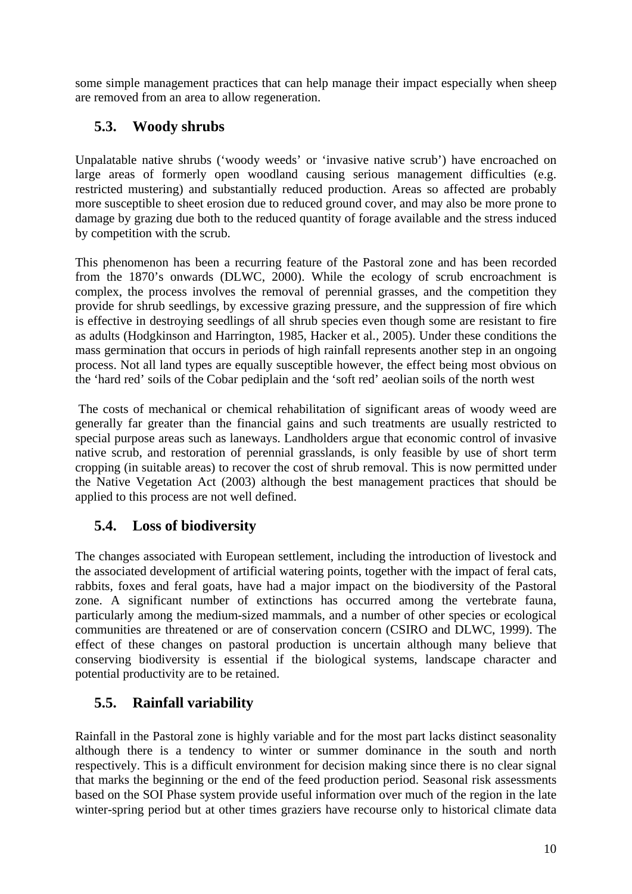some simple management practices that can help manage their impact especially when sheep are removed from an area to allow regeneration.

## 5.3. Woody shrubs

Unpalatable native shrubs ('woody weeds' or 'invasive native scrub') have encroached on large areas of formerly open woodland causing serious management difficulties (e.g. restricted mustering) and substantially reduced production. Areas so affected are probably more susceptible to sheet erosion due to reduced ground cover, and may also be more prone to damage by grazing due both to the reduced quantity of forage available and the stress induced by competition with the scrub.

This phenomenon has been a recurring feature of the Pastoral zone and has been recorded from the 1870's onwards (DLWC, 2000). While the ecology of scrub encroachment is complex, the process involves the removal of perennial grasses, and the competition they provide for shrub seedlings, by excessive grazing pressure, and the suppression of fire which is effective in destroying seedlings of all shrub species even though some are resistant to fire as adults (Hodgkinson and Harrington, 1985, Hacker et al., 2005). Under these conditions the mass germination that occurs in periods of high rainfall represents another step in an ongoing process. Not all land types are equally susceptible however, the effect being most obvious on the 'hard red' soils of the Cobar pediplain and the 'soft red' aeolian soils of the north west

The costs of mechanical or chemical rehabilitation of significant areas of woody weed are generally far greater than the financial gains and such treatments are usually restricted to special purpose areas such as laneways. Landholders argue that economic control of invasive native scrub, and restoration of perennial grasslands, is only feasible by use of short term cropping (in suitable areas) to recover the cost of shrub removal. This is now permitted under the Native Vegetation Act (2003) although the best management practices that should be applied to this process are not well defined.

## 5.4. Loss of biodiversity

The changes associated with European settlement, including the introduction of livestock and the associated development of artificial watering points, together with the impact of feral cats, rabbits, foxes and feral goats, have had a major impact on the biodiversity of the Pastoral zone. A significant number of extinctions has occurred among the vertebrate fauna, particularly among the medium-sized mammals, and a number of other species or ecological communities are threatened or are of conservation concern (CSIRO and DLWC, 1999). The effect of these changes on pastoral production is uncertain although many believe that conserving biodiversity is essential if the biological systems, landscape character and potential productivity are to be retained.

## 5.5. Rainfall variability

Rainfall in the Pastoral zone is highly variable and for the most part lacks distinct seasonality although there is a tendency to winter or summer dominance in the south and north respectively. This is a difficult environment for decision making since there is no clear signal that marks the beginning or the end of the feed production period. Seasonal risk assessments based on the SOI Phase system provide useful information over much of the region in the late winter-spring period but at other times graziers have recourse only to historical climate data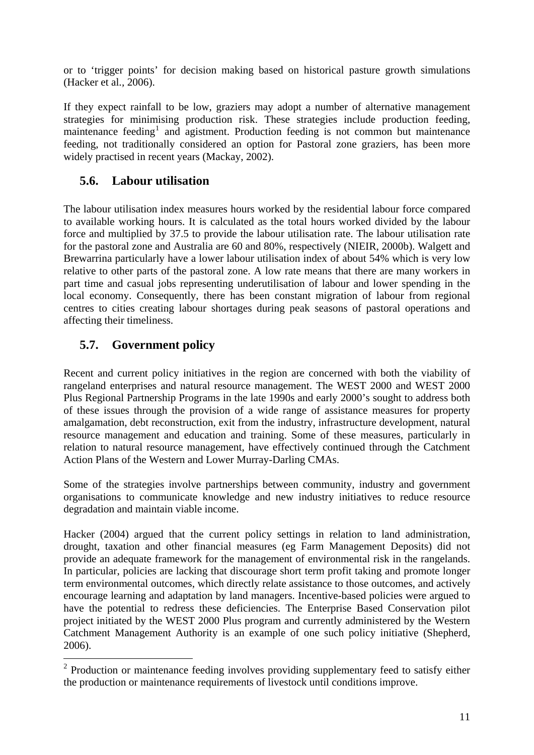or to 'trigger points' for decision making based on historical pasture growth simulations (Hacker et al., 2006).

If they expect rainfall to be low, graziers may adopt a number of alternative management strategies for minimising production risk. These strategies include production feeding, maintenance feeding[1] and agistment. Production feeding is not common but maintenance feeding, not traditionally considered an option for Pastoral zone graziers, has been more widely practised in recent years (Mackay, 2002).

## 5.6. Labour utilisation

The labour utilisation index measures hours worked by the residential labour force compared to available working hours. It is calculated as the total hours worked divided by the labour force and multiplied by 37.5 to provide the labour utilisation rate. The labour utilisation rate for the pastoral zone and Australia are 60 and 80%, respectively (NIEIR, 2000b). Walgett and Brewarrina particularly have a lower labour utilisation index of about 54% which is very low relative to other parts of the pastoral zone. A low rate means that there are many workers in part time and casual jobs representing underutilisation of labour and lower spending in the local economy. Consequently, there has been constant migration of labour from regional centres to cities creating labour shortages during peak seasons of pastoral operations and affecting their timeliness.

## 5.7. Government policy

Recent and current policy initiatives in the region are concerned with both the viability of rangeland enterprises and natural resource management. The WEST 2000 and WEST 2000 Plus Regional Partnership Programs in the late 1990s and early 2000's sought to address both of these issues through the provision of a wide range of assistance measures for property amalgamation, debt reconstruction, exit from the industry, infrastructure development, natural resource management and education and training. Some of these measures, particularly in relation to natural resource management, have effectively continued through the Catchment Action Plans of the Western and Lower Murray-Darling CMAs.

Some of the strategies involve partnerships between community, industry and government organisations to communicate knowledge and new industry initiatives to reduce resource degradation and maintain viable income.

Hacker (2004) argued that the current policy settings in relation to land administration, drought, taxation and other financial measures (eg Farm Management Deposits) did not provide an adequate framework for the management of environmental risk in the rangelands. In particular, policies are lacking that discourage short term profit taking and promote longer term environmental outcomes, which directly relate assistance to those outcomes, and actively encourage learning and adaptation by land managers. Incentive-based policies were argued to have the potential to redress these deficiencies. The Enterprise Based Conservation pilot project initiated by the WEST 2000 Plus program and currently administered by the Western Catchment Management Authority is an example of one such policy initiative (Shepherd, 2006).

[2] Production or maintenance feeding involves providing supplementary feed to satisfy either the production or maintenance requirements of livestock until conditions improve.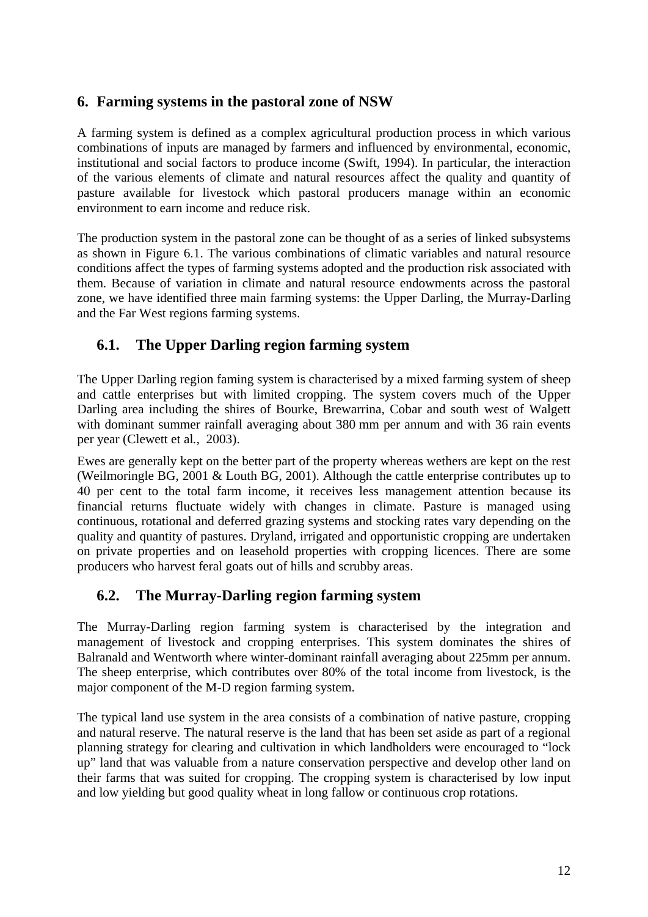## 6. Farming systems in the pastoral zone of NSW

A farming system is defined as a complex agricultural production process in which various combinations of inputs are managed by farmers and influenced by environmental, economic, institutional and social factors to produce income (Swift, 1994). In particular, the interaction of the various elements of climate and natural resources affect the quality and quantity of pasture available for livestock which pastoral producers manage within an economic environment to earn income and reduce risk.

The production system in the pastoral zone can be thought of as a series of linked subsystems as shown in Figure 6.1. The various combinations of climatic variables and natural resource conditions affect the types of farming systems adopted and the production risk associated with them. Because of variation in climate and natural resource endowments across the pastoral zone, we have identified three main farming systems: the Upper Darling, the Murray-Darling and the Far West regions farming systems.

### 6.1. The Upper Darling region farming system

The Upper Darling region faming system is characterised by a mixed farming system of sheep and cattle enterprises but with limited cropping. The system covers much of the Upper Darling area including the shires of Bourke, Brewarrina, Cobar and south west of Walgett with dominant summer rainfall averaging about 380 mm per annum and with 36 rain events per year (Clewett et al., 2003).

Ewes are generally kept on the better part of the property whereas wethers are kept on the rest (Weilmoringle BG, 2001 & Louth BG, 2001). Although the cattle enterprise contributes up to 40 per cent to the total farm income, it receives less management attention because its financial returns fluctuate widely with changes in climate. Pasture is managed using continuous, rotational and deferred grazing systems and stocking rates vary depending on the quality and quantity of pastures. Dryland, irrigated and opportunistic cropping are undertaken on private properties and on leasehold properties with cropping licences. There are some producers who harvest feral goats out of hills and scrubby areas.

### 6.2. The Murray-Darling region farming system

The Murray-Darling region farming system is characterised by the integration and management of livestock and cropping enterprises. This system dominates the shires of Balranald and Wentworth where winter-dominant rainfall averaging about 225mm per annum. The sheep enterprise, which contributes over 80% of the total income from livestock, is the major component of the M-D region farming system.

The typical land use system in the area consists of a combination of native pasture, cropping and natural reserve. The natural reserve is the land that has been set aside as part of a regional planning strategy for clearing and cultivation in which landholders were encouraged to "lock up" land that was valuable from a nature conservation perspective and develop other land on their farms that was suited for cropping. The cropping system is characterised by low input and low yielding but good quality wheat in long fallow or continuous crop rotations.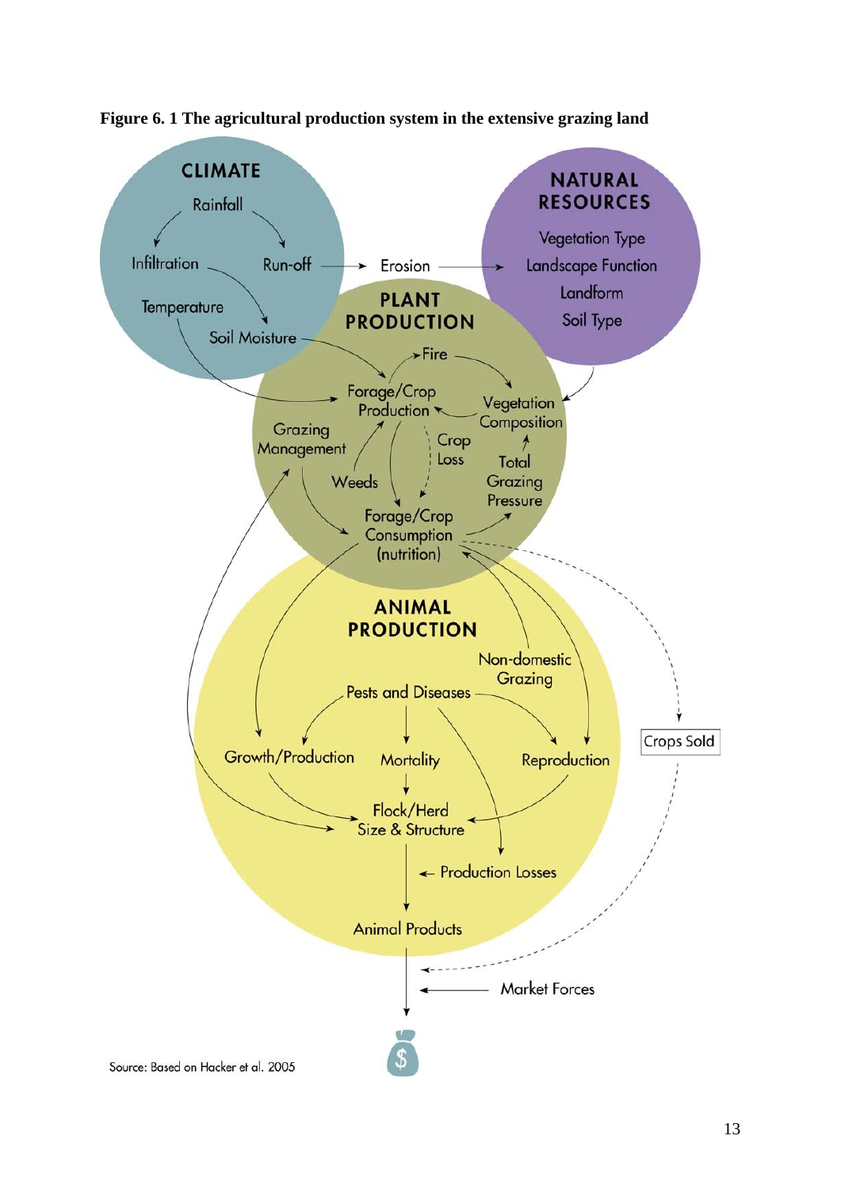**Figure 6. 1 The agricultural production system in the extensive grazing land**

Source: Based on Hacker et al. 2005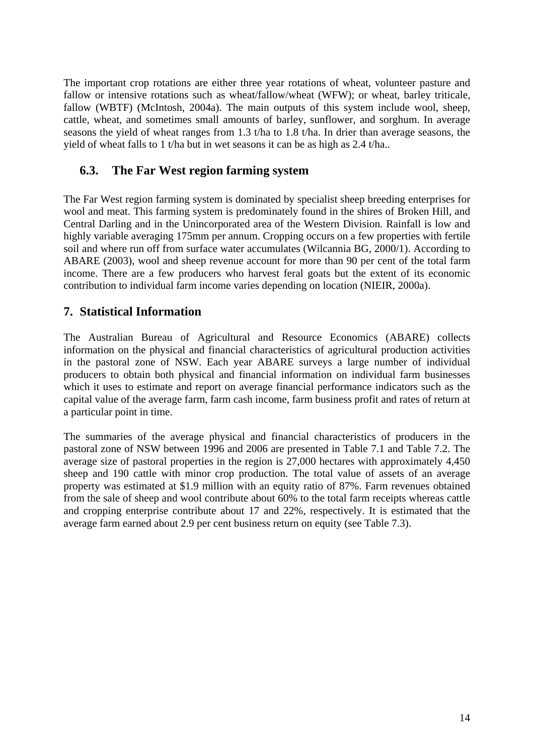The important crop rotations are either three year rotations of wheat, volunteer pasture and fallow or intensive rotations such as wheat/fallow/wheat (WFW); or wheat, barley triticale, fallow (WBTF) (McIntosh, 2004a). The main outputs of this system include wool, sheep, cattle, wheat, and sometimes small amounts of barley, sunflower, and sorghum. In average seasons the yield of wheat ranges from 1.3 t/ha to 1.8 t/ha. In drier than average seasons, the yield of wheat falls to 1 t/ha but in wet seasons it can be as high as 2.4 t/ha..

### 6.3. The Far West region farming system

The Far West region farming system is dominated by specialist sheep breeding enterprises for wool and meat. This farming system is predominately found in the shires of Broken Hill, and Central Darling and in the Unincorporated area of the Western Division. Rainfall is low and highly variable averaging 175mm per annum. Cropping occurs on a few properties with fertile soil and where run off from surface water accumulates (Wilcannia BG, 2000/1). According to ABARE (2003), wool and sheep revenue account for more than 90 per cent of the total farm income. There are a few producers who harvest feral goats but the extent of its economic contribution to individual farm income varies depending on location (NIEIR, 2000a).

## 7. Statistical Information

The Australian Bureau of Agricultural and Resource Economics (ABARE) collects information on the physical and financial characteristics of agricultural production activities in the pastoral zone of NSW. Each year ABARE surveys a large number of individual producers to obtain both physical and financial information on individual farm businesses which it uses to estimate and report on average financial performance indicators such as the capital value of the average farm, farm cash income, farm business profit and rates of return at a particular point in time.

The summaries of the average physical and financial characteristics of producers in the pastoral zone of NSW between 1996 and 2006 are presented in Table 7.1 and Table 7.2. The average size of pastoral properties in the region is 27,000 hectares with approximately 4,450 sheep and 190 cattle with minor crop production. The total value of assets of an average property was estimated at $1.9 million with an equity ratio of 87%. Farm revenues obtained from the sale of sheep and wool contribute about 60% to the total farm receipts whereas cattle and cropping enterprise contribute about 17 and 22%, respectively. It is estimated that the average farm earned about 2.9 per cent business return on equity (see Table 7.3).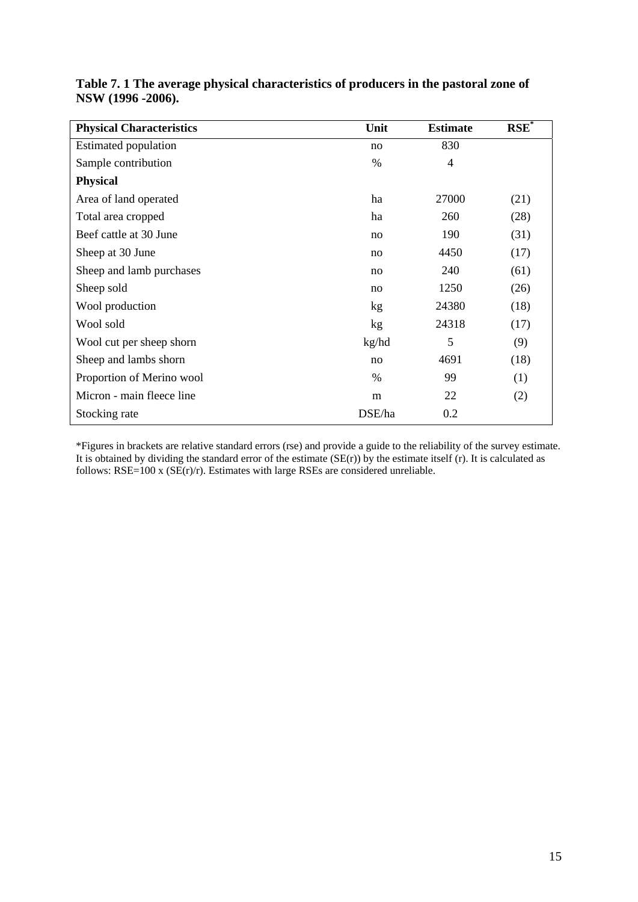**Table 7. 1 The average physical characteristics of producers in the pastoral zone of NSW (1996 -2006).**

| Physical Characteristics | Unit | Estimate | RSE* |
|---|---|---|---|
| Estimated population | no | 830 | |
| Sample contribution | % | 4 | |
| **Physical** | | | |
| Area of land operated | ha | 27000 | (21) |
| Total area cropped | ha | 260 | (28) |
| Beef cattle at 30 June | no | 190 | (31) |
| Sheep at 30 June | no | 4450 | (17) |
| Sheep and lamb purchases | no | 240 | (61) |
| Sheep sold | no | 1250 | (26) |
| Wool production | kg | 24380 | (18) |
| Wool sold | kg | 24318 | (17) |
| Wool cut per sheep shorn | kg/hd | 5 | (9) |
| Sheep and lambs shorn | no | 4691 | (18) |
| Proportion of Merino wool | % | 99 | (1) |
| Micron - main fleece line | m | 22 | (2) |
| Stocking rate | DSE/ha | 0.2 | |

*Figures in brackets are relative standard errors (rse) and provide a guide to the reliability of the survey estimate. It is obtained by dividing the standard error of the estimate (SE(r)) by the estimate itself (r). It is calculated as follows: RSE=100 x (SE(r)/r). Estimates with large RSEs are considered unreliable.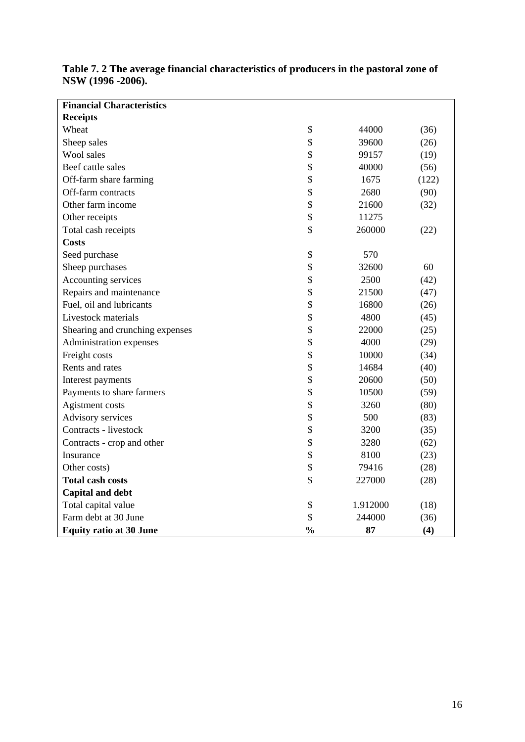**Table 7. 2 The average financial characteristics of producers in the pastoral zone of NSW (1996 -2006).**

| **Financial Characteristics** | | | |
|---|---|---|---|
| **Receipts** | | | |
| Wheat | $ | 44000 | (36) |
| Sheep sales | $ | 39600 | (26) |
| Wool sales | $ | 99157 | (19) |
| Beef cattle sales | $ | 40000 | (56) |
| Off-farm share farming | $ | 1675 | (122) |
| Off-farm contracts | $ | 2680 | (90) |
| Other farm income | $ | 21600 | (32) |
| Other receipts | $ | 11275 | |
| Total cash receipts | $ | 260000 | (22) |
| **Costs** | | | |
| Seed purchase | $ | 570 | |
| Sheep purchases | $ | 32600 | 60 |
| Accounting services | $ | 2500 | (42) |
| Repairs and maintenance | $ | 21500 | (47) |
| Fuel, oil and lubricants | $ | 16800 | (26) |
| Livestock materials | $ | 4800 | (45) |
| Shearing and crunching expenses | $ | 22000 | (25) |
| Administration expenses | $ | 4000 | (29) |
| Freight costs | $ | 10000 | (34) |
| Rents and rates | $ | 14684 | (40) |
| Interest payments | $ | 20600 | (50) |
| Payments to share farmers | $ | 10500 | (59) |
| Agistment costs | $ | 3260 | (80) |
| Advisory services | $ | 500 | (83) |
| Contracts - livestock | $ | 3200 | (35) |
| Contracts - crop and other | $ | 3280 | (62) |
| Insurance | $ | 8100 | (23) |
| Other costs) | $ | 79416 | (28) |
| **Total cash costs** | $ | 227000 | (28) |
| **Capital and debt** | | | |
| Total capital value | $ | 1.912000 | (18) |
| Farm debt at 30 June | $ | 244000 | (36) |
| **Equity ratio at 30 June** | **%** | **87** | **(4)** |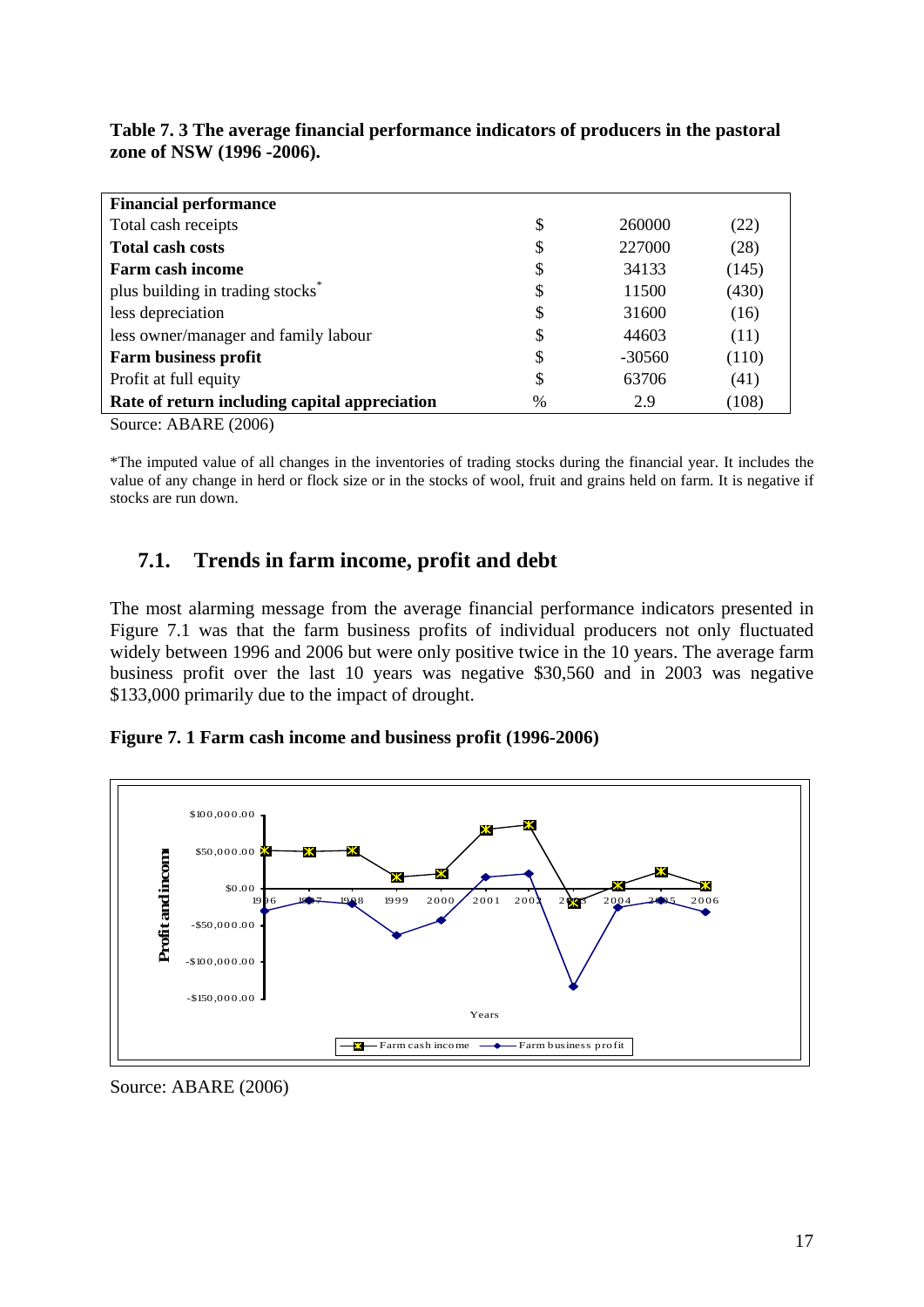**Table 7. 3 The average financial performance indicators of producers in the pastoral zone of NSW (1996 -2006).**

| **Financial performance** | | | |
|---|---|---|---|
| Total cash receipts | $ | 260000 | (22) |
| **Total cash costs** | $ | 227000 | (28) |
| **Farm cash income** | $ | 34133 | (145) |
| plus building in trading stocks* | $ | 11500 | (430) |
| less depreciation | $ | 31600 | (16) |
| less owner/manager and family labour | $ | 44603 | (11) |
| **Farm business profit** | $ | -30560 | (110) |
| Profit at full equity | $ | 63706 | (41) |
| **Rate of return including capital appreciation** | % | 2.9 | (108) |

Source: ABARE (2006)

*The imputed value of all changes in the inventories of trading stocks during the financial year. It includes the value of any change in herd or flock size or in the stocks of wool, fruit and grains held on farm. It is negative if stocks are run down.

## 7.1. Trends in farm income, profit and debt

The most alarming message from the average financial performance indicators presented in Figure 7.1 was that the farm business profits of individual producers not only fluctuated widely between 1996 and 2006 but were only positive twice in the 10 years. The average farm business profit over the last 10 years was negative $30,560 and in 2003 was negative $133,000 primarily due to the impact of drought.

**Figure 7. 1 Farm cash income and business profit (1996-2006)**

Source: ABARE (2006)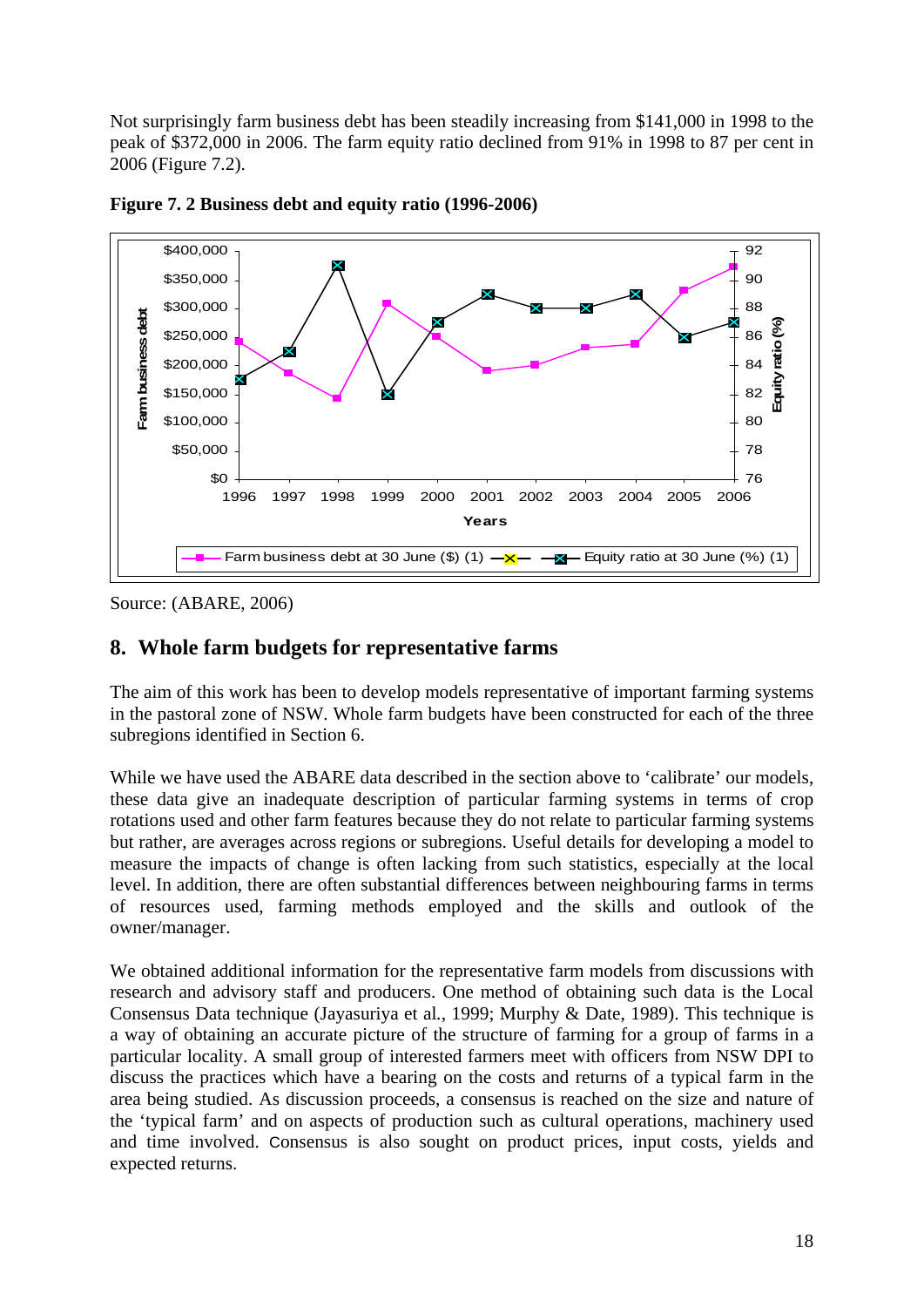Not surprisingly farm business debt has been steadily increasing from $141,000 in 1998 to the peak of $372,000 in 2006. The farm equity ratio declined from 91% in 1998 to 87 per cent in 2006 (Figure 7.2).

**Figure 7. 2 Business debt and equity ratio (1996-2006)**

Source: (ABARE, 2006)

## 8. Whole farm budgets for representative farms

The aim of this work has been to develop models representative of important farming systems in the pastoral zone of NSW. Whole farm budgets have been constructed for each of the three subregions identified in Section 6.

While we have used the ABARE data described in the section above to 'calibrate' our models, these data give an inadequate description of particular farming systems in terms of crop rotations used and other farm features because they do not relate to particular farming systems but rather, are averages across regions or subregions. Useful details for developing a model to measure the impacts of change is often lacking from such statistics, especially at the local level. In addition, there are often substantial differences between neighbouring farms in terms of resources used, farming methods employed and the skills and outlook of the owner/manager.

We obtained additional information for the representative farm models from discussions with research and advisory staff and producers. One method of obtaining such data is the Local Consensus Data technique (Jayasuriya et al., 1999; Murphy & Date, 1989). This technique is a way of obtaining an accurate picture of the structure of farming for a group of farms in a particular locality. A small group of interested farmers meet with officers from NSW DPI to discuss the practices which have a bearing on the costs and returns of a typical farm in the area being studied. As discussion proceeds, a consensus is reached on the size and nature of the 'typical farm' and on aspects of production such as cultural operations, machinery used and time involved. Consensus is also sought on product prices, input costs, yields and expected returns.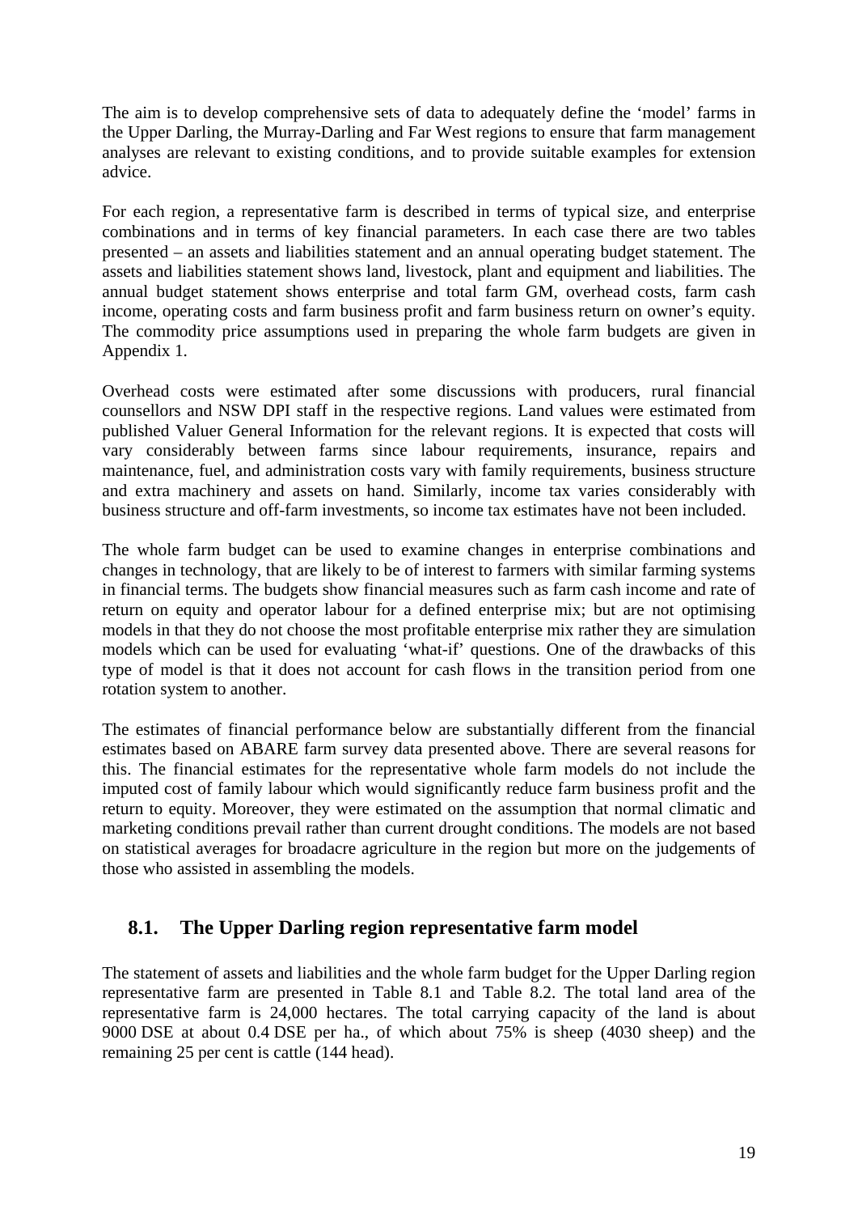The aim is to develop comprehensive sets of data to adequately define the 'model' farms in the Upper Darling, the Murray-Darling and Far West regions to ensure that farm management analyses are relevant to existing conditions, and to provide suitable examples for extension advice.

For each region, a representative farm is described in terms of typical size, and enterprise combinations and in terms of key financial parameters. In each case there are two tables presented – an assets and liabilities statement and an annual operating budget statement. The assets and liabilities statement shows land, livestock, plant and equipment and liabilities. The annual budget statement shows enterprise and total farm GM, overhead costs, farm cash income, operating costs and farm business profit and farm business return on owner's equity. The commodity price assumptions used in preparing the whole farm budgets are given in Appendix 1.

Overhead costs were estimated after some discussions with producers, rural financial counsellors and NSW DPI staff in the respective regions. Land values were estimated from published Valuer General Information for the relevant regions. It is expected that costs will vary considerably between farms since labour requirements, insurance, repairs and maintenance, fuel, and administration costs vary with family requirements, business structure and extra machinery and assets on hand. Similarly, income tax varies considerably with business structure and off-farm investments, so income tax estimates have not been included.

The whole farm budget can be used to examine changes in enterprise combinations and changes in technology, that are likely to be of interest to farmers with similar farming systems in financial terms. The budgets show financial measures such as farm cash income and rate of return on equity and operator labour for a defined enterprise mix; but are not optimising models in that they do not choose the most profitable enterprise mix rather they are simulation models which can be used for evaluating 'what-if' questions. One of the drawbacks of this type of model is that it does not account for cash flows in the transition period from one rotation system to another.

The estimates of financial performance below are substantially different from the financial estimates based on ABARE farm survey data presented above. There are several reasons for this. The financial estimates for the representative whole farm models do not include the imputed cost of family labour which would significantly reduce farm business profit and the return to equity. Moreover, they were estimated on the assumption that normal climatic and marketing conditions prevail rather than current drought conditions. The models are not based on statistical averages for broadacre agriculture in the region but more on the judgements of those who assisted in assembling the models.

## 8.1. The Upper Darling region representative farm model

The statement of assets and liabilities and the whole farm budget for the Upper Darling region representative farm are presented in Table 8.1 and Table 8.2. The total land area of the representative farm is 24,000 hectares. The total carrying capacity of the land is about 9000 DSE at about 0.4 DSE per ha., of which about 75% is sheep (4030 sheep) and the remaining 25 per cent is cattle (144 head).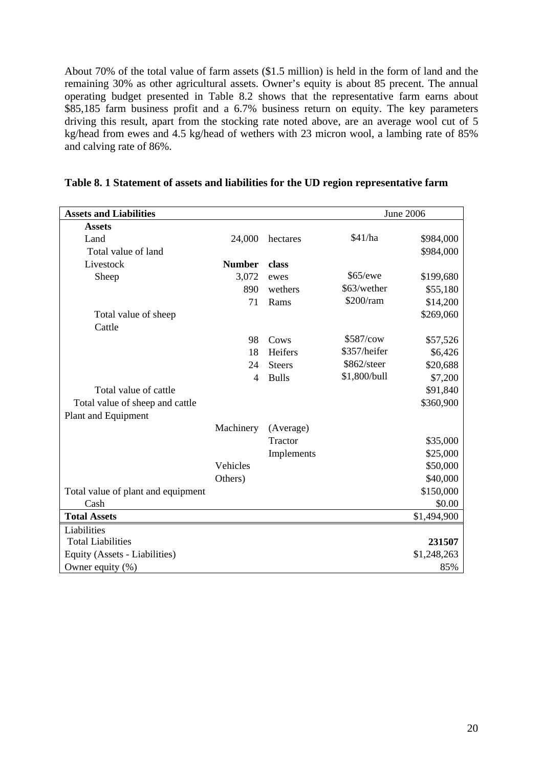About 70% of the total value of farm assets ($1.5 million) is held in the form of land and the remaining 30% as other agricultural assets. Owner's equity is about 85 precent. The annual operating budget presented in Table 8.2 shows that the representative farm earns about $85,185 farm business profit and a 6.7% business return on equity. The key parameters driving this result, apart from the stocking rate noted above, are an average wool cut of 5 kg/head from ewes and 4.5 kg/head of wethers with 23 micron wool, a lambing rate of 85% and calving rate of 86%.

**Table 8. 1 Statement of assets and liabilities for the UD region representative farm**

| **Assets and Liabilities** | | | | June 2006 |
|---|---|---|---|---|
| **Assets** | | | | |
| Land | 24,000 | hectares | $41/ha | $984,000 |
| Total value of land | | | | $984,000 |
| Livestock | **Number** | **class** | | |
| Sheep | 3,072 | ewes | $65/ewe | $199,680 |
| | 890 | wethers | $63/wether | $55,180 |
| | 71 | Rams | $200/ram | $14,200 |
| Total value of sheep | | | | $269,060 |
| Cattle | | | | |
| | 98 | Cows | $587/cow | $57,526 |
| | 18 | Heifers | $357/heifer | $6,426 |
| | 24 | Steers | $862/steer | $20,688 |
| | 4 | Bulls | $1,800/bull | $7,200 |
| Total value of cattle | | | | $91,840 |
| Total value of sheep and cattle | | | | $360,900 |
| Plant and Equipment | | | | |
| | Machinery | (Average) | | |
| | | Tractor | | $35,000 |
| | | Implements | | $25,000 |
| | Vehicles | | | $50,000 |
| | Others) | | | $40,000 |
| Total value of plant and equipment | | | | $150,000 |
| Cash | | | | $0.00 |
| **Total Assets** | | | | $1,494,900 |
| Liabilities | | | | |
| Total Liabilities | | | | **231507** |
| Equity (Assets - Liabilities) | | | | $1,248,263 |
| Owner equity (%) | | | | 85% |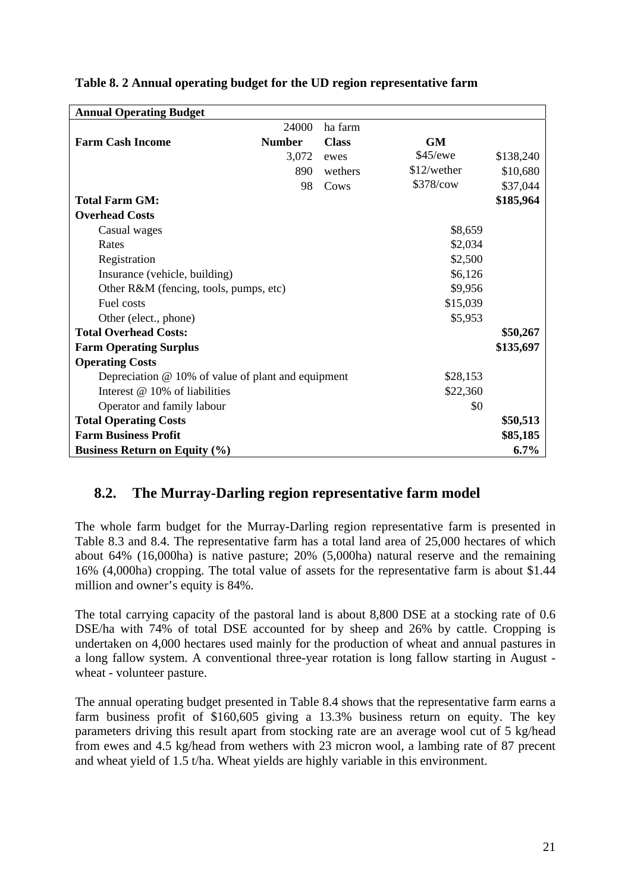**Table 8. 2 Annual operating budget for the UD region representative farm**

| Annual Operating Budget | | | | | |
|---|---|---|---|---|---|
| | 24000 | ha farm | | | |
| **Farm Cash Income** | **Number** | **Class** | **GM** | | |
| | 3,072 | ewes | $45/ewe | | $138,240 |
| | 890 | wethers | $12/wether | | $10,680 |
| | 98 | Cows | $378/cow | | $37,044 |
| **Total Farm GM:** | | | | | **$185,964** |
| **Overhead Costs** | | | | | |
| Casual wages | | | | $8,659 | |
| Rates | | | | $2,034 | |
| Registration | | | | $2,500 | |
| Insurance (vehicle, building) | | | | $6,126 | |
| Other R&M (fencing, tools, pumps, etc) | | | | $9,956 | |
| Fuel costs | | | | $15,039 | |
| Other (elect., phone) | | | | $5,953 | |
| **Total Overhead Costs:** | | | | | **$50,267** |
| **Farm Operating Surplus** | | | | | **$135,697** |
| **Operating Costs** | | | | | |
| Depreciation @ 10% of value of plant and equipment | | | | $28,153 | |
| Interest @ 10% of liabilities | | | | $22,360 | |
| Operator and family labour | | | | $0 | |
| **Total Operating Costs** | | | | | **$50,513** |
| **Farm Business Profit** | | | | | **$85,185** |
| **Business Return on Equity (%)** | | | | | **6.7%** |

## 8.2. The Murray-Darling region representative farm model

The whole farm budget for the Murray-Darling region representative farm is presented in Table 8.3 and 8.4. The representative farm has a total land area of 25,000 hectares of which about 64% (16,000ha) is native pasture; 20% (5,000ha) natural reserve and the remaining 16% (4,000ha) cropping. The total value of assets for the representative farm is about $1.44 million and owner's equity is 84%.

The total carrying capacity of the pastoral land is about 8,800 DSE at a stocking rate of 0.6 DSE/ha with 74% of total DSE accounted for by sheep and 26% by cattle. Cropping is undertaken on 4,000 hectares used mainly for the production of wheat and annual pastures in a long fallow system. A conventional three-year rotation is long fallow starting in August - wheat - volunteer pasture.

The annual operating budget presented in Table 8.4 shows that the representative farm earns a farm business profit of $160,605 giving a 13.3% business return on equity. The key parameters driving this result apart from stocking rate are an average wool cut of 5 kg/head from ewes and 4.5 kg/head from wethers with 23 micron wool, a lambing rate of 87 precent and wheat yield of 1.5 t/ha. Wheat yields are highly variable in this environment.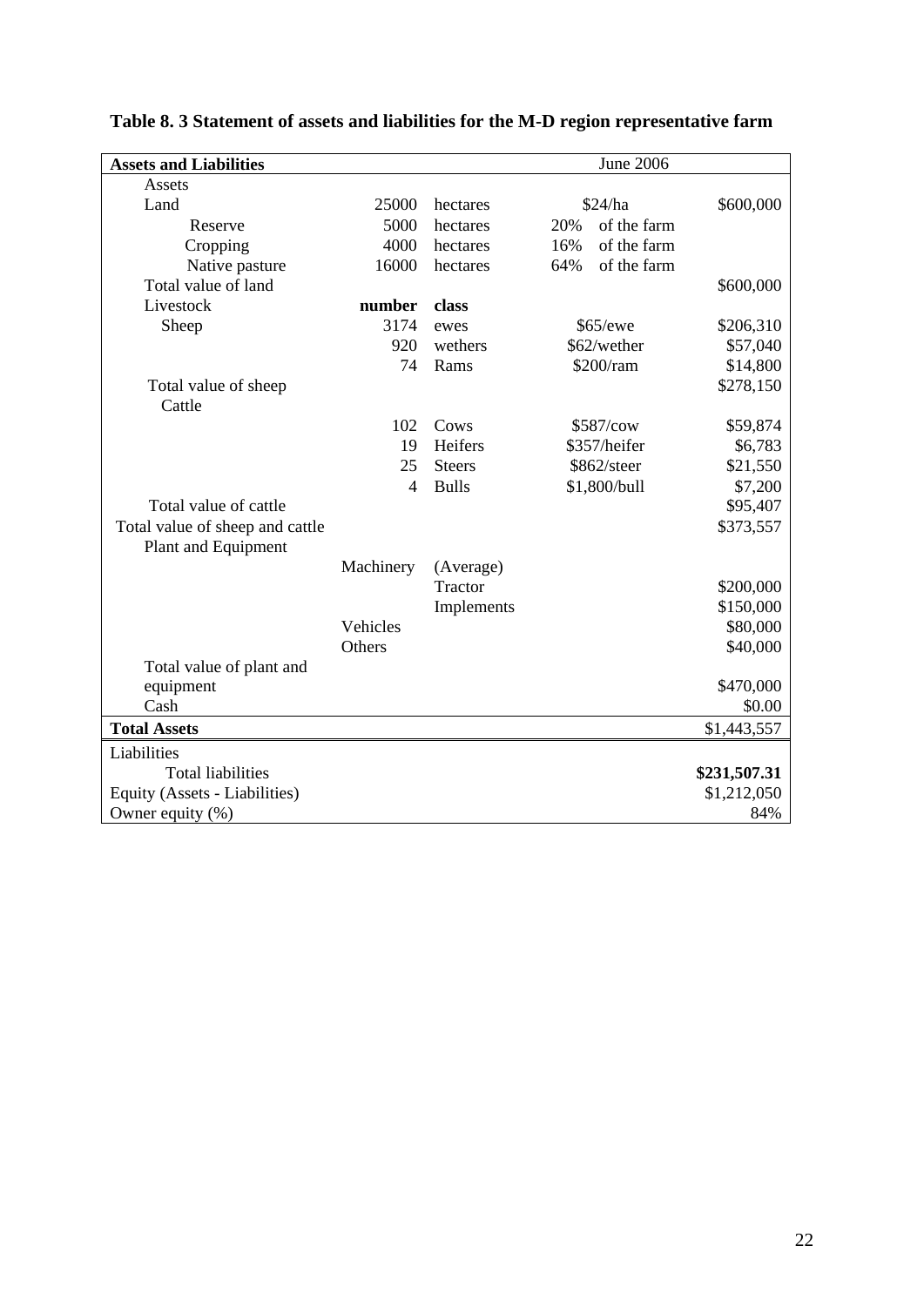**Table 8. 3 Statement of assets and liabilities for the M-D region representative farm**

| Assets and Liabilities | | | June 2006 | | |
|---|---|---|---|---|---|
| Assets | | | | | |
| Land | 25000 | hectares | $24/ha | | $600,000 |
| Reserve | 5000 | hectares | 20% | of the farm | |
| Cropping | 4000 | hectares | 16% | of the farm | |
| Native pasture | 16000 | hectares | 64% | of the farm | |
| Total value of land | | | | | $600,000 |
| Livestock | **number** | **class** | | | |
| Sheep | 3174 | ewes | $65/ewe | | $206,310 |
| | 920 | wethers | $62/wether | | $57,040 |
| | 74 | Rams | $200/ram | | $14,800 |
| Total value of sheep | | | | | $278,150 |
| Cattle | | | | | |
| | 102 | Cows | $587/cow | | $59,874 |
| | 19 | Heifers | $357/heifer | | $6,783 |
| | 25 | Steers | $862/steer | | $21,550 |
| | 4 | Bulls | $1,800/bull | | $7,200 |
| Total value of cattle | | | | | $95,407 |
| Total value of sheep and cattle | | | | | $373,557 |
| Plant and Equipment | | | | | |
| | Machinery | (Average) | | | |
| | | Tractor | | | $200,000 |
| | | Implements | | | $150,000 |
| | Vehicles | | | | $80,000 |
| | Others | | | | $40,000 |
| Total value of plant and equipment | | | | | $470,000 |
| Cash | | | | | $0.00 |
| **Total Assets** | | | | | $1,443,557 |
| Liabilities | | | | | |
| Total liabilities | | | | | **$231,507.31** |
| Equity (Assets - Liabilities) | | | | | $1,212,050 |
| Owner equity (%) | | | | | 84% |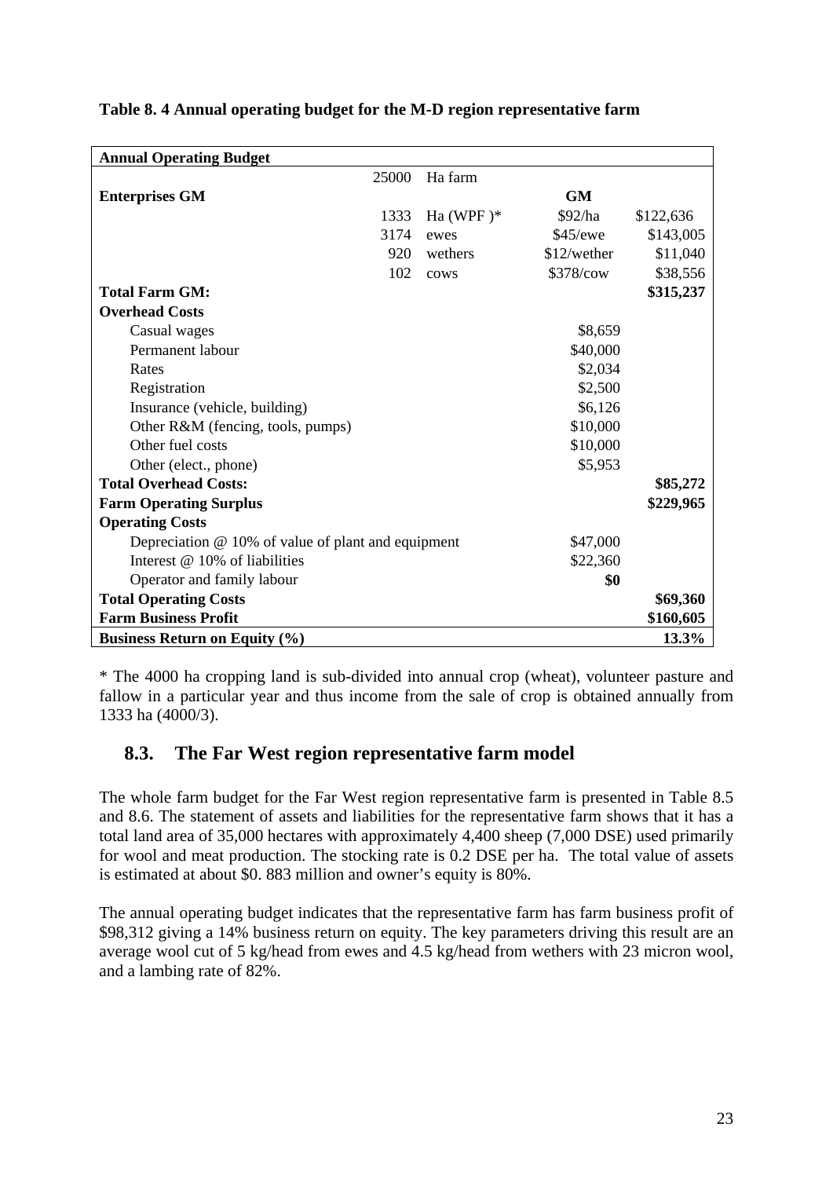**Table 8. 4 Annual operating budget for the M-D region representative farm**

| **Annual Operating Budget** | | | | |
|---|---|---|---|---|
| | 25000 | Ha farm | | |
| **Enterprises GM** | | | **GM** | |
| | 1333 | Ha (WPF )* | $92/ha | $122,636 |
| | 3174 | ewes | $45/ewe | $143,005 |
| | 920 | wethers | $12/wether | $11,040 |
| | 102 | cows | $378/cow | $38,556 |
| **Total Farm GM:** | | | | **$315,237** |
| **Overhead Costs** | | | | |
| Casual wages | | | $8,659 | |
| Permanent labour | | | $40,000 | |
| Rates | | | $2,034 | |
| Registration | | | $2,500 | |
| Insurance (vehicle, building) | | | $6,126 | |
| Other R&M (fencing, tools, pumps) | | | $10,000 | |
| Other fuel costs | | | $10,000 | |
| Other (elect., phone) | | | $5,953 | |
| **Total Overhead Costs:** | | | | **$85,272** |
| **Farm Operating Surplus** | | | | **$229,965** |
| **Operating Costs** | | | | |
| Depreciation @ 10% of value of plant and equipment | | | $47,000 | |
| Interest @ 10% of liabilities | | | $22,360 | |
| Operator and family labour | | | **$0** | |
| **Total Operating Costs** | | | | **$69,360** |
| **Farm Business Profit** | | | | **$160,605** |
| **Business Return on Equity (%)** | | | | **13.3%** |

* The 4000 ha cropping land is sub-divided into annual crop (wheat), volunteer pasture and fallow in a particular year and thus income from the sale of crop is obtained annually from 1333 ha (4000/3).

## 8.3. The Far West region representative farm model

The whole farm budget for the Far West region representative farm is presented in Table 8.5 and 8.6. The statement of assets and liabilities for the representative farm shows that it has a total land area of 35,000 hectares with approximately 4,400 sheep (7,000 DSE) used primarily for wool and meat production. The stocking rate is 0.2 DSE per ha. The total value of assets is estimated at about $0. 883 million and owner's equity is 80%.

The annual operating budget indicates that the representative farm has farm business profit of $98,312 giving a 14% business return on equity. The key parameters driving this result are an average wool cut of 5 kg/head from ewes and 4.5 kg/head from wethers with 23 micron wool, and a lambing rate of 82%.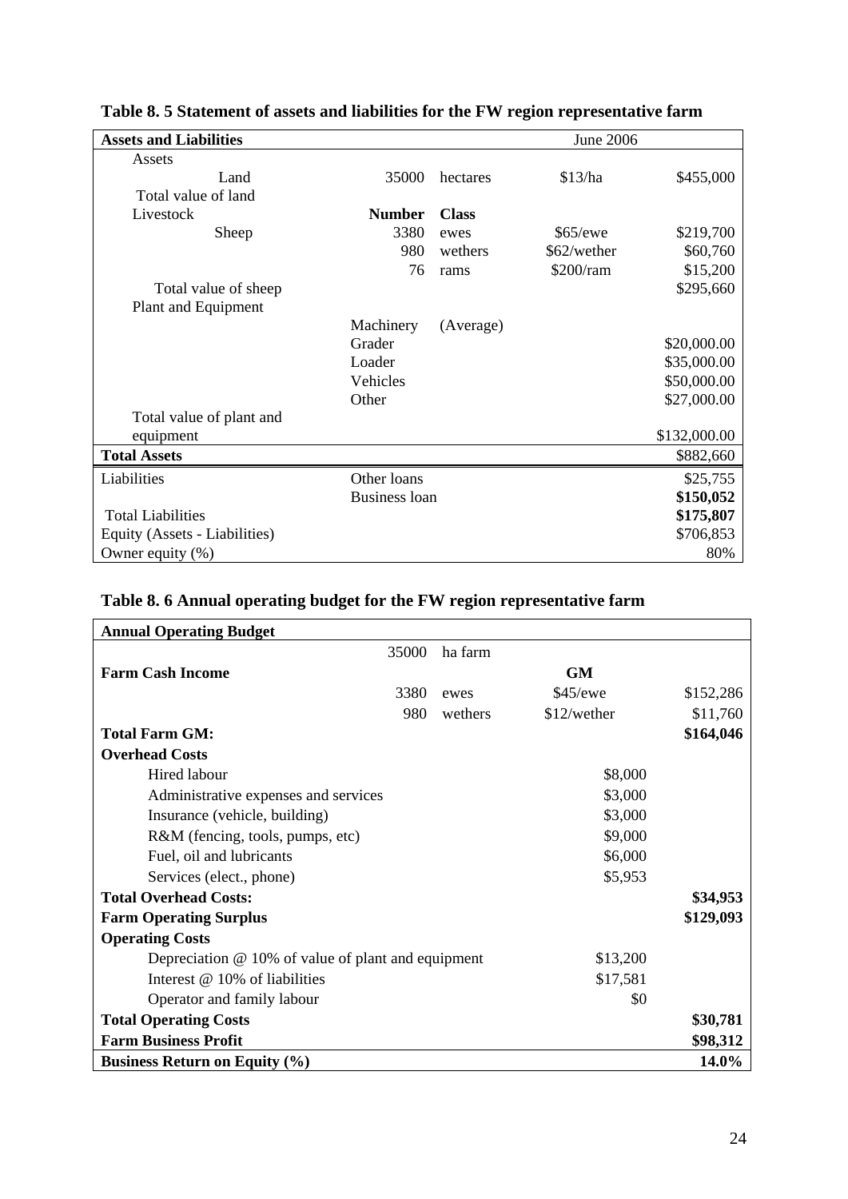**Table 8. 5 Statement of assets and liabilities for the FW region representative farm**

| Assets and Liabilities | | | June 2006 | |
|---|---|---|---|---|
| Assets | | | | |
| Land | 35000 | hectares | \$13/ha | \$455,000 |
| Total value of land | | | | |
| Livestock | **Number** | **Class** | | |
| Sheep | 3380 | ewes | \$65/ewe | \$219,700 |
| | 980 | wethers | \$62/wether | \$60,760 |
| | 76 | rams | \$200/ram | \$15,200 |
| Total value of sheep | | | | \$295,660 |
| Plant and Equipment | | | | |
| | Machinery | (Average) | | |
| | Grader | | | \$20,000.00 |
| | Loader | | | \$35,000.00 |
| | Vehicles | | | \$50,000.00 |
| | Other | | | \$27,000.00 |
| Total value of plant and equipment | | | | \$132,000.00 |
| **Total Assets** | | | | \$882,660 |
| Liabilities | Other loans | | | \$25,755 |
| | Business loan | | | **\$150,052** |
| Total Liabilities | | | | **\$175,807** |
| Equity (Assets - Liabilities) | | | | \$706,853 |
| Owner equity (%) | | | | 80% |

**Table 8. 6 Annual operating budget for the FW region representative farm**

| Annual Operating Budget | | | | |
|---|---|---|---|---|
| | 35000 | ha farm | | |
| **Farm Cash Income** | | | **GM** | |
| | 3380 | ewes | \$45/ewe | \$152,286 |
| | 980 | wethers | \$12/wether | \$11,760 |
| **Total Farm GM:** | | | | **\$164,046** |
| **Overhead Costs** | | | | |
| Hired labour | | | \$8,000 | |
| Administrative expenses and services | | | \$3,000 | |
| Insurance (vehicle, building) | | | \$3,000 | |
| R&M (fencing, tools, pumps, etc) | | | \$9,000 | |
| Fuel, oil and lubricants | | | \$6,000 | |
| Services (elect., phone) | | | \$5,953 | |
| **Total Overhead Costs:** | | | | **\$34,953** |
| **Farm Operating Surplus** | | | | **\$129,093** |
| **Operating Costs** | | | | |
| Depreciation @ 10% of value of plant and equipment | | | \$13,200 | |
| Interest @ 10% of liabilities | | | \$17,581 | |
| Operator and family labour | | | \$0 | |
| **Total Operating Costs** | | | | **\$30,781** |
| **Farm Business Profit** | | | | **\$98,312** |
| **Business Return on Equity (%)** | | | | **14.0%** |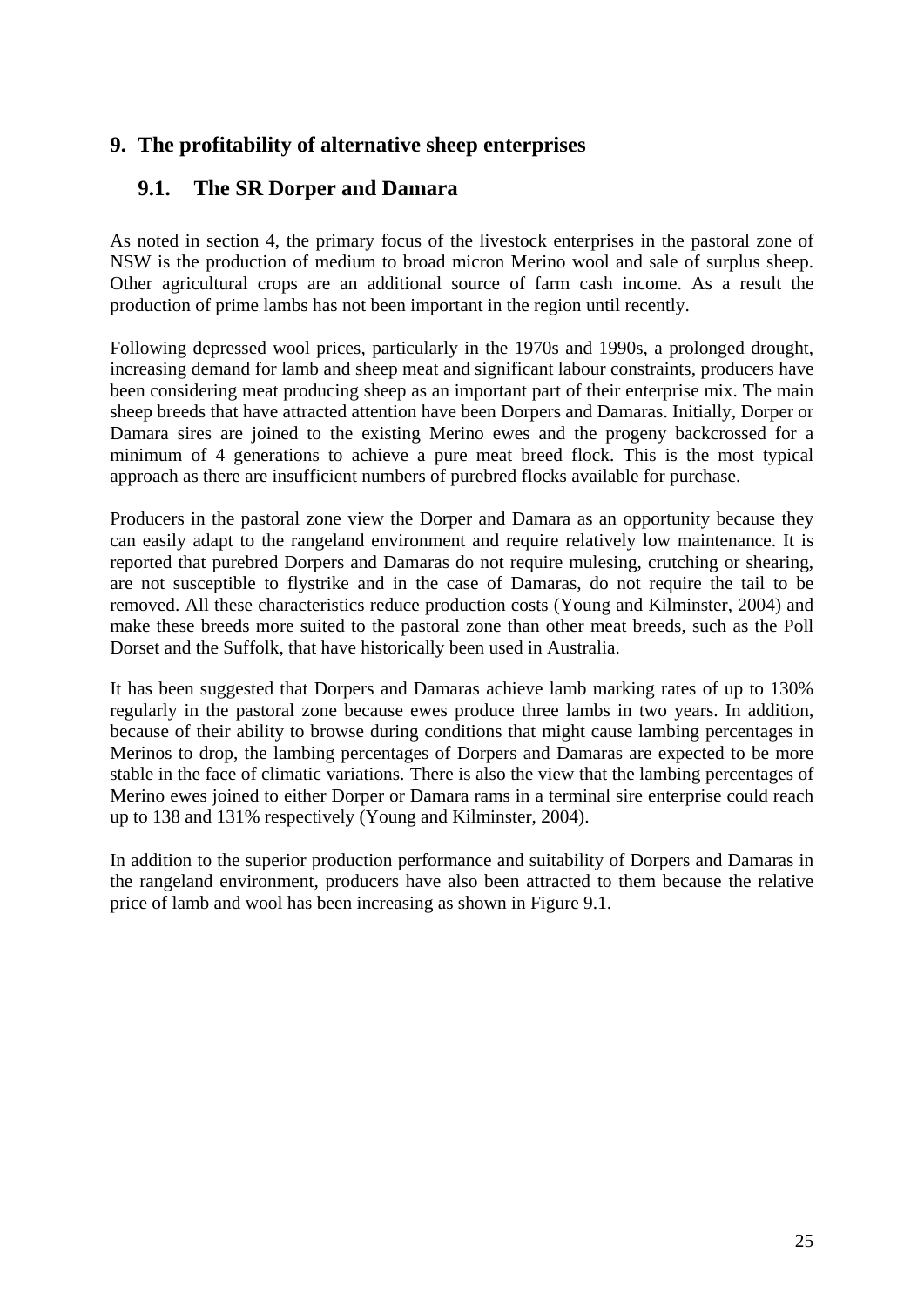# 9. The profitability of alternative sheep enterprises

## 9.1. The SR Dorper and Damara

As noted in section 4, the primary focus of the livestock enterprises in the pastoral zone of NSW is the production of medium to broad micron Merino wool and sale of surplus sheep. Other agricultural crops are an additional source of farm cash income. As a result the production of prime lambs has not been important in the region until recently.

Following depressed wool prices, particularly in the 1970s and 1990s, a prolonged drought, increasing demand for lamb and sheep meat and significant labour constraints, producers have been considering meat producing sheep as an important part of their enterprise mix. The main sheep breeds that have attracted attention have been Dorpers and Damaras. Initially, Dorper or Damara sires are joined to the existing Merino ewes and the progeny backcrossed for a minimum of 4 generations to achieve a pure meat breed flock. This is the most typical approach as there are insufficient numbers of purebred flocks available for purchase.

Producers in the pastoral zone view the Dorper and Damara as an opportunity because they can easily adapt to the rangeland environment and require relatively low maintenance. It is reported that purebred Dorpers and Damaras do not require mulesing, crutching or shearing, are not susceptible to flystrike and in the case of Damaras, do not require the tail to be removed. All these characteristics reduce production costs (Young and Kilminster, 2004) and make these breeds more suited to the pastoral zone than other meat breeds, such as the Poll Dorset and the Suffolk, that have historically been used in Australia.

It has been suggested that Dorpers and Damaras achieve lamb marking rates of up to 130% regularly in the pastoral zone because ewes produce three lambs in two years. In addition, because of their ability to browse during conditions that might cause lambing percentages in Merinos to drop, the lambing percentages of Dorpers and Damaras are expected to be more stable in the face of climatic variations. There is also the view that the lambing percentages of Merino ewes joined to either Dorper or Damara rams in a terminal sire enterprise could reach up to 138 and 131% respectively (Young and Kilminster, 2004).

In addition to the superior production performance and suitability of Dorpers and Damaras in the rangeland environment, producers have also been attracted to them because the relative price of lamb and wool has been increasing as shown in Figure 9.1.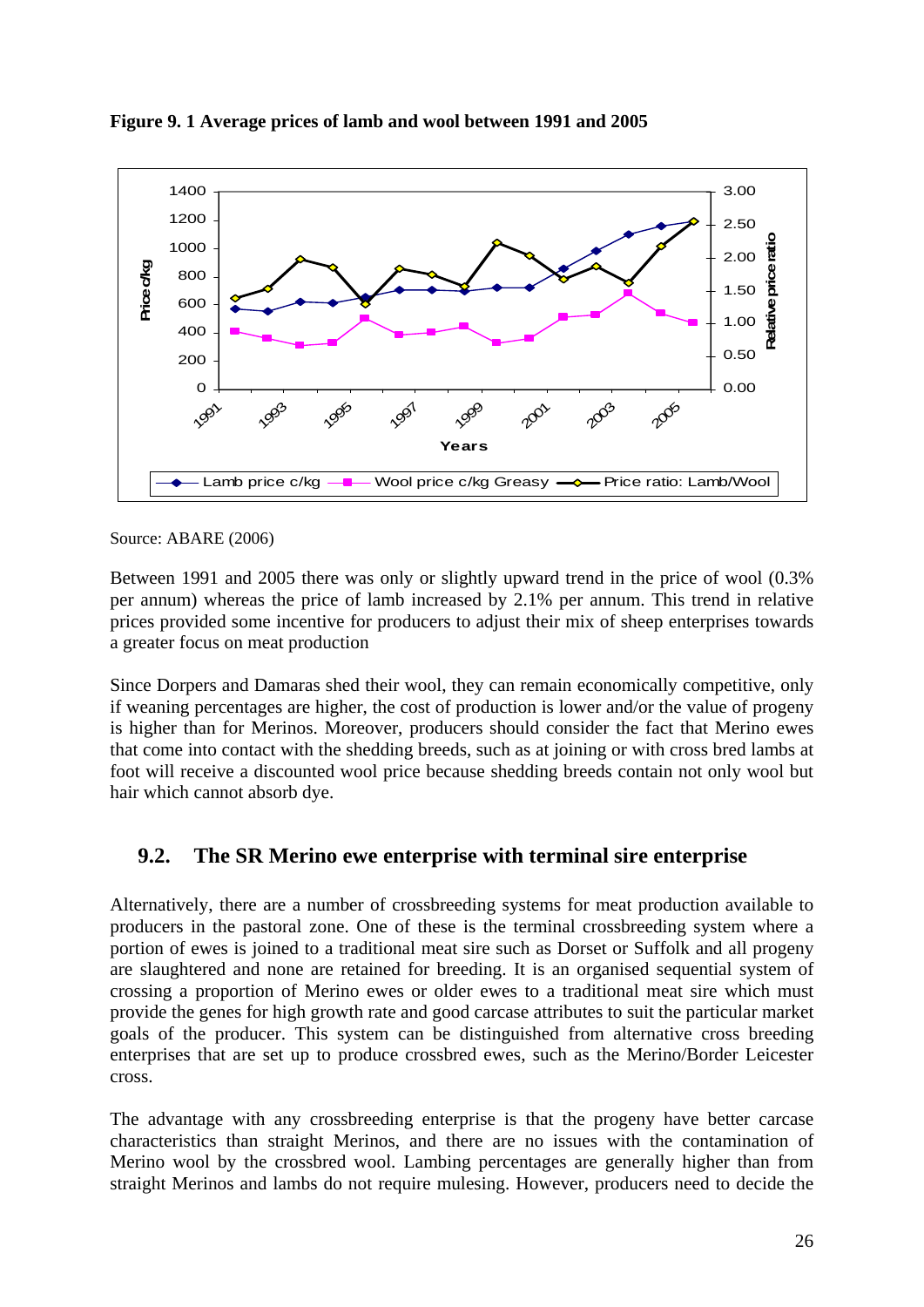**Figure 9. 1 Average prices of lamb and wool between 1991 and 2005**

Source: ABARE (2006)

Between 1991 and 2005 there was only or slightly upward trend in the price of wool (0.3% per annum) whereas the price of lamb increased by 2.1% per annum. This trend in relative prices provided some incentive for producers to adjust their mix of sheep enterprises towards a greater focus on meat production

Since Dorpers and Damaras shed their wool, they can remain economically competitive, only if weaning percentages are higher, the cost of production is lower and/or the value of progeny is higher than for Merinos. Moreover, producers should consider the fact that Merino ewes that come into contact with the shedding breeds, such as at joining or with cross bred lambs at foot will receive a discounted wool price because shedding breeds contain not only wool but hair which cannot absorb dye.

## 9.2. The SR Merino ewe enterprise with terminal sire enterprise

Alternatively, there are a number of crossbreeding systems for meat production available to producers in the pastoral zone. One of these is the terminal crossbreeding system where a portion of ewes is joined to a traditional meat sire such as Dorset or Suffolk and all progeny are slaughtered and none are retained for breeding. It is an organised sequential system of crossing a proportion of Merino ewes or older ewes to a traditional meat sire which must provide the genes for high growth rate and good carcase attributes to suit the particular market goals of the producer. This system can be distinguished from alternative cross breeding enterprises that are set up to produce crossbred ewes, such as the Merino/Border Leicester cross.

The advantage with any crossbreeding enterprise is that the progeny have better carcase characteristics than straight Merinos, and there are no issues with the contamination of Merino wool by the crossbred wool. Lambing percentages are generally higher than from straight Merinos and lambs do not require mulesing. However, producers need to decide the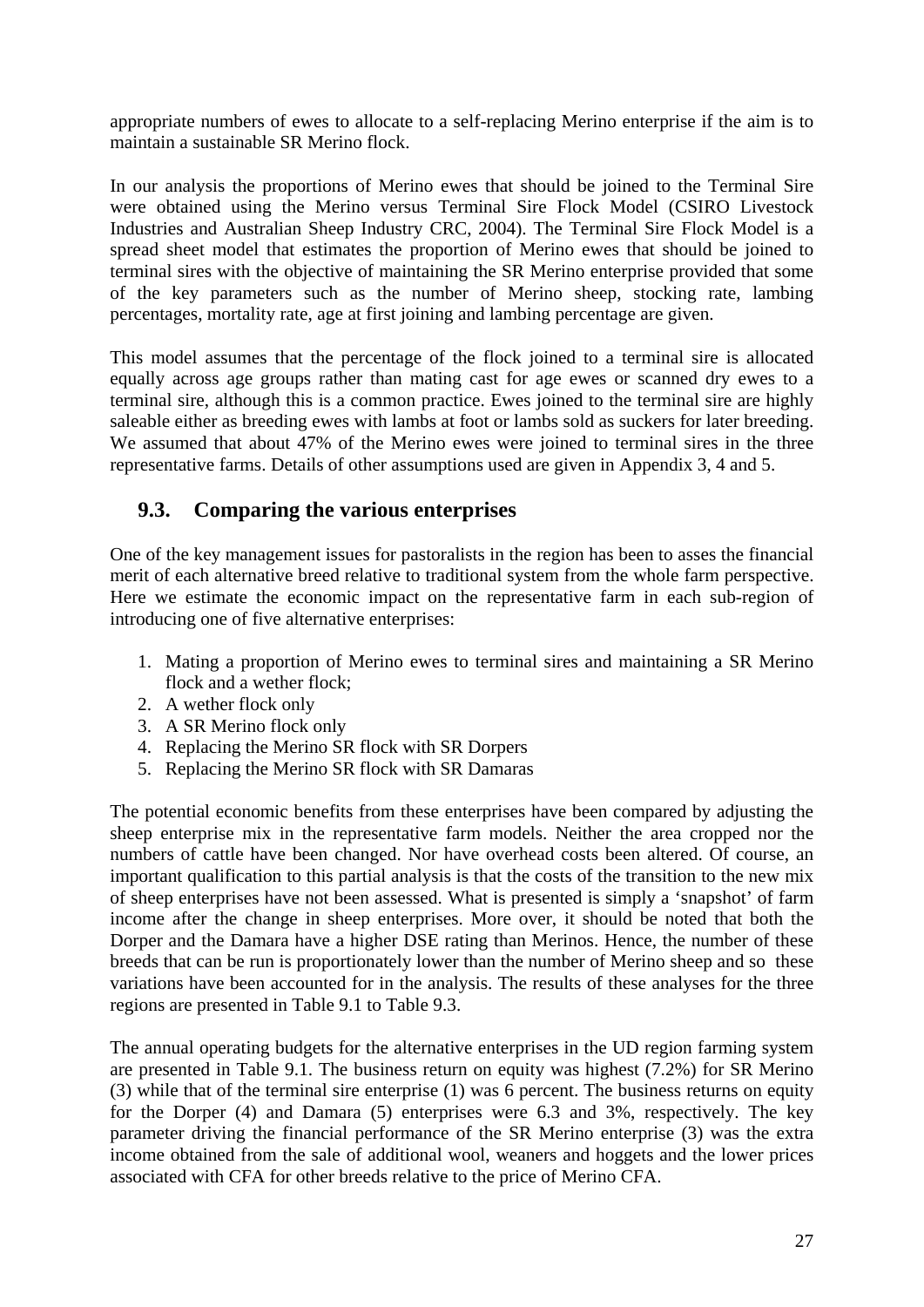appropriate numbers of ewes to allocate to a self-replacing Merino enterprise if the aim is to maintain a sustainable SR Merino flock.

In our analysis the proportions of Merino ewes that should be joined to the Terminal Sire were obtained using the Merino versus Terminal Sire Flock Model (CSIRO Livestock Industries and Australian Sheep Industry CRC, 2004). The Terminal Sire Flock Model is a spread sheet model that estimates the proportion of Merino ewes that should be joined to terminal sires with the objective of maintaining the SR Merino enterprise provided that some of the key parameters such as the number of Merino sheep, stocking rate, lambing percentages, mortality rate, age at first joining and lambing percentage are given.

This model assumes that the percentage of the flock joined to a terminal sire is allocated equally across age groups rather than mating cast for age ewes or scanned dry ewes to a terminal sire, although this is a common practice. Ewes joined to the terminal sire are highly saleable either as breeding ewes with lambs at foot or lambs sold as suckers for later breeding. We assumed that about 47% of the Merino ewes were joined to terminal sires in the three representative farms. Details of other assumptions used are given in Appendix 3, 4 and 5.

## 9.3. Comparing the various enterprises

One of the key management issues for pastoralists in the region has been to asses the financial merit of each alternative breed relative to traditional system from the whole farm perspective. Here we estimate the economic impact on the representative farm in each sub-region of introducing one of five alternative enterprises:

1. Mating a proportion of Merino ewes to terminal sires and maintaining a SR Merino flock and a wether flock;
2. A wether flock only
3. A SR Merino flock only
4. Replacing the Merino SR flock with SR Dorpers
5. Replacing the Merino SR flock with SR Damaras

The potential economic benefits from these enterprises have been compared by adjusting the sheep enterprise mix in the representative farm models. Neither the area cropped nor the numbers of cattle have been changed. Nor have overhead costs been altered. Of course, an important qualification to this partial analysis is that the costs of the transition to the new mix of sheep enterprises have not been assessed. What is presented is simply a 'snapshot' of farm income after the change in sheep enterprises. More over, it should be noted that both the Dorper and the Damara have a higher DSE rating than Merinos. Hence, the number of these breeds that can be run is proportionately lower than the number of Merino sheep and so these variations have been accounted for in the analysis. The results of these analyses for the three regions are presented in Table 9.1 to Table 9.3.

The annual operating budgets for the alternative enterprises in the UD region farming system are presented in Table 9.1. The business return on equity was highest (7.2%) for SR Merino (3) while that of the terminal sire enterprise (1) was 6 percent. The business returns on equity for the Dorper (4) and Damara (5) enterprises were 6.3 and 3%, respectively. The key parameter driving the financial performance of the SR Merino enterprise (3) was the extra income obtained from the sale of additional wool, weaners and hoggets and the lower prices associated with CFA for other breeds relative to the price of Merino CFA.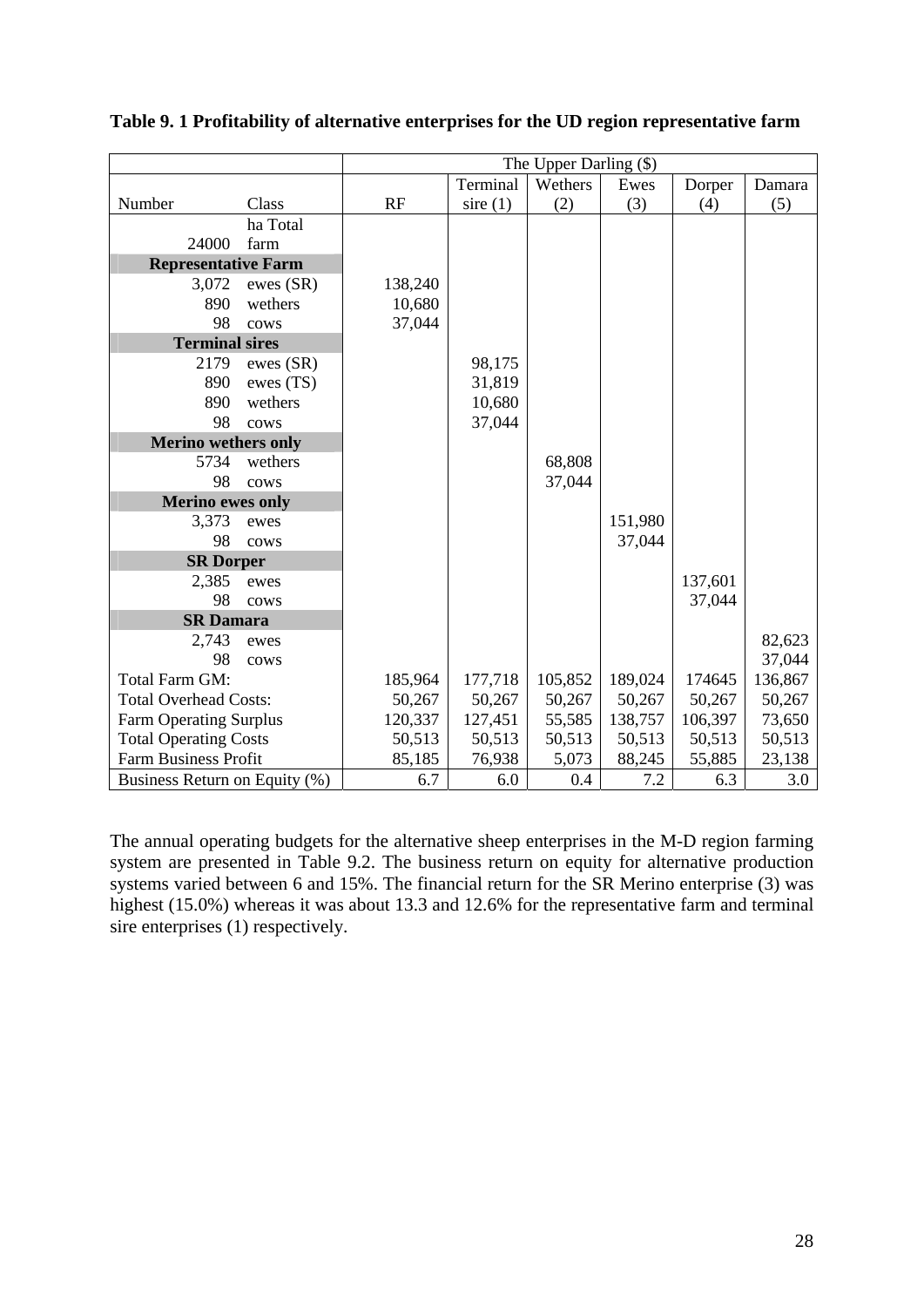**Table 9. 1 Profitability of alternative enterprises for the UD region representative farm**

| | | The Upper Darling ($) | | | | | |
|---|---|---|---|---|---|---|---|
| Number | Class | RF | Terminal sire (1) | Wethers (2) | Ewes (3) | Dorper (4) | Damara (5) |
| 24000 | ha Total farm | | | | | | |
| **Representative Farm** | | | | | | | |
| 3,072 | ewes (SR) | 138,240 | | | | | |
| 890 | wethers | 10,680 | | | | | |
| 98 | cows | 37,044 | | | | | |
| **Terminal sires** | | | | | | | |
| 2179 | ewes (SR) | | 98,175 | | | | |
| 890 | ewes (TS) | | 31,819 | | | | |
| 890 | wethers | | 10,680 | | | | |
| 98 | cows | | 37,044 | | | | |
| **Merino wethers only** | | | | | | | |
| 5734 | wethers | | | 68,808 | | | |
| 98 | cows | | | 37,044 | | | |
| **Merino ewes only** | | | | | | | |
| 3,373 | ewes | | | | 151,980 | | |
| 98 | cows | | | | 37,044 | | |
| **SR Dorper** | | | | | | | |
| 2,385 | ewes | | | | | 137,601 | |
| 98 | cows | | | | | 37,044 | |
| **SR Damara** | | | | | | | |
| 2,743 | ewes | | | | | | 82,623 |
| 98 | cows | | | | | | 37,044 |
| Total Farm GM: | | 185,964 | 177,718 | 105,852 | 189,024 | 174645 | 136,867 |
| Total Overhead Costs: | | 50,267 | 50,267 | 50,267 | 50,267 | 50,267 | 50,267 |
| Farm Operating Surplus | | 120,337 | 127,451 | 55,585 | 138,757 | 106,397 | 73,650 |
| Total Operating Costs | | 50,513 | 50,513 | 50,513 | 50,513 | 50,513 | 50,513 |
| Farm Business Profit | | 85,185 | 76,938 | 5,073 | 88,245 | 55,885 | 23,138 |
| Business Return on Equity (%) | | 6.7 | 6.0 | 0.4 | 7.2 | 6.3 | 3.0 |

The annual operating budgets for the alternative sheep enterprises in the M-D region farming system are presented in Table 9.2. The business return on equity for alternative production systems varied between 6 and 15%. The financial return for the SR Merino enterprise (3) was highest (15.0%) whereas it was about 13.3 and 12.6% for the representative farm and terminal sire enterprises (1) respectively.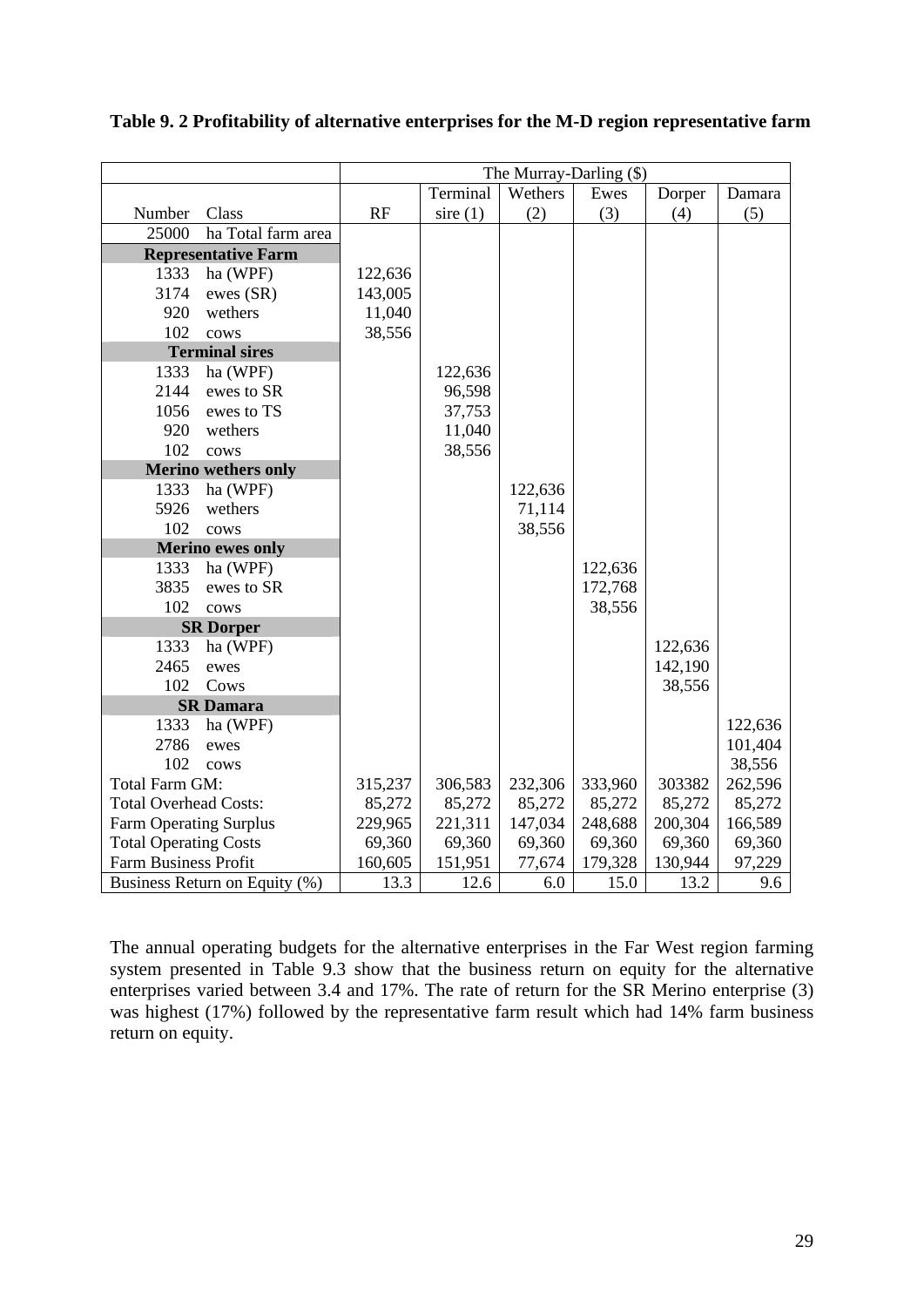**Table 9. 2 Profitability of alternative enterprises for the M-D region representative farm**

| | | The Murray-Darling ($) | | | | | |
|---|---|---|---|---|---|---|---|
| | | | Terminal | Wethers | Ewes | Dorper | Damara |
| Number | Class | RF | sire (1) | (2) | (3) | (4) | (5) |
| 25000 | ha Total farm area | | | | | | |
| **Representative Farm** | | | | | | | |
| 1333 | ha (WPF) | 122,636 | | | | | |
| 3174 | ewes (SR) | 143,005 | | | | | |
| 920 | wethers | 11,040 | | | | | |
| 102 | cows | 38,556 | | | | | |
| **Terminal sires** | | | | | | | |
| 1333 | ha (WPF) | | 122,636 | | | | |
| 2144 | ewes to SR | | 96,598 | | | | |
| 1056 | ewes to TS | | 37,753 | | | | |
| 920 | wethers | | 11,040 | | | | |
| 102 | cows | | 38,556 | | | | |
| **Merino wethers only** | | | | | | | |
| 1333 | ha (WPF) | | | 122,636 | | | |
| 5926 | wethers | | | 71,114 | | | |
| 102 | cows | | | 38,556 | | | |
| **Merino ewes only** | | | | | | | |
| 1333 | ha (WPF) | | | | 122,636 | | |
| 3835 | ewes to SR | | | | 172,768 | | |
| 102 | cows | | | | 38,556 | | |
| **SR Dorper** | | | | | | | |
| 1333 | ha (WPF) | | | | | 122,636 | |
| 2465 | ewes | | | | | 142,190 | |
| 102 | Cows | | | | | 38,556 | |
| **SR Damara** | | | | | | | |
| 1333 | ha (WPF) | | | | | | 122,636 |
| 2786 | ewes | | | | | | 101,404 |
| 102 | cows | | | | | | 38,556 |
| Total Farm GM: | | 315,237 | 306,583 | 232,306 | 333,960 | 303382 | 262,596 |
| Total Overhead Costs: | | 85,272 | 85,272 | 85,272 | 85,272 | 85,272 | 85,272 |
| Farm Operating Surplus | | 229,965 | 221,311 | 147,034 | 248,688 | 200,304 | 166,589 |
| Total Operating Costs | | 69,360 | 69,360 | 69,360 | 69,360 | 69,360 | 69,360 |
| Farm Business Profit | | 160,605 | 151,951 | 77,674 | 179,328 | 130,944 | 97,229 |
| Business Return on Equity (%) | | 13.3 | 12.6 | 6.0 | 15.0 | 13.2 | 9.6 |

The annual operating budgets for the alternative enterprises in the Far West region farming system presented in Table 9.3 show that the business return on equity for the alternative enterprises varied between 3.4 and 17%. The rate of return for the SR Merino enterprise (3) was highest (17%) followed by the representative farm result which had 14% farm business return on equity.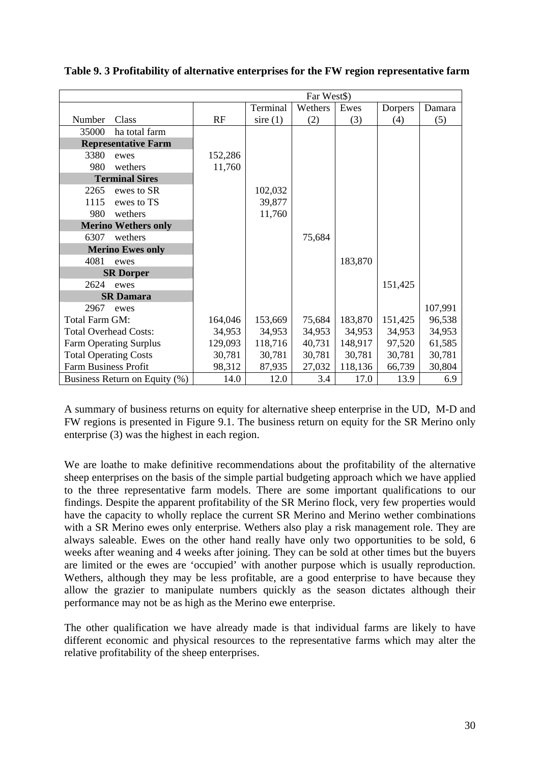**Table 9. 3 Profitability of alternative enterprises for the FW region representative farm**

| | | Far West$) | | | | | |
|---|---|---|---|---|---|---|---|
| | | | Terminal | Wethers | Ewes | Dorpers | Damara |
| Number | Class | RF | sire (1) | (2) | (3) | (4) | (5) |
| 35000 | ha total farm | | | | | | |
| **Representative Farm** | | | | | | | |
| 3380 | ewes | 152,286 | | | | | |
| 980 | wethers | 11,760 | | | | | |
| **Terminal Sires** | | | | | | | |
| 2265 | ewes to SR | | 102,032 | | | | |
| 1115 | ewes to TS | | 39,877 | | | | |
| 980 | wethers | | 11,760 | | | | |
| **Merino Wethers only** | | | | | | | |
| 6307 | wethers | | | 75,684 | | | |
| **Merino Ewes only** | | | | | | | |
| 4081 | ewes | | | | 183,870 | | |
| **SR Dorper** | | | | | | | |
| 2624 | ewes | | | | | 151,425 | |
| **SR Damara** | | | | | | | |
| 2967 | ewes | | | | | | 107,991 |
| Total Farm GM: | | 164,046 | 153,669 | 75,684 | 183,870 | 151,425 | 96,538 |
| Total Overhead Costs: | | 34,953 | 34,953 | 34,953 | 34,953 | 34,953 | 34,953 |
| Farm Operating Surplus | | 129,093 | 118,716 | 40,731 | 148,917 | 97,520 | 61,585 |
| Total Operating Costs | | 30,781 | 30,781 | 30,781 | 30,781 | 30,781 | 30,781 |
| Farm Business Profit | | 98,312 | 87,935 | 27,032 | 118,136 | 66,739 | 30,804 |
| Business Return on Equity (%) | | 14.0 | 12.0 | 3.4 | 17.0 | 13.9 | 6.9 |

A summary of business returns on equity for alternative sheep enterprise in the UD, M-D and FW regions is presented in Figure 9.1. The business return on equity for the SR Merino only enterprise (3) was the highest in each region.

We are loathe to make definitive recommendations about the profitability of the alternative sheep enterprises on the basis of the simple partial budgeting approach which we have applied to the three representative farm models. There are some important qualifications to our findings. Despite the apparent profitability of the SR Merino flock, very few properties would have the capacity to wholly replace the current SR Merino and Merino wether combinations with a SR Merino ewes only enterprise. Wethers also play a risk management role. They are always saleable. Ewes on the other hand really have only two opportunities to be sold, 6 weeks after weaning and 4 weeks after joining. They can be sold at other times but the buyers are limited or the ewes are 'occupied' with another purpose which is usually reproduction. Wethers, although they may be less profitable, are a good enterprise to have because they allow the grazier to manipulate numbers quickly as the season dictates although their performance may not be as high as the Merino ewe enterprise.

The other qualification we have already made is that individual farms are likely to have different economic and physical resources to the representative farms which may alter the relative profitability of the sheep enterprises.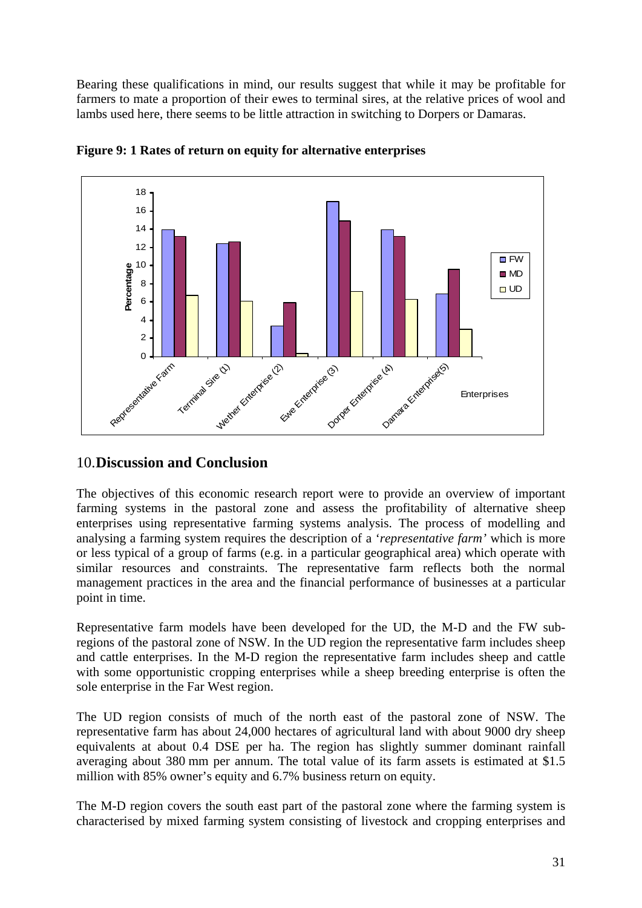Bearing these qualifications in mind, our results suggest that while it may be profitable for farmers to mate a proportion of their ewes to terminal sires, at the relative prices of wool and lambs used here, there seems to be little attraction in switching to Dorpers or Damaras.

**Figure 9: 1 Rates of return on equity for alternative enterprises**

## 10. Discussion and Conclusion

The objectives of this economic research report were to provide an overview of important farming systems in the pastoral zone and assess the profitability of alternative sheep enterprises using representative farming systems analysis. The process of modelling and analysing a farming system requires the description of a '*representative farm'* which is more or less typical of a group of farms (e.g. in a particular geographical area) which operate with similar resources and constraints. The representative farm reflects both the normal management practices in the area and the financial performance of businesses at a particular point in time.

Representative farm models have been developed for the UD, the M-D and the FW sub-regions of the pastoral zone of NSW. In the UD region the representative farm includes sheep and cattle enterprises. In the M-D region the representative farm includes sheep and cattle with some opportunistic cropping enterprises while a sheep breeding enterprise is often the sole enterprise in the Far West region.

The UD region consists of much of the north east of the pastoral zone of NSW. The representative farm has about 24,000 hectares of agricultural land with about 9000 dry sheep equivalents at about 0.4 DSE per ha. The region has slightly summer dominant rainfall averaging about 380 mm per annum. The total value of its farm assets is estimated at $1.5 million with 85% owner's equity and 6.7% business return on equity.

The M-D region covers the south east part of the pastoral zone where the farming system is characterised by mixed farming system consisting of livestock and cropping enterprises and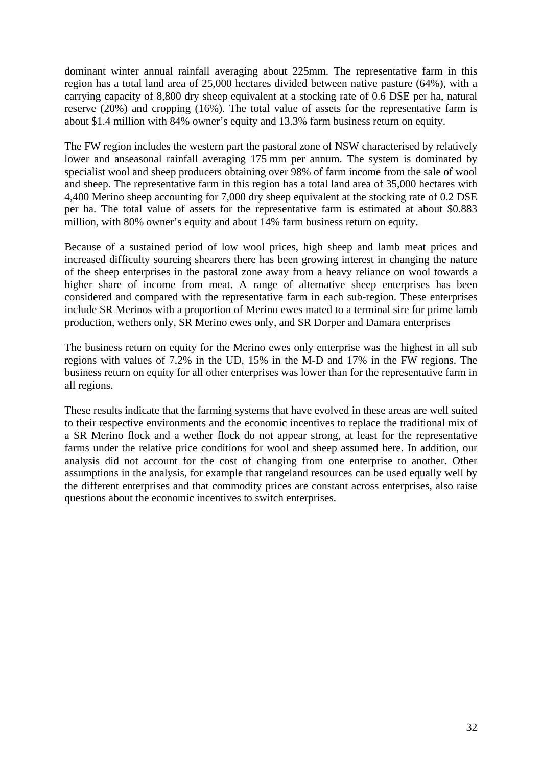dominant winter annual rainfall averaging about 225mm. The representative farm in this region has a total land area of 25,000 hectares divided between native pasture (64%), with a carrying capacity of 8,800 dry sheep equivalent at a stocking rate of 0.6 DSE per ha, natural reserve (20%) and cropping (16%). The total value of assets for the representative farm is about $1.4 million with 84% owner's equity and 13.3% farm business return on equity.

The FW region includes the western part the pastoral zone of NSW characterised by relatively lower and anseasonal rainfall averaging 175 mm per annum. The system is dominated by specialist wool and sheep producers obtaining over 98% of farm income from the sale of wool and sheep. The representative farm in this region has a total land area of 35,000 hectares with 4,400 Merino sheep accounting for 7,000 dry sheep equivalent at the stocking rate of 0.2 DSE per ha. The total value of assets for the representative farm is estimated at about $0.883 million, with 80% owner's equity and about 14% farm business return on equity.

Because of a sustained period of low wool prices, high sheep and lamb meat prices and increased difficulty sourcing shearers there has been growing interest in changing the nature of the sheep enterprises in the pastoral zone away from a heavy reliance on wool towards a higher share of income from meat. A range of alternative sheep enterprises has been considered and compared with the representative farm in each sub-region. These enterprises include SR Merinos with a proportion of Merino ewes mated to a terminal sire for prime lamb production, wethers only, SR Merino ewes only, and SR Dorper and Damara enterprises

The business return on equity for the Merino ewes only enterprise was the highest in all sub regions with values of 7.2% in the UD, 15% in the M-D and 17% in the FW regions. The business return on equity for all other enterprises was lower than for the representative farm in all regions.

These results indicate that the farming systems that have evolved in these areas are well suited to their respective environments and the economic incentives to replace the traditional mix of a SR Merino flock and a wether flock do not appear strong, at least for the representative farms under the relative price conditions for wool and sheep assumed here. In addition, our analysis did not account for the cost of changing from one enterprise to another. Other assumptions in the analysis, for example that rangeland resources can be used equally well by the different enterprises and that commodity prices are constant across enterprises, also raise questions about the economic incentives to switch enterprises.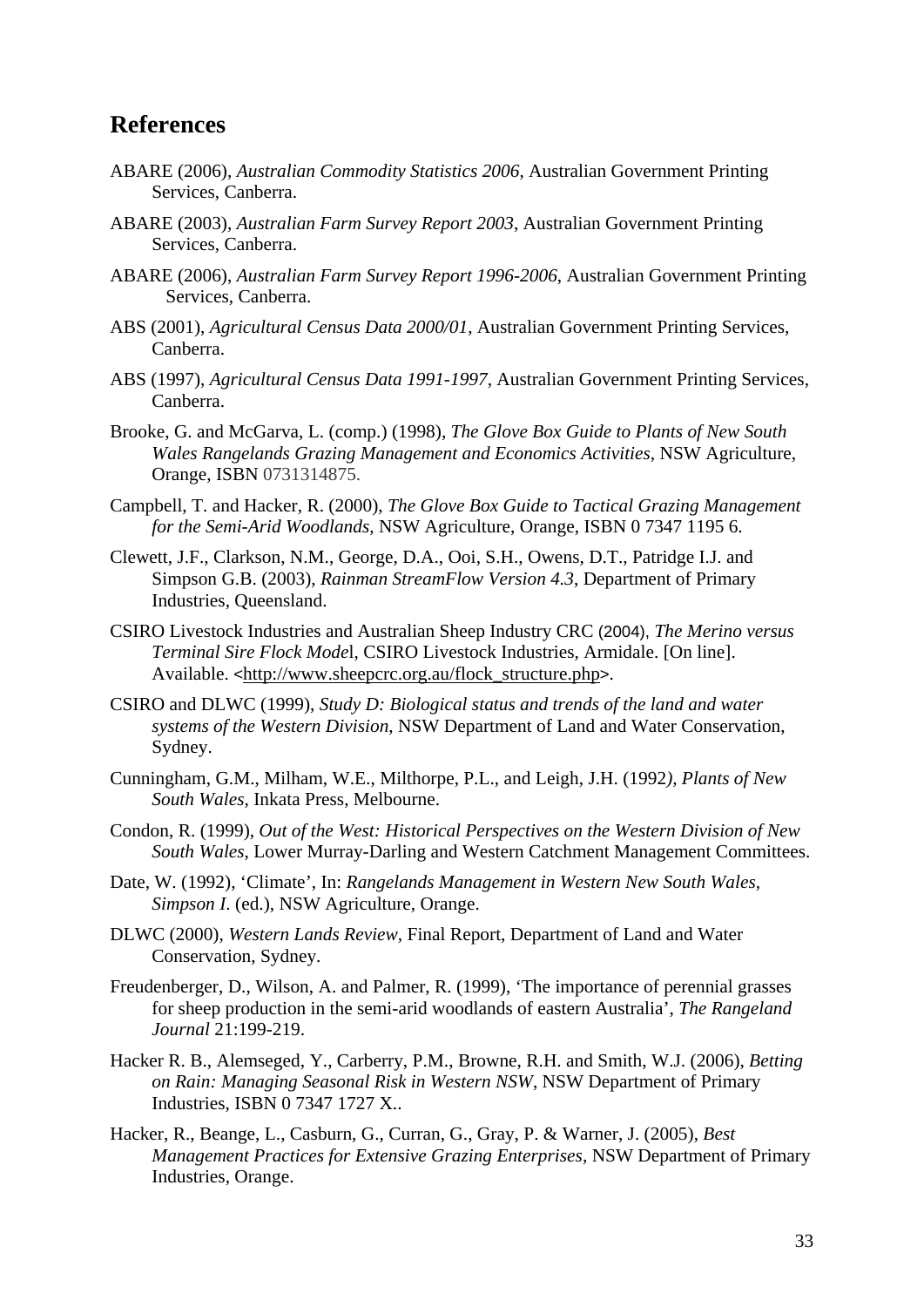## References

ABARE (2006), *Australian Commodity Statistics 2006*, Australian Government Printing Services, Canberra.

ABARE (2003), *Australian Farm Survey Report 2003*, Australian Government Printing Services, Canberra.

ABARE (2006), *Australian Farm Survey Report 1996-2006*, Australian Government Printing Services, Canberra.

ABS (2001), *Agricultural Census Data 2000/01*, Australian Government Printing Services, Canberra.

ABS (1997), *Agricultural Census Data 1991-1997*, Australian Government Printing Services, Canberra.

Brooke, G. and McGarva, L. (comp.) (1998), *The Glove Box Guide to Plants of New South Wales Rangelands Grazing Management and Economics Activities,* NSW Agriculture, Orange, ISBN 0731314875.

Campbell, T. and Hacker, R. (2000), *The Glove Box Guide to Tactical Grazing Management for the Semi-Arid Woodlands*, NSW Agriculture, Orange, ISBN 0 7347 1195 6.

Clewett, J.F., Clarkson, N.M., George, D.A., Ooi, S.H., Owens, D.T., Patridge I.J. and Simpson G.B. (2003), *Rainman StreamFlow Version 4.3*, Department of Primary Industries, Queensland.

CSIRO Livestock Industries and Australian Sheep Industry CRC (2004), *The Merino versus Terminal Sire Flock Mode*l, CSIRO Livestock Industries, Armidale. [On line]. Available. <http://www.sheepcrc.org.au/flock_structure.php>.

CSIRO and DLWC (1999), *Study D: Biological status and trends of the land and water systems of the Western Division*, NSW Department of Land and Water Conservation, Sydney.

Cunningham, G.M., Milham, W.E., Milthorpe, P.L., and Leigh, J.H. (1992*), Plants of New South Wales*, Inkata Press, Melbourne.

Condon, R. (1999), *Out of the West: Historical Perspectives on the Western Division of New South Wales*, Lower Murray-Darling and Western Catchment Management Committees.

Date, W. (1992), 'Climate', In: *Rangelands Management in Western New South Wales, Simpson I.* (ed.), NSW Agriculture, Orange.

DLWC (2000), *Western Lands Review*, Final Report, Department of Land and Water Conservation, Sydney.

Freudenberger, D., Wilson, A. and Palmer, R. (1999), 'The importance of perennial grasses for sheep production in the semi-arid woodlands of eastern Australia', *The Rangeland Journal* 21:199-219.

Hacker R. B., Alemseged, Y., Carberry, P.M., Browne, R.H. and Smith, W.J. (2006), *Betting on Rain: Managing Seasonal Risk in Western NSW*, NSW Department of Primary Industries, ISBN 0 7347 1727 X..

Hacker, R., Beange, L., Casburn, G., Curran, G., Gray, P. & Warner, J. (2005), *Best Management Practices for Extensive Grazing Enterprises*, NSW Department of Primary Industries, Orange.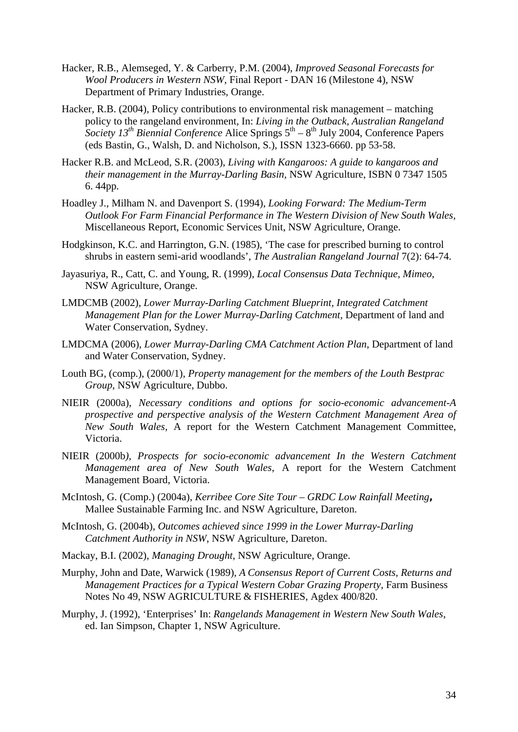Hacker, R.B., Alemseged, Y. & Carberry, P.M. (2004), *Improved Seasonal Forecasts for Wool Producers in Western NSW,* Final Report - DAN 16 (Milestone 4), NSW Department of Primary Industries, Orange.

Hacker, R.B. (2004), Policy contributions to environmental risk management – matching policy to the rangeland environment, In: *Living in the Outback, Australian Rangeland Society 13th Biennial Conference* Alice Springs 5th – 8th July 2004, Conference Papers (eds Bastin, G., Walsh, D. and Nicholson, S.), ISSN 1323-6660. pp 53-58.

Hacker R.B. and McLeod, S.R. (2003), *Living with Kangaroos: A guide to kangaroos and their management in the Murray-Darling Basin*, NSW Agriculture, ISBN 0 7347 1505 6. 44pp.

Hoadley J., Milham N. and Davenport S. (1994), *Looking Forward: The Medium-Term Outlook For Farm Financial Performance in The Western Division of New South Wales,* Miscellaneous Report, Economic Services Unit, NSW Agriculture, Orange.

Hodgkinson, K.C. and Harrington, G.N. (1985), 'The case for prescribed burning to control shrubs in eastern semi-arid woodlands', *The Australian Rangeland Journal* 7(2): 64-74.

Jayasuriya, R., Catt, C. and Young, R. (1999), *Local Consensus Data Technique, Mimeo*, NSW Agriculture, Orange.

LMDCMB (2002), *Lower Murray-Darling Catchment Blueprint, Integrated Catchment Management Plan for the Lower Murray-Darling Catchment,* Department of land and Water Conservation, Sydney.

LMDCMA (2006), *Lower Murray-Darling CMA Catchment Action Plan*, Department of land and Water Conservation, Sydney.

Louth BG, (comp.), (2000/1), *Property management for the members of the Louth Bestprac Group*, NSW Agriculture, Dubbo.

NIEIR (2000a), *Necessary conditions and options for socio-economic advancement-A prospective and perspective analysis of the Western Catchment Management Area of New South Wales*, A report for the Western Catchment Management Committee, Victoria.

NIEIR (2000b*), Prospects for socio-economic advancement In the Western Catchment Management area of New South Wales*, A report for the Western Catchment Management Board, Victoria.

McIntosh, G. (Comp.) (2004a), *Kerribee Core Site Tour – GRDC Low Rainfall Meeting***,** Mallee Sustainable Farming Inc. and NSW Agriculture, Dareton.

McIntosh, G. (2004b), *Outcomes achieved since 1999 in the Lower Murray-Darling Catchment Authority in NSW*, NSW Agriculture, Dareton.

Mackay, B.I. (2002), *Managing Drought*, NSW Agriculture, Orange.

Murphy, John and Date, Warwick (1989), *A Consensus Report of Current Costs, Returns and Management Practices for a Typical Western Cobar Grazing Property*, Farm Business Notes No 49, NSW AGRICULTURE & FISHERIES, Agdex 400/820.

Murphy, J. (1992), 'Enterprises' In: *Rangelands Management in Western New South Wales*, ed. Ian Simpson, Chapter 1, NSW Agriculture.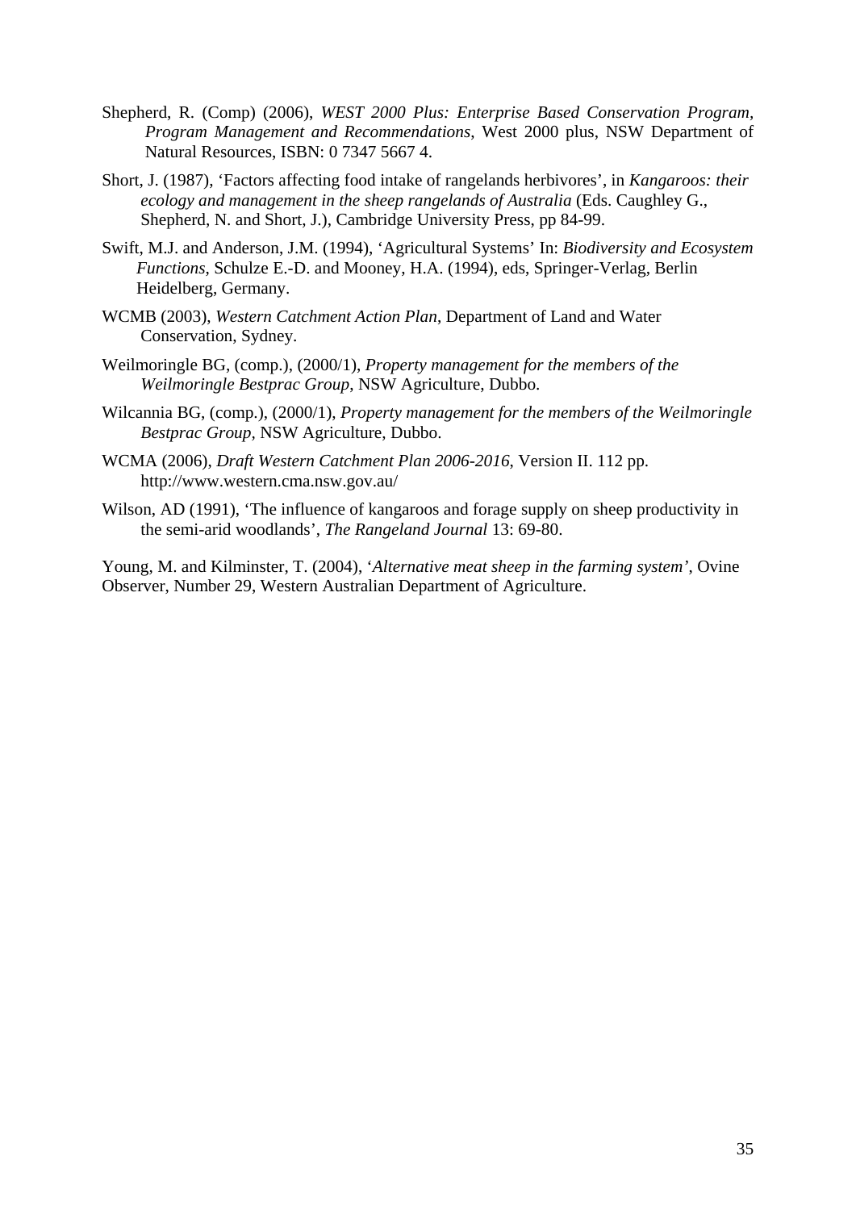Shepherd, R. (Comp) (2006), *WEST 2000 Plus: Enterprise Based Conservation Program, Program Management and Recommendations*, West 2000 plus, NSW Department of Natural Resources, ISBN: 0 7347 5667 4.

Short, J. (1987), 'Factors affecting food intake of rangelands herbivores', in *Kangaroos: their ecology and management in the sheep rangelands of Australia* (Eds. Caughley G., Shepherd, N. and Short, J.), Cambridge University Press, pp 84-99.

Swift, M.J. and Anderson, J.M. (1994), 'Agricultural Systems' In: *Biodiversity and Ecosystem Functions*, Schulze E.-D. and Mooney, H.A. (1994), eds, Springer-Verlag, Berlin Heidelberg, Germany.

WCMB (2003), *Western Catchment Action Plan*, Department of Land and Water Conservation, Sydney.

Weilmoringle BG, (comp.), (2000/1), *Property management for the members of the Weilmoringle Bestprac Group*, NSW Agriculture, Dubbo.

Wilcannia BG, (comp.), (2000/1), *Property management for the members of the Weilmoringle Bestprac Group*, NSW Agriculture, Dubbo.

WCMA (2006), *Draft Western Catchment Plan 2006-2016*, Version II. 112 pp. http://www.western.cma.nsw.gov.au/

Wilson, AD (1991), 'The influence of kangaroos and forage supply on sheep productivity in the semi-arid woodlands', *The Rangeland Journal* 13: 69-80.

Young, M. and Kilminster, T. (2004), '*Alternative meat sheep in the farming system'*, Ovine Observer, Number 29, Western Australian Department of Agriculture.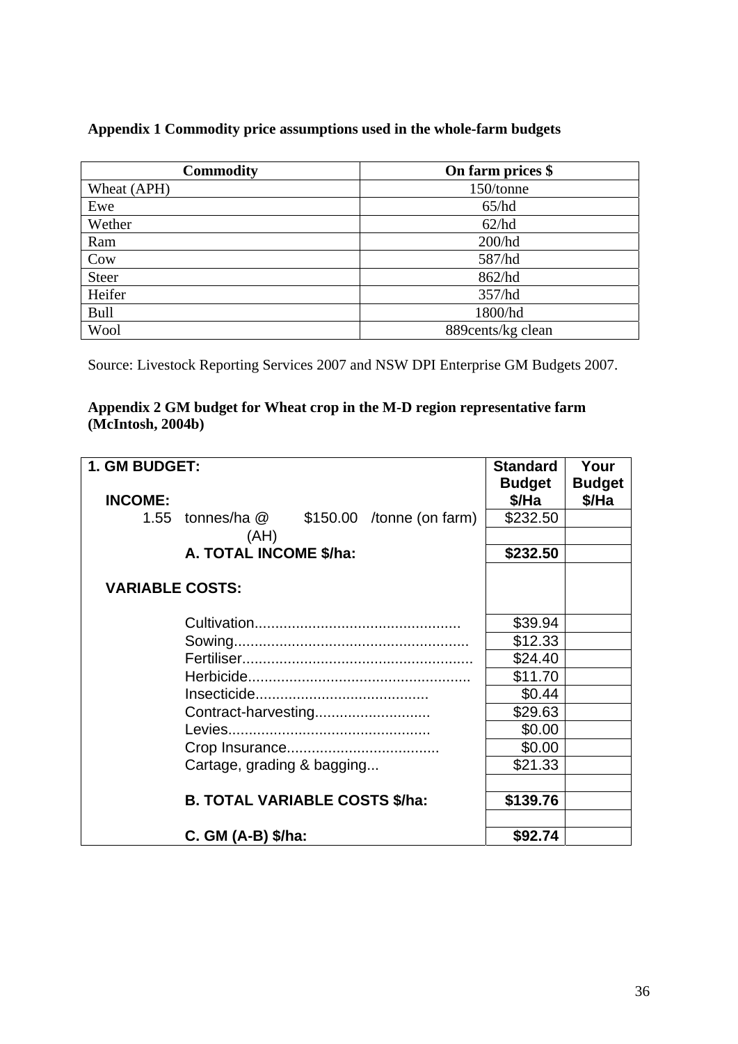**Appendix 1 Commodity price assumptions used in the whole-farm budgets**

| Commodity | On farm prices $ |
|---|---|
| Wheat (APH) | 150/tonne |
| Ewe | 65/hd |
| Wether | 62/hd |
| Ram | 200/hd |
| Cow | 587/hd |
| Steer | 862/hd |
| Heifer | 357/hd |
| Bull | 1800/hd |
| Wool | 889cents/kg clean |

Source: Livestock Reporting Services 2007 and NSW DPI Enterprise GM Budgets 2007.

**Appendix 2 GM budget for Wheat crop in the M-D region representative farm (McIntosh, 2004b)**

| 1. GM BUDGET: | Standard Budget $/Ha | Your Budget $/Ha |
|---|---|---|
| **INCOME:** | | |
| 1.55 tonnes/ha @ $150.00 /tonne (on farm) | $232.50 | |
| (AH) | | |
| **A. TOTAL INCOME $/ha:** | **$232.50** | |
| **VARIABLE COSTS:** | | |
| Cultivation................................................. | $39.94 | |
| Sowing........................................................ | $12.33 | |
| Fertiliser....................................................... | $24.40 | |
| Herbicide..................................................... | $11.70 | |
| Insecticide.......................................... | $0.44 | |
| Contract-harvesting............................ | $29.63 | |
| Levies................................................ | $0.00 | |
| Crop Insurance..................................... | $0.00 | |
| Cartage, grading & bagging... | $21.33 | |
| | | |
| **B. TOTAL VARIABLE COSTS $/ha:** | **$139.76** | |
| | | |
| **C. GM (A-B) $/ha:** | **$92.74** | |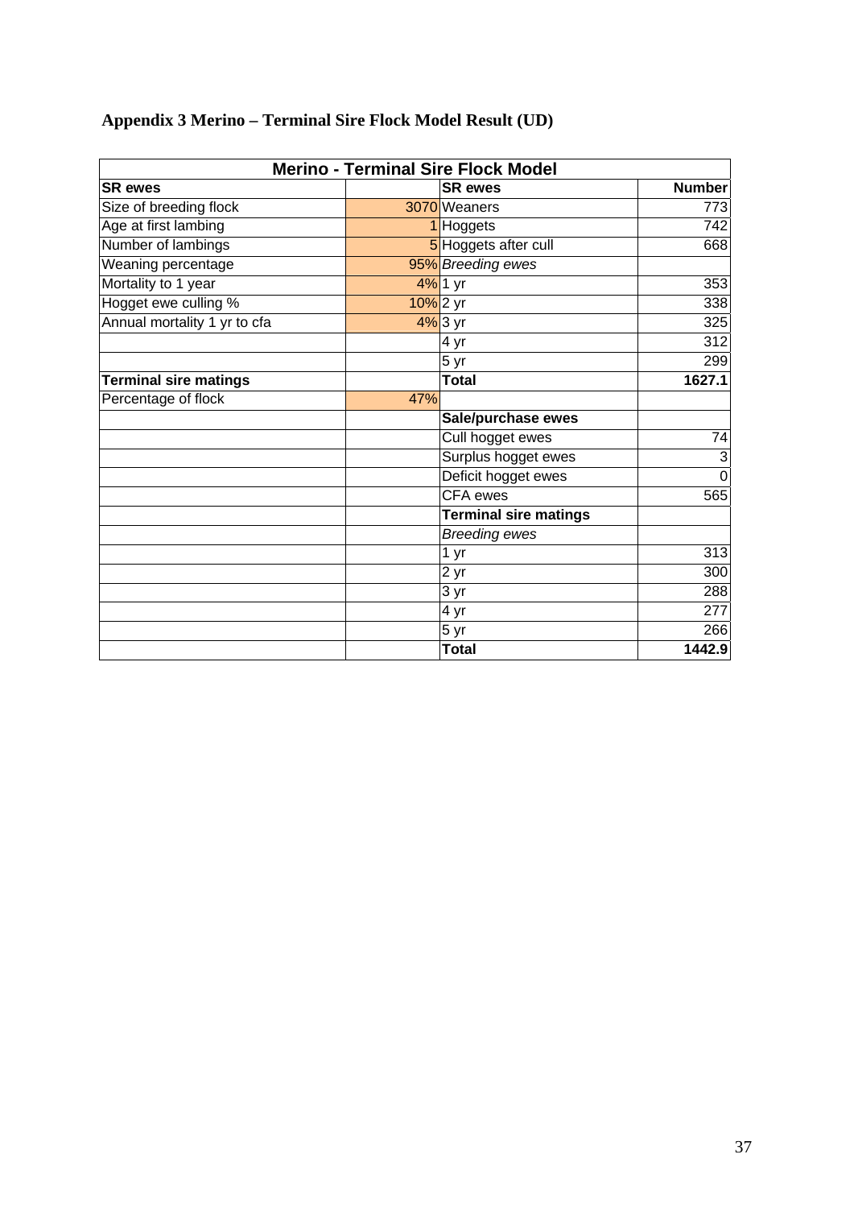### Appendix 3 Merino – Terminal Sire Flock Model Result (UD)

| Merino - Terminal Sire Flock Model | | | |
|---|---|---|---|
| **SR ewes** | | **SR ewes** | **Number** |
| Size of breeding flock | 3070 | Weaners | 773 |
| Age at first lambing | 1 | Hoggets | 742 |
| Number of lambings | 5 | Hoggets after cull | 668 |
| Weaning percentage | 95% | *Breeding ewes* | |
| Mortality to 1 year | 4% | 1 yr | 353 |
| Hogget ewe culling % | 10% | 2 yr | 338 |
| Annual mortality 1 yr to cfa | 4% | 3 yr | 325 |
| | | 4 yr | 312 |
| | | 5 yr | 299 |
| **Terminal sire matings** | | **Total** | **1627.1** |
| Percentage of flock | 47% | | |
| | | **Sale/purchase ewes** | |
| | | Cull hogget ewes | 74 |
| | | Surplus hogget ewes | 3 |
| | | Deficit hogget ewes | 0 |
| | | CFA ewes | 565 |
| | | **Terminal sire matings** | |
| | | *Breeding ewes* | |
| | | 1 yr | 313 |
| | | 2 yr | 300 |
| | | 3 yr | 288 |
| | | 4 yr | 277 |
| | | 5 yr | 266 |
| | | **Total** | **1442.9** |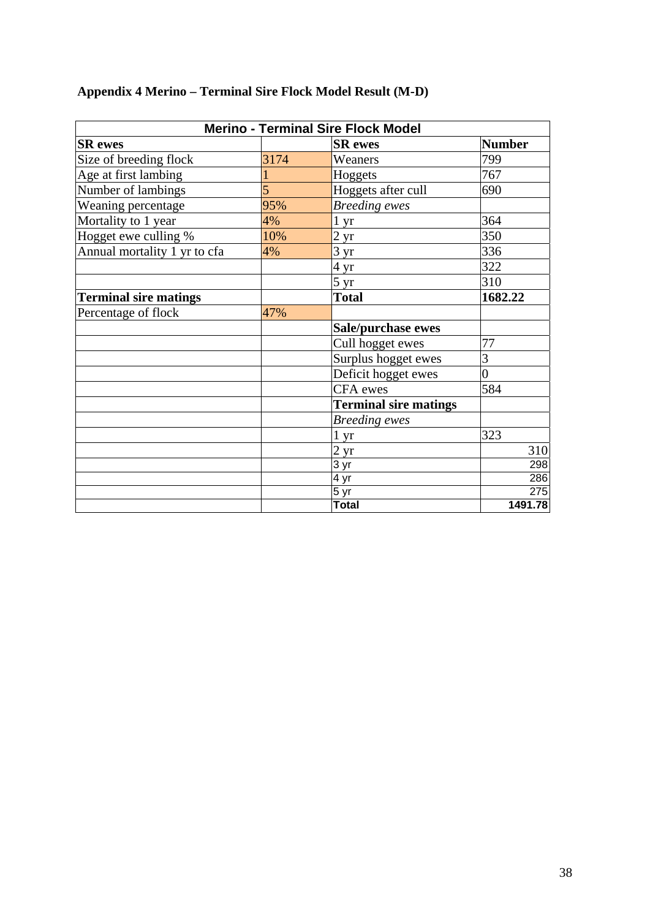## Appendix 4 Merino – Terminal Sire Flock Model Result (M-D)

| Merino - Terminal Sire Flock Model | | | |
|---|---|---|---|
| **SR ewes** | | **SR ewes** | **Number** |
| Size of breeding flock | 3174 | Weaners | 799 |
| Age at first lambing | 1 | Hoggets | 767 |
| Number of lambings | 5 | Hoggets after cull | 690 |
| Weaning percentage | 95% | *Breeding ewes* | |
| Mortality to 1 year | 4% | 1 yr | 364 |
| Hogget ewe culling % | 10% | 2 yr | 350 |
| Annual mortality 1 yr to cfa | 4% | 3 yr | 336 |
| | | 4 yr | 322 |
| | | 5 yr | 310 |
| **Terminal sire matings** | | **Total** | **1682.22** |
| Percentage of flock | 47% | | |
| | | **Sale/purchase ewes** | |
| | | Cull hogget ewes | 77 |
| | | Surplus hogget ewes | 3 |
| | | Deficit hogget ewes | 0 |
| | | CFA ewes | 584 |
| | | **Terminal sire matings** | |
| | | *Breeding ewes* | |
| | | 1 yr | 323 |
| | | 2 yr | 310 |
| | | 3 yr | 298 |
| | | 4 yr | 286 |
| | | 5 yr | 275 |
| | | **Total** | **1491.78** |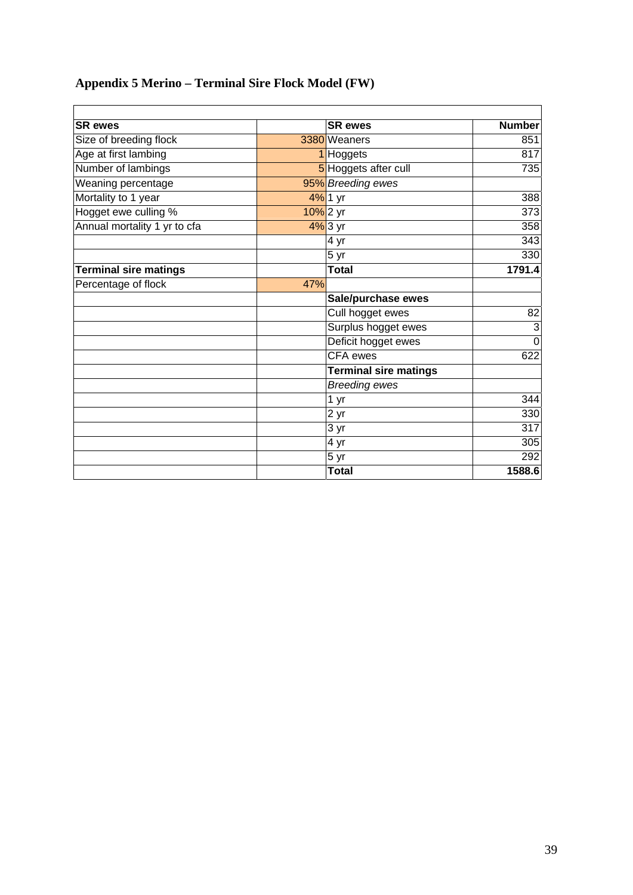## Appendix 5 Merino – Terminal Sire Flock Model (FW)

| | | | |
|---|---|---|---|
| **SR ewes** | | **SR ewes** | **Number** |
| Size of breeding flock | 3380 | Weaners | 851 |
| Age at first lambing | 1 | Hoggets | 817 |
| Number of lambings | 5 | Hoggets after cull | 735 |
| Weaning percentage | 95% | *Breeding ewes* | |
| Mortality to 1 year | 4% | 1 yr | 388 |
| Hogget ewe culling % | 10% | 2 yr | 373 |
| Annual mortality 1 yr to cfa | 4% | 3 yr | 358 |
| | | 4 yr | 343 |
| | | 5 yr | 330 |
| **Terminal sire matings** | | **Total** | **1791.4** |
| Percentage of flock | 47% | | |
| | | **Sale/purchase ewes** | |
| | | Cull hogget ewes | 82 |
| | | Surplus hogget ewes | 3 |
| | | Deficit hogget ewes | 0 |
| | | CFA ewes | 622 |
| | | **Terminal sire matings** | |
| | | *Breeding ewes* | |
| | | 1 yr | 344 |
| | | 2 yr | 330 |
| | | 3 yr | 317 |
| | | 4 yr | 305 |
| | | 5 yr | 292 |
| | | **Total** | **1588.6** |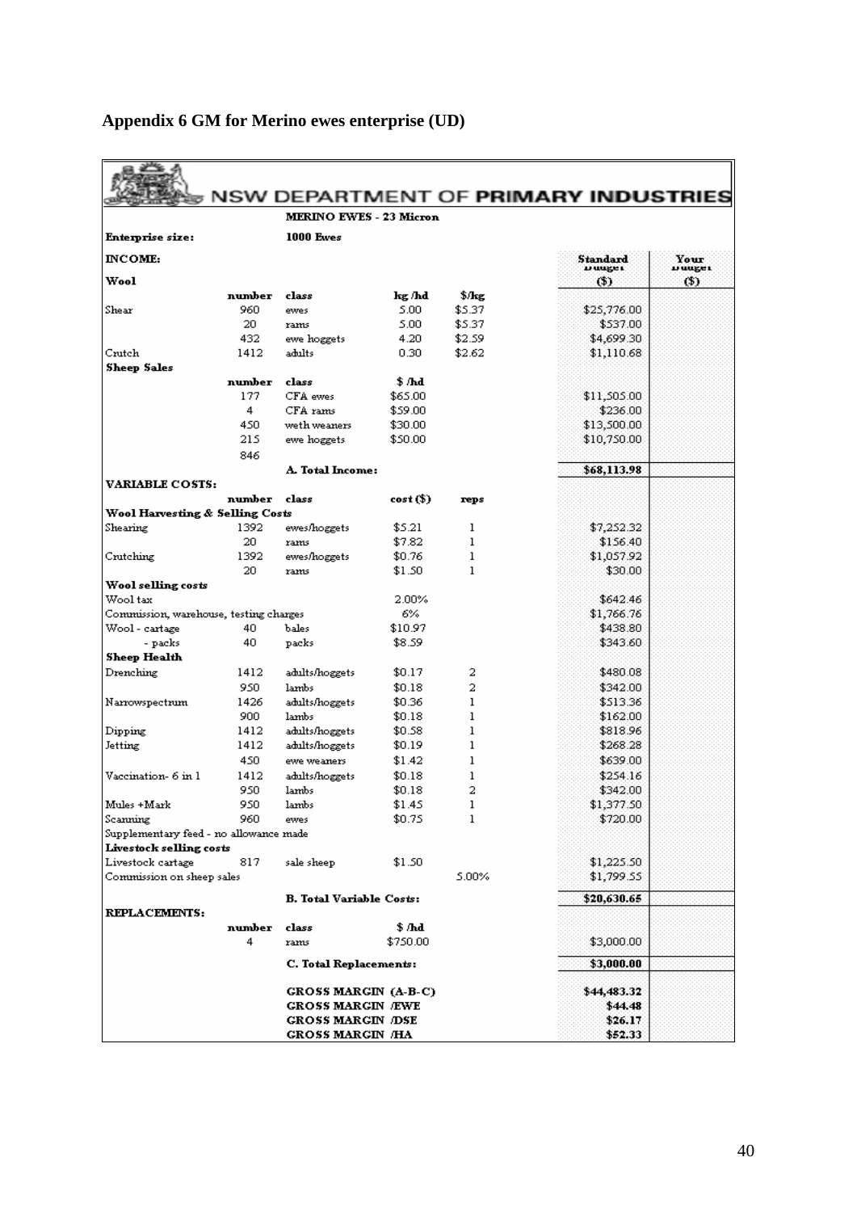## Appendix 6 GM for Merino ewes enterprise (UD)

NSW DEPARTMENT OF **PRIMARY INDUSTRIES**

| | | MERINO EWES - 23 Micron | | | Standard Budget ($) | Your Budget ($) |
|---|---|---|---|---|---|---|
| **Enterprise size:** | | **1000 Ewes** | | | | |
| **INCOME:** | | | | | | |
| **Wool** | | | | | | |
| | number | class | kg /hd | $/kg | | |
| Shear | 960 | ewes | 5.00 | $5.37 | $25,776.00 | |
| | 20 | rams | 5.00 | $5.37 | $537.00 | |
| | 432 | ewe hoggets | 4.20 | $2.59 | $4,699.30 | |
| Crutch | 1412 | adults | 0.30 | $2.62 | $1,110.68 | |
| **Sheep Sales** | | | | | | |
| | number | class | $ /hd | | | |
| | 177 | CFA ewes | $65.00 | | $11,505.00 | |
| | 4 | CFA rams | $59.00 | | $236.00 | |
| | 450 | weth weaners | $30.00 | | $13,500.00 | |
| | 215 | ewe hoggets | $50.00 | | $10,750.00 | |
| | 846 | | | | | |
| | | **A. Total Income:** | | | **$68,113.98** | |
| **VARIABLE COSTS:** | | | | | | |
| | number | class | cost ($) | reps | | |
| **Wool Harvesting & Selling Costs** | | | | | | |
| Shearing | 1392 | ewes/hoggets | $5.21 | 1 | $7,252.32 | |
| | 20 | rams | $7.82 | 1 | $156.40 | |
| Crutching | 1392 | ewes/hoggets | $0.76 | 1 | $1,057.92 | |
| | 20 | rams | $1.50 | 1 | $30.00 | |
| **Wool selling costs** | | | | | | |
| Wool tax | | | 2.00% | | $642.46 | |
| Commission, warehouse, testing charges | | | 6% | | $1,766.76 | |
| Wool - cartage | 40 | bales | $10.97 | | $438.80 | |
| - packs | 40 | packs | $8.59 | | $343.60 | |
| **Sheep Health** | | | | | | |
| Drenching | 1412 | adults/hoggets | $0.17 | 2 | $480.08 | |
| | 950 | lambs | $0.18 | 2 | $342.00 | |
| Narrowspectrum | 1426 | adults/hoggets | $0.36 | 1 | $513.36 | |
| | 900 | lambs | $0.18 | 1 | $162.00 | |
| Dipping | 1412 | adults/hoggets | $0.58 | 1 | $818.96 | |
| Jetting | 1412 | adults/hoggets | $0.19 | 1 | $268.28 | |
| | 450 | ewe weaners | $1.42 | 1 | $639.00 | |
| Vaccination- 6 in 1 | 1412 | adults/hoggets | $0.18 | 1 | $254.16 | |
| | 950 | lambs | $0.18 | 2 | $342.00 | |
| Mules +Mark | 950 | lambs | $1.45 | 1 | $1,377.50 | |
| Scanning | 960 | ewes | $0.75 | 1 | $720.00 | |
| Supplementary feed - no allowance made | | | | | | |
| **Livestock selling costs** | | | | | | |
| Livestock cartage | 817 | sale sheep | $1.50 | | $1,225.50 | |
| Commission on sheep sales | | | | 5.00% | $1,799.55 | |
| | | **B. Total Variable Costs:** | | | **$20,630.65** | |
| **REPLACEMENTS:** | | | | | | |
| | number | class | $ /hd | | | |
| | 4 | rams | $750.00 | | $3,000.00 | |
| | | **C. Total Replacements:** | | | **$3,000.00** | |
| | | **GROSS MARGIN (A-B-C)** | | | **$44,483.32** | |
| | | **GROSS MARGIN /EWE** | | | **$44.48** | |
| | | **GROSS MARGIN /DSE** | | | **$26.17** | |
| | | **GROSS MARGIN /HA** | | | **$52.33** | |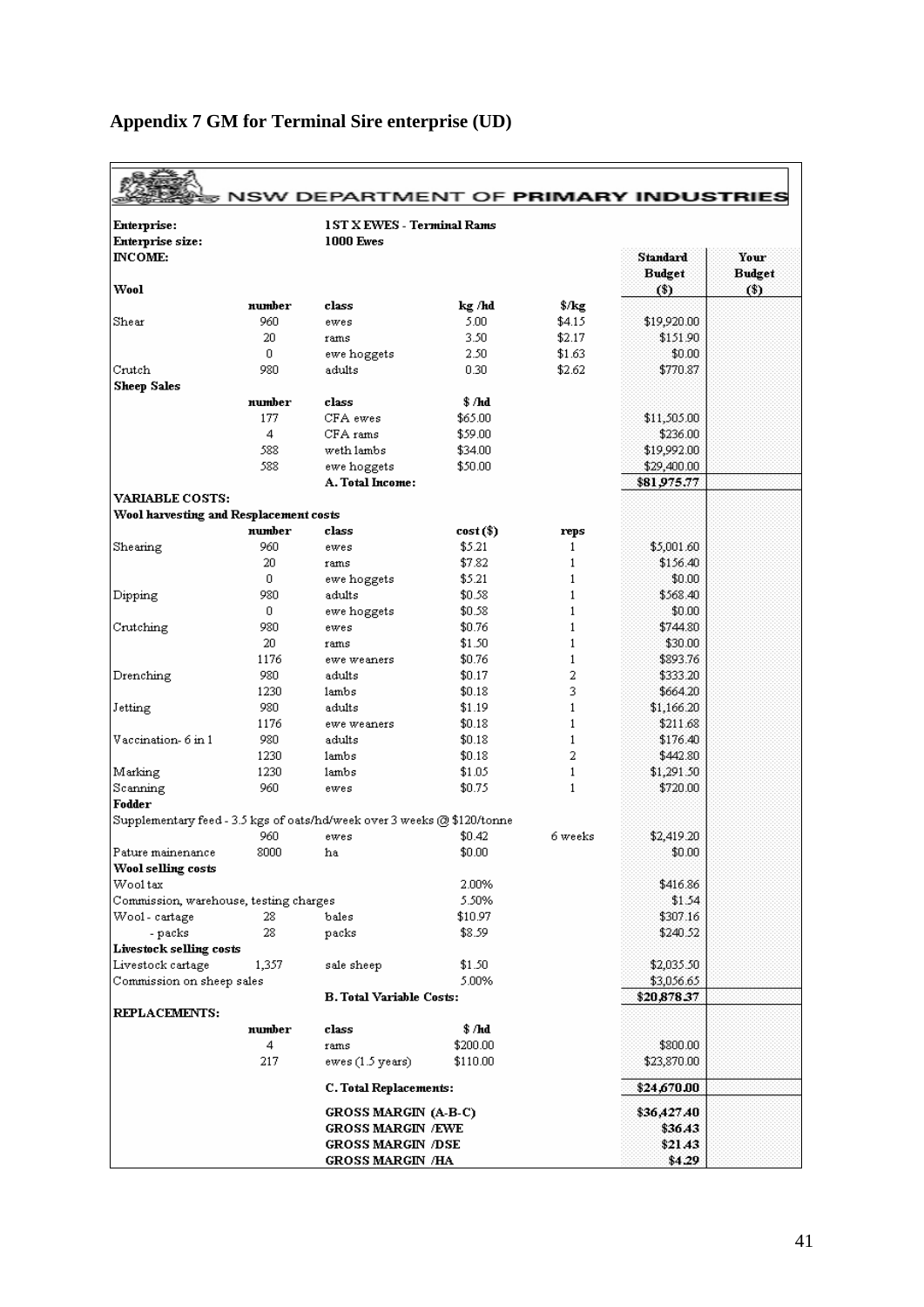## Appendix 7 GM for Terminal Sire enterprise (UD)

NSW DEPARTMENT OF PRIMARY INDUSTRIES

| | | | | | Standard Budget ($) | Your Budget ($) |
|---|---|---|---|---|---|---|
| **Enterprise:** | | **1ST X EWES - Terminal Rams** | | | | |
| **Enterprise size:** | | **1000 Ewes** | | | | |
| **INCOME:** | | | | | | |
| **Wool** | | | | | | |
| | **number** | **class** | **kg /hd** | **$/kg** | | |
| Shear | 960 | ewes | 5.00 | $4.15 | $19,920.00 | |
| | 20 | rams | 3.50 | $2.17 | $151.90 | |
| | 0 | ewe hoggets | 2.50 | $1.63 | $0.00 | |
| Crutch | 980 | adults | 0.30 | $2.62 | $770.87 | |
| **Sheep Sales** | | | | | | |
| | **number** | **class** | **$ /hd** | | | |
| | 177 | CFA ewes | $65.00 | | $11,505.00 | |
| | 4 | CFA rams | $59.00 | | $236.00 | |
| | 588 | weth lambs | $34.00 | | $19,992.00 | |
| | 588 | ewe hoggets | $50.00 | | $29,400.00 | |
| | | **A. Total Income:** | | | **$81,975.77** | |
| **VARIABLE COSTS:** | | | | | | |
| **Wool harvesting and Resplacement costs** | | | | | | |
| | **number** | **class** | **cost ($)** | **reps** | | |
| Shearing | 960 | ewes | $5.21 | 1 | $5,001.60 | |
| | 20 | rams | $7.82 | 1 | $156.40 | |
| | 0 | ewe hoggets | $5.21 | 1 | $0.00 | |
| Dipping | 980 | adults | $0.58 | 1 | $568.40 | |
| | 0 | ewe hoggets | $0.58 | 1 | $0.00 | |
| Crutching | 980 | ewes | $0.76 | 1 | $744.80 | |
| | 20 | rams | $1.50 | 1 | $30.00 | |
| | 1176 | ewe weaners | $0.76 | 1 | $893.76 | |
| Drenching | 980 | adults | $0.17 | 2 | $333.20 | |
| | 1230 | lambs | $0.18 | 3 | $664.20 | |
| Jetting | 980 | adults | $1.19 | 1 | $1,166.20 | |
| | 1176 | ewe weaners | $0.18 | 1 | $211.68 | |
| Vaccination- 6 in 1 | 980 | adults | $0.18 | 1 | $176.40 | |
| | 1230 | lambs | $0.18 | 2 | $442.80 | |
| Marking | 1230 | lambs | $1.05 | 1 | $1,291.50 | |
| Scanning | 960 | ewes | $0.75 | 1 | $720.00 | |
| **Fodder** | | | | | | |
| Supplementary feed - 3.5 kgs of oats/hd/week over 3 weeks @ $120/tonne | | | | | | |
| | 960 | ewes | $0.42 | 6 weeks | $2,419.20 | |
| Pature mainenance | 8000 | ha | $0.00 | | $0.00 | |
| **Wool selling costs** | | | | | | |
| Wool tax | | | 2.00% | | $416.86 | |
| Commission, warehouse, testing charges | | | 5.50% | | $1.54 | |
| Wool - cartage | 28 | bales | $10.97 | | $307.16 | |
| - packs | 28 | packs | $8.59 | | $240.52 | |
| **Livestock selling costs** | | | | | | |
| Livestock cartage | 1,357 | sale sheep | $1.50 | | $2,035.50 | |
| Commission on sheep sales | | | 5.00% | | $3,056.65 | |
| | | **B. Total Variable Costs:** | | | **$20,878.37** | |
| **REPLACEMENTS:** | | | | | | |
| | **number** | **class** | **$ /hd** | | | |
| | 4 | rams | $200.00 | | $800.00 | |
| | 217 | ewes (1.5 years) | $110.00 | | $23,870.00 | |
| | | **C. Total Replacements:** | | | **$24,670.00** | |
| | | **GROSS MARGIN (A-B-C)** | | | **$36,427.40** | |
| | | **GROSS MARGIN /EWE** | | | **$36.43** | |
| | | **GROSS MARGIN /DSE** | | | **$21.43** | |
| | | **GROSS MARGIN /HA** | | | **$4.29** | |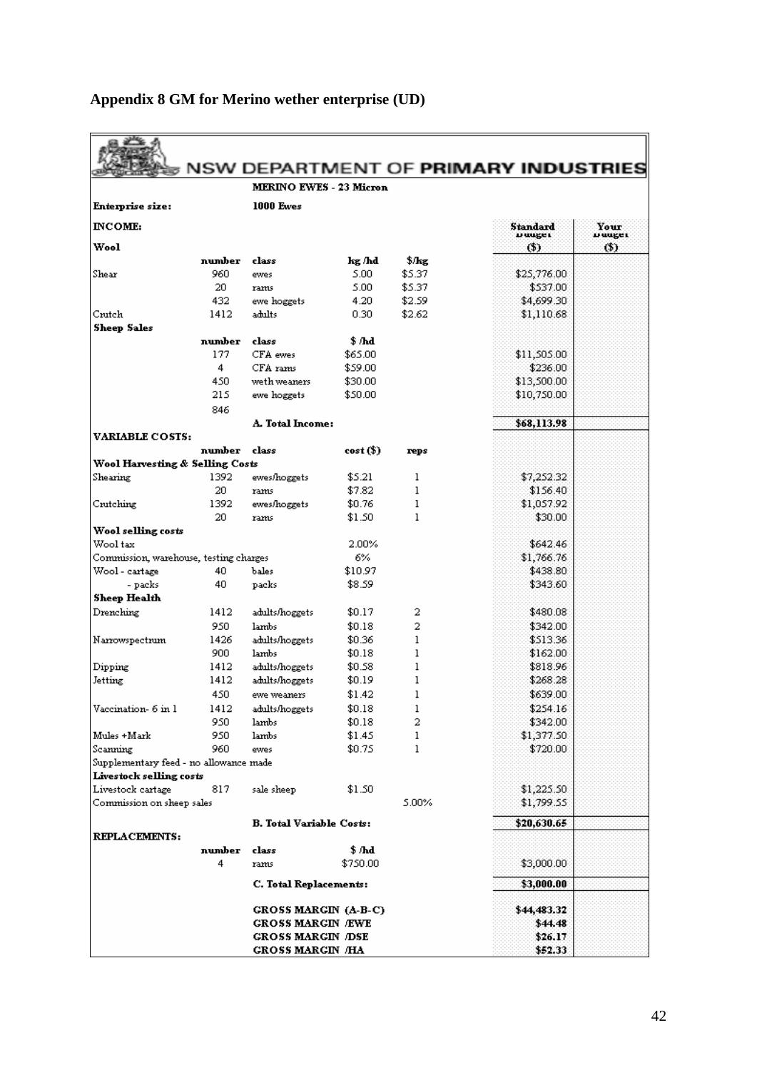## Appendix 8 GM for Merino wether enterprise (UD)

NSW DEPARTMENT OF PRIMARY INDUSTRIES

| | | MERINO EWES - 23 Micron | | | Standard Budget | Your Budget |
|---|---|---|---|---|---|---|
| **Enterprise size:** | | **1000 Ewes** | | | | |
| **INCOME:** | | | | | **Standard Budget** | **Your Budget** |
| **Wool** | | | | | **($)** | **($)** |
| | **number** | **class** | **kg /hd** | **$/kg** | | |
| Shear | 960 | ewes | 5.00 | $5.37 | $25,776.00 | |
| | 20 | rams | 5.00 | $5.37 | $537.00 | |
| | 432 | ewe hoggets | 4.20 | $2.59 | $4,699.30 | |
| Crutch | 1412 | adults | 0.30 | $2.62 | $1,110.68 | |
| **Sheep Sales** | | | | | | |
| | **number** | **class** | **$ /hd** | | | |
| | 177 | CFA ewes | $65.00 | | $11,505.00 | |
| | 4 | CFA rams | $59.00 | | $236.00 | |
| | 450 | weth weaners | $30.00 | | $13,500.00 | |
| | 215 | ewe hoggets | $50.00 | | $10,750.00 | |
| | 846 | | | | | |
| | | **A. Total Income:** | | | **$68,113.98** | |
| **VARIABLE COSTS:** | | | | | | |
| | **number** | **class** | **cost ($)** | **reps** | | |
| **Wool Harvesting & Selling Costs** | | | | | | |
| Shearing | 1392 | ewes/hoggets | $5.21 | 1 | $7,252.32 | |
| | 20 | rams | $7.82 | 1 | $156.40 | |
| Crutching | 1392 | ewes/hoggets | $0.76 | 1 | $1,057.92 | |
| | 20 | rams | $1.50 | 1 | $30.00 | |
| **Wool selling costs** | | | | | | |
| Wool tax | | | 2.00% | | $642.46 | |
| Commission, warehouse, testing charges | | | 6% | | $1,766.76 | |
| Wool - cartage | 40 | bales | $10.97 | | $438.80 | |
| - packs | 40 | packs | $8.59 | | $343.60 | |
| **Sheep Health** | | | | | | |
| Drenching | 1412 | adults/hoggets | $0.17 | 2 | $480.08 | |
| | 950 | lambs | $0.18 | 2 | $342.00 | |
| Narrowspectrum | 1426 | adults/hoggets | $0.36 | 1 | $513.36 | |
| | 900 | lambs | $0.18 | 1 | $162.00 | |
| Dipping | 1412 | adults/hoggets | $0.58 | 1 | $818.96 | |
| Jetting | 1412 | adults/hoggets | $0.19 | 1 | $268.28 | |
| | 450 | ewe weaners | $1.42 | 1 | $639.00 | |
| Vaccination- 6 in 1 | 1412 | adults/hoggets | $0.18 | 1 | $254.16 | |
| | 950 | lambs | $0.18 | 2 | $342.00 | |
| Mules +Mark | 950 | lambs | $1.45 | 1 | $1,377.50 | |
| Scanning | 960 | ewes | $0.75 | 1 | $720.00 | |
| Supplementary feed - no allowance made | | | | | | |
| **Livestock selling costs** | | | | | | |
| Livestock cartage | 817 | sale sheep | $1.50 | | $1,225.50 | |
| Commission on sheep sales | | | | 5.00% | $1,799.55 | |
| | | **B. Total Variable Costs:** | | | **$20,630.65** | |
| **REPLACEMENTS:** | | | | | | |
| | **number** | **class** | **$ /hd** | | | |
| | 4 | rams | $750.00 | | $3,000.00 | |
| | | **C. Total Replacements:** | | | **$3,000.00** | |
| | | **GROSS MARGIN (A-B-C)** | | | **$44,483.32** | |
| | | **GROSS MARGIN /EWE** | | | **$44.48** | |
| | | **GROSS MARGIN /DSE** | | | **$26.17** | |
| | | **GROSS MARGIN /HA** | | | **$52.33** | |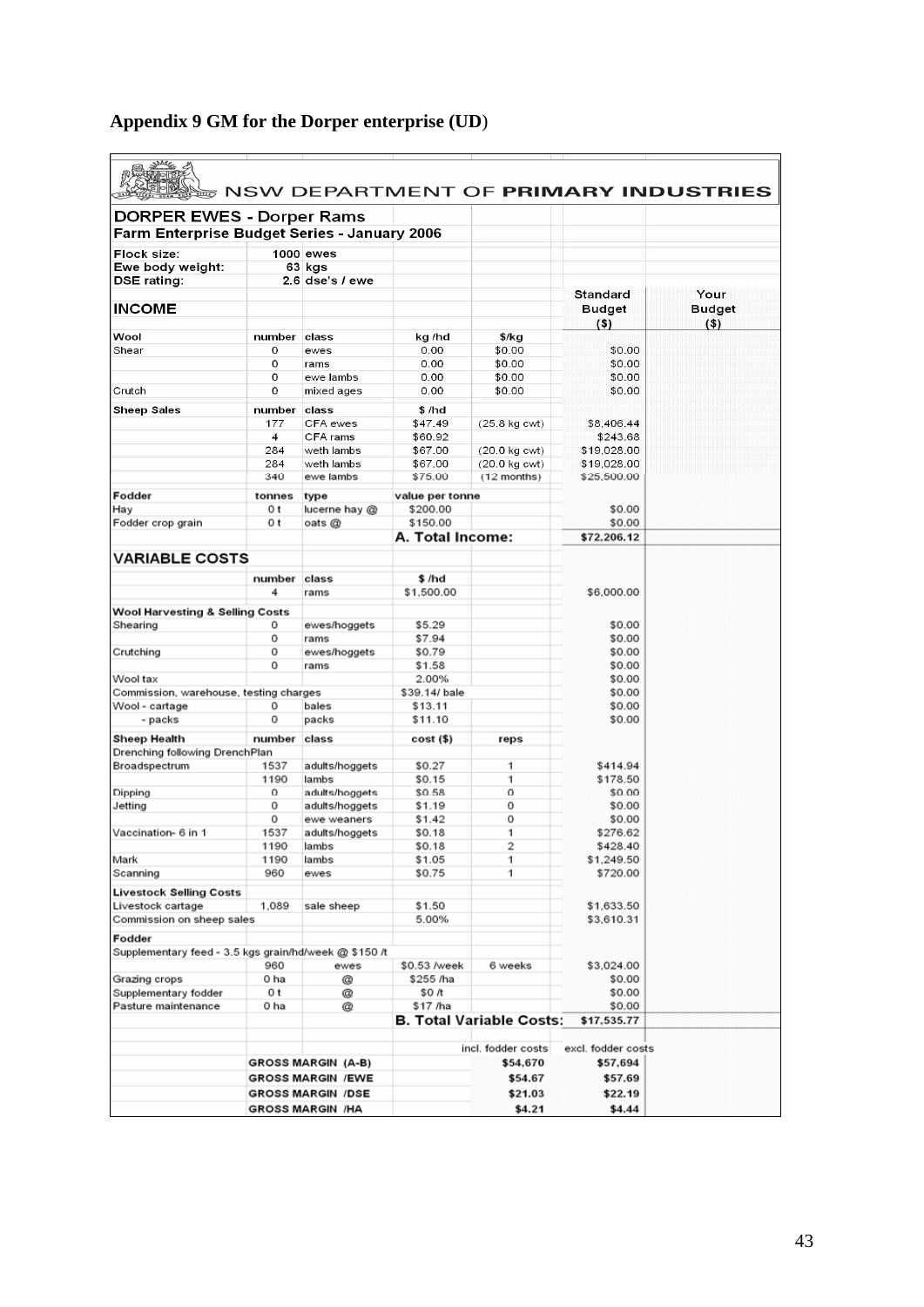# Appendix 9 GM for the Dorper enterprise (UD)

NSW DEPARTMENT OF **PRIMARY INDUSTRIES**

**DORPER EWES - Dorper Rams**

**Farm Enterprise Budget Series - January 2006**

| | | | | | Standard Budget ($) | Your Budget ($) |
|---|---|---|---|---|---|---|
| Flock size: | 1000 | ewes | | | | |
| Ewe body weight: | 63 | kgs | | | | |
| DSE rating: | 2.6 | dse's / ewe | | | | |
| **INCOME** | | | | | | |
| **Wool** | number | class | kg /hd | $/kg | | |
| Shear | 0 | ewes | 0.00 | $0.00 | $0.00 | |
| | 0 | rams | 0.00 | $0.00 | $0.00 | |
| | 0 | ewe lambs | 0.00 | $0.00 | $0.00 | |
| Crutch | 0 | mixed ages | 0.00 | $0.00 | $0.00 | |
| **Sheep Sales** | number | class | $ /hd | | | |
| | 177 | CFA ewes | $47.49 | (25.8 kg cwt) | $8,406.44 | |
| | 4 | CFA rams | $60.92 | | $243.68 | |
| | 284 | weth lambs | $67.00 | (20.0 kg cwt) | $19,028.00 | |
| | 284 | weth lambs | $67.00 | (20.0 kg cwt) | $19,028.00 | |
| | 340 | ewe lambs | $75.00 | (12 months) | $25,500.00 | |
| **Fodder** | tonnes | type | value per tonne | | | |
| Hay | 0 t | lucerne hay @ | $200.00 | | $0.00 | |
| Fodder crop grain | 0 t | oats @ | $150.00 | | $0.00 | |
| | | | **A. Total Income:** | | **$72,206.12** | |
| **VARIABLE COSTS** | | | | | | |
| | number | class | $ /hd | | | |
| | 4 | rams | $1,500.00 | | $6,000.00 | |
| **Wool Harvesting & Selling Costs** | | | | | | |
| Shearing | 0 | ewes/hoggets | $5.29 | | $0.00 | |
| | 0 | rams | $7.94 | | $0.00 | |
| Crutching | 0 | ewes/hoggets | $0.79 | | $0.00 | |
| | 0 | rams | $1.58 | | $0.00 | |
| Wool tax | | | 2.00% | | $0.00 | |
| Commission, warehouse, testing charges | | | $39.14/ bale | | $0.00 | |
| Wool - cartage | 0 | bales | $13.11 | | $0.00 | |
| - packs | 0 | packs | $11.10 | | $0.00 | |
| **Sheep Health** | number | class | cost ($) | reps | | |
| Drenching following DrenchPlan | | | | | | |
| Broadspectrum | 1537 | adults/hoggets | $0.27 | 1 | $414.94 | |
| | 1190 | lambs | $0.15 | 1 | $178.50 | |
| Dipping | 0 | adults/hoggets | $0.58 | 0 | $0.00 | |
| Jetting | 0 | adults/hoggets | $1.19 | 0 | $0.00 | |
| | 0 | ewe weaners | $1.42 | 0 | $0.00 | |
| Vaccination- 6 in 1 | 1537 | adults/hoggets | $0.18 | 1 | $276.62 | |
| | 1190 | lambs | $0.18 | 2 | $428.40 | |
| Mark | 1190 | lambs | $1.05 | 1 | $1,249.50 | |
| Scanning | 960 | ewes | $0.75 | 1 | $720.00 | |
| **Livestock Selling Costs** | | | | | | |
| Livestock cartage | 1,089 | sale sheep | $1.50 | | $1,633.50 | |
| Commission on sheep sales | | | 5.00% | | $3,610.31 | |
| **Fodder** | | | | | | |
| Supplementary feed - 3.5 kgs grain/hd/week @ $150 /t | | | | | | |
| | 960 | ewes | $0.53 /week | 6 weeks | $3,024.00 | |
| Grazing crops | 0 ha | @ | $255 /ha | | $0.00 | |
| Supplementary fodder | 0 t | @ | $0 /t | | $0.00 | |
| Pasture maintenance | 0 ha | @ | $17 /ha | | $0.00 | |
| | | | **B. Total Variable Costs:** | | **$17,535.77** | |
| | | | | incl. fodder costs | excl. fodder costs | |
| | **GROSS MARGIN (A-B)** | | | **$54,670** | **$57,694** | |
| | **GROSS MARGIN /EWE** | | | **$54.67** | **$57.69** | |
| | **GROSS MARGIN /DSE** | | | **$21.03** | **$22.19** | |
| | **GROSS MARGIN /HA** | | | **$4.21** | **$4.44** | |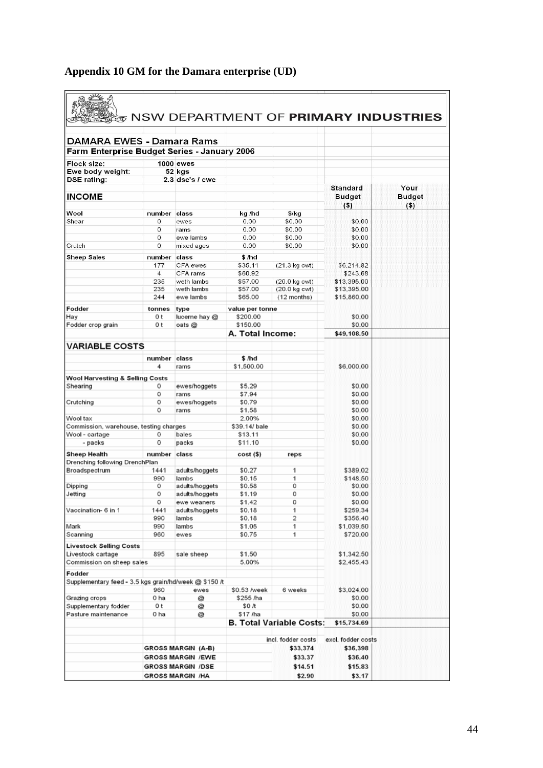# Appendix 10 GM for the Damara enterprise (UD)

NSW DEPARTMENT OF **PRIMARY INDUSTRIES**

**DAMARA EWES - Damara Rams**

**Farm Enterprise Budget Series - January 2006**

| | | | | | Standard Budget ($) | Your Budget ($) |
|---|---|---|---|---|---|---|
| Flock size: | 1000 | ewes | | | | |
| Ewe body weight: | 52 | kgs | | | | |
| DSE rating: | 2.3 | dse's / ewe | | | | |
| **INCOME** | | | | | | |
| **Wool** | number | class | kg /hd | $/kg | | |
| Shear | 0 | ewes | 0.00 | $0.00 | $0.00 | |
| | 0 | rams | 0.00 | $0.00 | $0.00 | |
| | 0 | ewe lambs | 0.00 | $0.00 | $0.00 | |
| Crutch | 0 | mixed ages | 0.00 | $0.00 | $0.00 | |
| **Sheep Sales** | number | class | $ /hd | | | |
| | 177 | CFA ewes | $35.11 | (21.3 kg cwt) | $6,214.82 | |
| | 4 | CFA rams | $60.92 | | $243.68 | |
| | 235 | weth lambs | $57.00 | (20.0 kg cwt) | $13,395.00 | |
| | 235 | weth lambs | $57.00 | (20.0 kg cwt) | $13,395.00 | |
| | 244 | ewe lambs | $65.00 | (12 months) | $15,860.00 | |
| **Fodder** | tonnes | type | value per tonne | | | |
| Hay | 0 t | lucerne hay @ | $200.00 | | $0.00 | |
| Fodder crop grain | 0 t | oats @ | $150.00 | | $0.00 | |
| | | | **A. Total Income:** | | **$49,108.50** | |
| **VARIABLE COSTS** | | | | | | |
| | number | class | $ /hd | | | |
| | 4 | rams | $1,500.00 | | $6,000.00 | |
| **Wool Harvesting & Selling Costs** | | | | | | |
| Shearing | 0 | ewes/hoggets | $5.29 | | $0.00 | |
| | 0 | rams | $7.94 | | $0.00 | |
| Crutching | 0 | ewes/hoggets | $0.79 | | $0.00 | |
| | 0 | rams | $1.58 | | $0.00 | |
| Wool tax | | | 2.00% | | $0.00 | |
| Commission, warehouse, testing charges | | | $39.14/ bale | | $0.00 | |
| Wool - cartage | 0 | bales | $13.11 | | $0.00 | |
| - packs | 0 | packs | $11.10 | | $0.00 | |
| **Sheep Health** | number | class | cost ($) | reps | | |
| Drenching following DrenchPlan | | | | | | |
| Broadspectrum | 1441 | adults/hoggets | $0.27 | 1 | $389.02 | |
| | 990 | lambs | $0.15 | 1 | $148.50 | |
| Dipping | 0 | adults/hoggets | $0.58 | 0 | $0.00 | |
| Jetting | 0 | adults/hoggets | $1.19 | 0 | $0.00 | |
| | 0 | ewe weaners | $1.42 | 0 | $0.00 | |
| Vaccination- 6 in 1 | 1441 | adults/hoggets | $0.18 | 1 | $259.34 | |
| | 990 | lambs | $0.18 | 2 | $356.40 | |
| Mark | 990 | lambs | $1.05 | 1 | $1,039.50 | |
| Scanning | 960 | ewes | $0.75 | 1 | $720.00 | |
| **Livestock Selling Costs** | | | | | | |
| Livestock cartage | 895 | sale sheep | $1.50 | | $1,342.50 | |
| Commission on sheep sales | | | 5.00% | | $2,455.43 | |
| **Fodder** | | | | | | |
| Supplementary feed - 3.5 kgs grain/hd/week @ $150 /t | | | | | | |
| | 960 | ewes | $0.53 /week | 6 weeks | $3,024.00 | |
| Grazing crops | 0 ha | @ | $255 /ha | | $0.00 | |
| Supplementary fodder | 0 t | @ | $0 /t | | $0.00 | |
| Pasture maintenance | 0 ha | @ | $17 /ha | | $0.00 | |
| | | | **B. Total Variable Costs:** | | **$15,734.69** | |
| | | | | incl. fodder costs | excl. fodder costs | |
| | **GROSS MARGIN (A-B)** | | | **$33,374** | **$36,398** | |
| | **GROSS MARGIN /EWE** | | | **$33.37** | **$36.40** | |
| | **GROSS MARGIN /DSE** | | | **$14.51** | **$15.83** | |
| | **GROSS MARGIN /HA** | | | **$2.90** | **$3.17** | |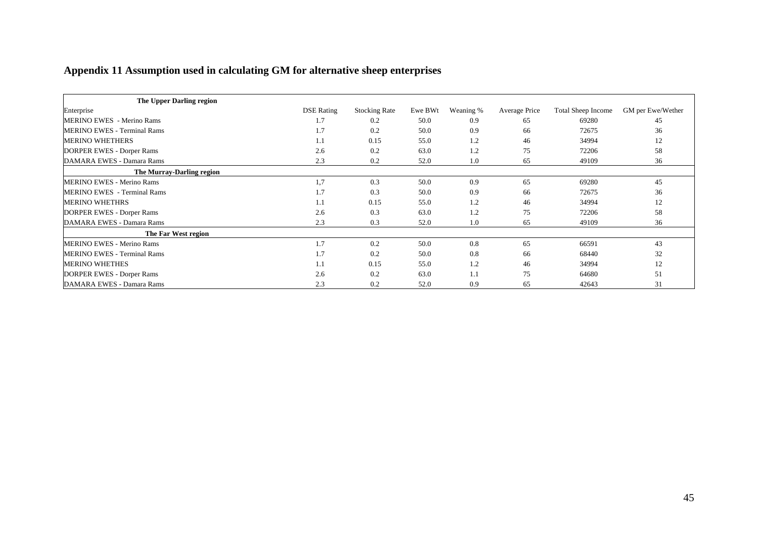## Appendix 11 Assumption used in calculating GM for alternative sheep enterprises

| Enterprise | DSE Rating | Stocking Rate | Ewe BWt | Weaning % | Average Price | Total Sheep Income | GM per Ewe/Wether |
|---|---|---|---|---|---|---|---|
| **The Upper Darling region** | | | | | | | |
| MERINO EWES - Merino Rams | 1.7 | 0.2 | 50.0 | 0.9 | 65 | 69280 | 45 |
| MERINO EWES - Terminal Rams | 1.7 | 0.2 | 50.0 | 0.9 | 66 | 72675 | 36 |
| MERINO WHETHERS | 1.1 | 0.15 | 55.0 | 1.2 | 46 | 34994 | 12 |
| DORPER EWES - Dorper Rams | 2.6 | 0.2 | 63.0 | 1.2 | 75 | 72206 | 58 |
| DAMARA EWES - Damara Rams | 2.3 | 0.2 | 52.0 | 1.0 | 65 | 49109 | 36 |
| **The Murray-Darling region** | | | | | | | |
| MERINO EWES - Merino Rams | 1,7 | 0.3 | 50.0 | 0.9 | 65 | 69280 | 45 |
| MERINO EWES - Terminal Rams | 1.7 | 0.3 | 50.0 | 0.9 | 66 | 72675 | 36 |
| MERINO WHETHRS | 1.1 | 0.15 | 55.0 | 1.2 | 46 | 34994 | 12 |
| DORPER EWES - Dorper Rams | 2.6 | 0.3 | 63.0 | 1.2 | 75 | 72206 | 58 |
| DAMARA EWES - Damara Rams | 2.3 | 0.3 | 52.0 | 1.0 | 65 | 49109 | 36 |
| **The Far West region** | | | | | | | |
| MERINO EWES - Merino Rams | 1.7 | 0.2 | 50.0 | 0.8 | 65 | 66591 | 43 |
| MERINO EWES - Terminal Rams | 1.7 | 0.2 | 50.0 | 0.8 | 66 | 68440 | 32 |
| MERINO WHETHES | 1.1 | 0.15 | 55.0 | 1.2 | 46 | 34994 | 12 |
| DORPER EWES - Dorper Rams | 2.6 | 0.2 | 63.0 | 1.1 | 75 | 64680 | 51 |
| DAMARA EWES - Damara Rams | 2.3 | 0.2 | 52.0 | 0.9 | 65 | 42643 | 31 |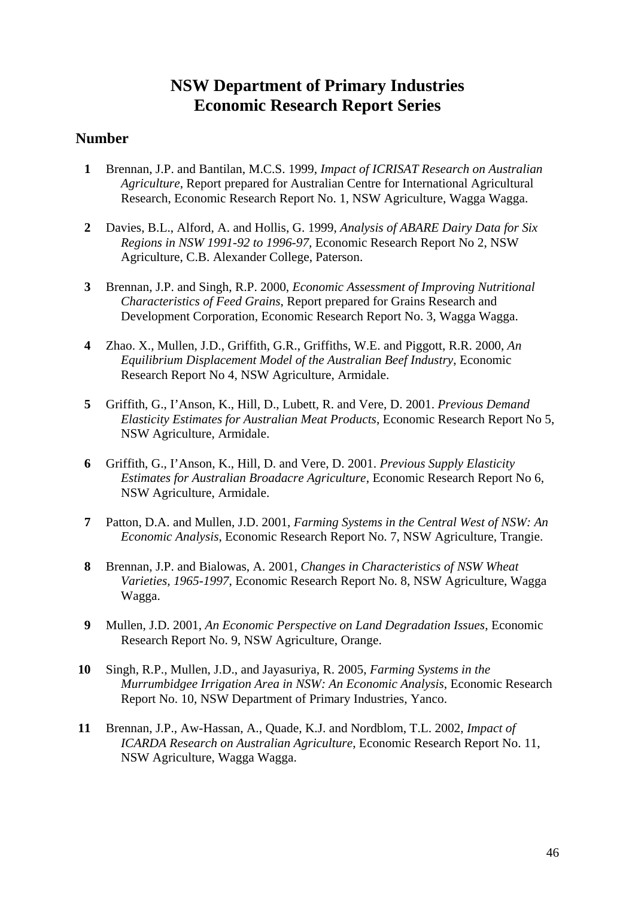# NSW Department of Primary Industries
# Economic Research Report Series

## Number

**1** Brennan, J.P. and Bantilan, M.C.S. 1999, *Impact of ICRISAT Research on Australian Agriculture*, Report prepared for Australian Centre for International Agricultural Research, Economic Research Report No. 1, NSW Agriculture, Wagga Wagga.

**2** Davies, B.L., Alford, A. and Hollis, G. 1999, *Analysis of ABARE Dairy Data for Six Regions in NSW 1991-92 to 1996-97*, Economic Research Report No 2, NSW Agriculture, C.B. Alexander College, Paterson.

**3** Brennan, J.P. and Singh, R.P. 2000, *Economic Assessment of Improving Nutritional Characteristics of Feed Grains*, Report prepared for Grains Research and Development Corporation, Economic Research Report No. 3, Wagga Wagga.

**4** Zhao. X., Mullen, J.D., Griffith, G.R., Griffiths, W.E. and Piggott, R.R. 2000, *An Equilibrium Displacement Model of the Australian Beef Industry*, Economic Research Report No 4, NSW Agriculture, Armidale.

**5** Griffith, G., I'Anson, K., Hill, D., Lubett, R. and Vere, D. 2001. *Previous Demand Elasticity Estimates for Australian Meat Products*, Economic Research Report No 5, NSW Agriculture, Armidale.

**6** Griffith, G., I'Anson, K., Hill, D. and Vere, D. 2001. *Previous Supply Elasticity Estimates for Australian Broadacre Agriculture*, Economic Research Report No 6, NSW Agriculture, Armidale.

**7** Patton, D.A. and Mullen, J.D. 2001, *Farming Systems in the Central West of NSW: An Economic Analysis*, Economic Research Report No. 7, NSW Agriculture, Trangie.

**8** Brennan, J.P. and Bialowas, A. 2001, *Changes in Characteristics of NSW Wheat Varieties, 1965-1997*, Economic Research Report No. 8, NSW Agriculture, Wagga Wagga.

**9** Mullen, J.D. 2001, *An Economic Perspective on Land Degradation Issues*, Economic Research Report No. 9, NSW Agriculture, Orange.

**10** Singh, R.P., Mullen, J.D., and Jayasuriya, R. 2005, *Farming Systems in the Murrumbidgee Irrigation Area in NSW: An Economic Analysis*, Economic Research Report No. 10, NSW Department of Primary Industries, Yanco.

**11** Brennan, J.P., Aw-Hassan, A., Quade, K.J. and Nordblom, T.L. 2002, *Impact of ICARDA Research on Australian Agriculture*, Economic Research Report No. 11, NSW Agriculture, Wagga Wagga.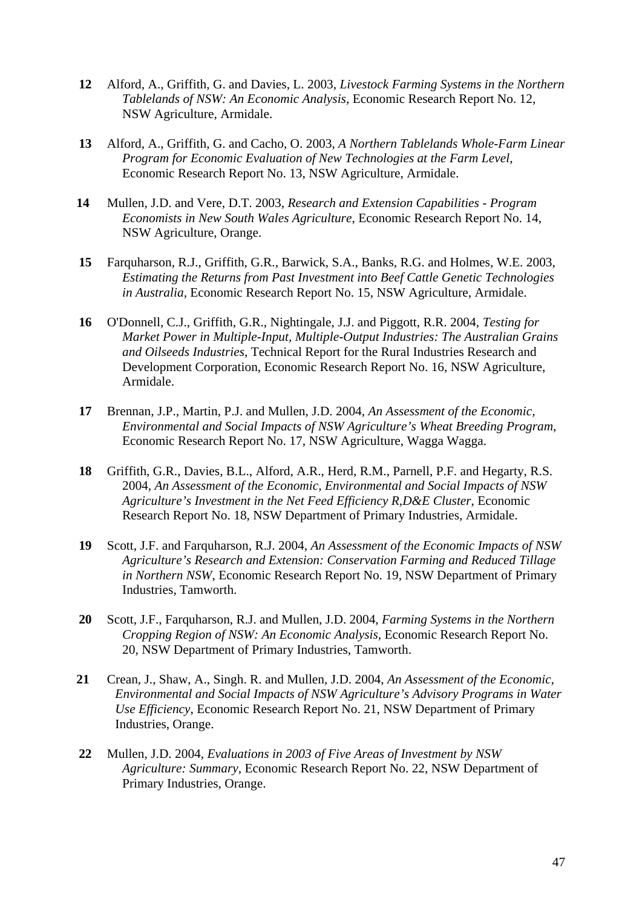**12** Alford, A., Griffith, G. and Davies, L. 2003, *Livestock Farming Systems in the Northern Tablelands of NSW: An Economic Analysis*, Economic Research Report No. 12, NSW Agriculture, Armidale.

**13** Alford, A., Griffith, G. and Cacho, O. 2003, *A Northern Tablelands Whole-Farm Linear Program for Economic Evaluation of New Technologies at the Farm Level*, Economic Research Report No. 13, NSW Agriculture, Armidale.

**14** Mullen, J.D. and Vere, D.T. 2003, *Research and Extension Capabilities - Program Economists in New South Wales Agriculture*, Economic Research Report No. 14, NSW Agriculture, Orange.

**15** Farquharson, R.J., Griffith, G.R., Barwick, S.A., Banks, R.G. and Holmes, W.E. 2003, *Estimating the Returns from Past Investment into Beef Cattle Genetic Technologies in Australia*, Economic Research Report No. 15, NSW Agriculture, Armidale.

**16** O'Donnell, C.J., Griffith, G.R., Nightingale, J.J. and Piggott, R.R. 2004, *Testing for Market Power in Multiple-Input, Multiple-Output Industries: The Australian Grains and Oilseeds Industries*, Technical Report for the Rural Industries Research and Development Corporation, Economic Research Report No. 16, NSW Agriculture, Armidale.

**17** Brennan, J.P., Martin, P.J. and Mullen, J.D. 2004, *An Assessment of the Economic, Environmental and Social Impacts of NSW Agriculture's Wheat Breeding Program*, Economic Research Report No. 17, NSW Agriculture, Wagga Wagga.

**18** Griffith, G.R., Davies, B.L., Alford, A.R., Herd, R.M., Parnell, P.F. and Hegarty, R.S. 2004, *An Assessment of the Economic, Environmental and Social Impacts of NSW Agriculture's Investment in the Net Feed Efficiency R,D&E Cluster*, Economic Research Report No. 18, NSW Department of Primary Industries, Armidale.

**19** Scott, J.F. and Farquharson, R.J. 2004, *An Assessment of the Economic Impacts of NSW Agriculture's Research and Extension: Conservation Farming and Reduced Tillage in Northern NSW*, Economic Research Report No. 19, NSW Department of Primary Industries, Tamworth.

**20** Scott, J.F., Farquharson, R.J. and Mullen, J.D. 2004, *Farming Systems in the Northern Cropping Region of NSW: An Economic Analysis*, Economic Research Report No. 20, NSW Department of Primary Industries, Tamworth.

**21** Crean, J., Shaw, A., Singh. R. and Mullen, J.D. 2004, *An Assessment of the Economic, Environmental and Social Impacts of NSW Agriculture's Advisory Programs in Water Use Efficiency*, Economic Research Report No. 21, NSW Department of Primary Industries, Orange.

**22** Mullen, J.D. 2004, *Evaluations in 2003 of Five Areas of Investment by NSW Agriculture: Summary*, Economic Research Report No. 22, NSW Department of Primary Industries, Orange.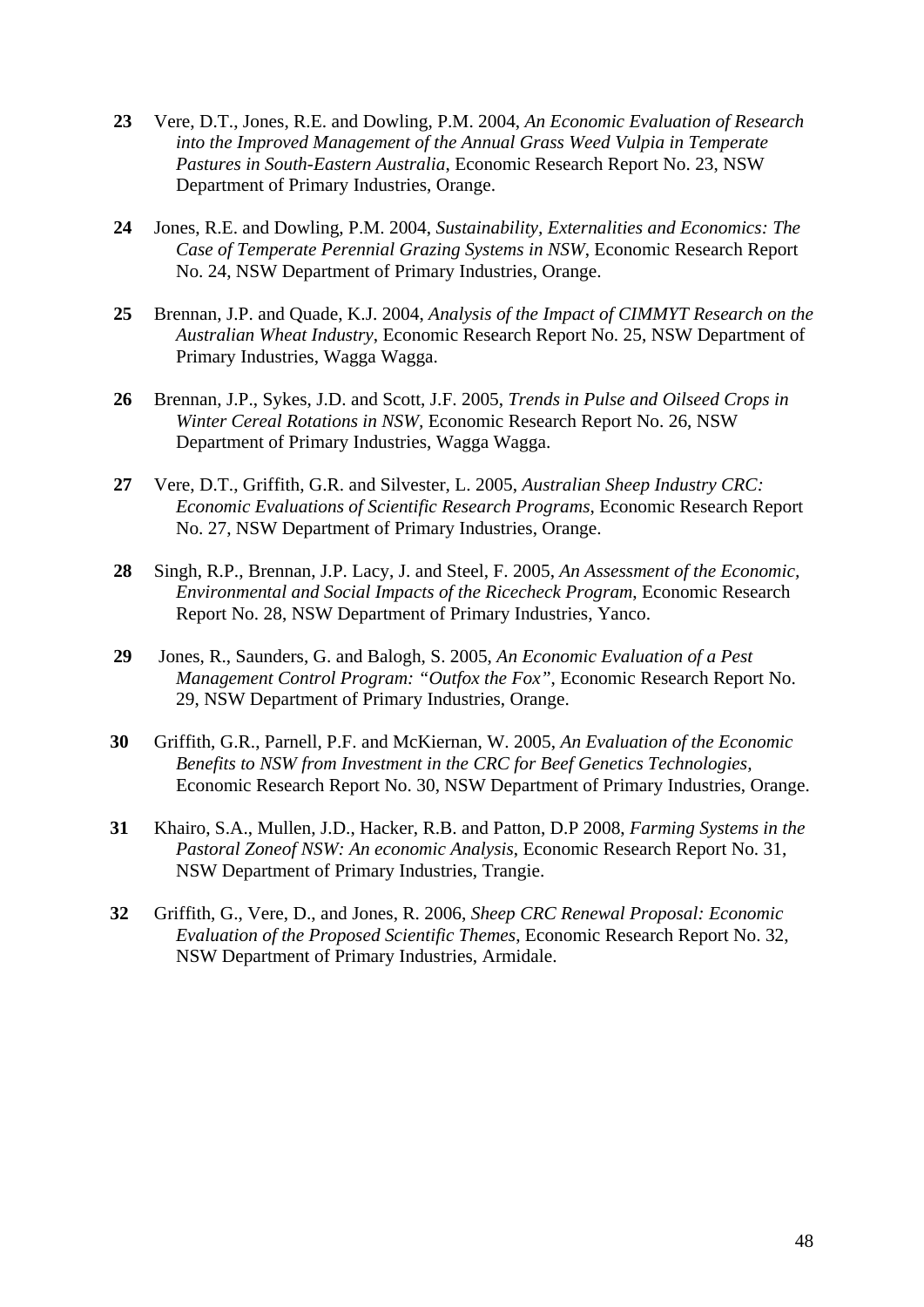**23** Vere, D.T., Jones, R.E. and Dowling, P.M. 2004, *An Economic Evaluation of Research into the Improved Management of the Annual Grass Weed Vulpia in Temperate Pastures in South-Eastern Australia*, Economic Research Report No. 23, NSW Department of Primary Industries, Orange.

**24** Jones, R.E. and Dowling, P.M. 2004, *Sustainability, Externalities and Economics: The Case of Temperate Perennial Grazing Systems in NSW*, Economic Research Report No. 24, NSW Department of Primary Industries, Orange.

**25** Brennan, J.P. and Quade, K.J. 2004, *Analysis of the Impact of CIMMYT Research on the Australian Wheat Industry*, Economic Research Report No. 25, NSW Department of Primary Industries, Wagga Wagga.

**26** Brennan, J.P., Sykes, J.D. and Scott, J.F. 2005, *Trends in Pulse and Oilseed Crops in Winter Cereal Rotations in NSW*, Economic Research Report No. 26, NSW Department of Primary Industries, Wagga Wagga.

**27** Vere, D.T., Griffith, G.R. and Silvester, L. 2005, *Australian Sheep Industry CRC: Economic Evaluations of Scientific Research Programs*, Economic Research Report No. 27, NSW Department of Primary Industries, Orange.

**28** Singh, R.P., Brennan, J.P. Lacy, J. and Steel, F. 2005, *An Assessment of the Economic, Environmental and Social Impacts of the Ricecheck Program*, Economic Research Report No. 28, NSW Department of Primary Industries, Yanco.

**29** Jones, R., Saunders, G. and Balogh, S. 2005, *An Economic Evaluation of a Pest Management Control Program: "Outfox the Fox"*, Economic Research Report No. 29, NSW Department of Primary Industries, Orange.

**30** Griffith, G.R., Parnell, P.F. and McKiernan, W. 2005, *An Evaluation of the Economic Benefits to NSW from Investment in the CRC for Beef Genetics Technologies*, Economic Research Report No. 30, NSW Department of Primary Industries, Orange.

**31** Khairo, S.A., Mullen, J.D., Hacker, R.B. and Patton, D.P 2008, *Farming Systems in the Pastoral Zoneof NSW: An economic Analysis*, Economic Research Report No. 31, NSW Department of Primary Industries, Trangie.

**32** Griffith, G., Vere, D., and Jones, R. 2006, *Sheep CRC Renewal Proposal: Economic Evaluation of the Proposed Scientific Themes*, Economic Research Report No. 32, NSW Department of Primary Industries, Armidale.